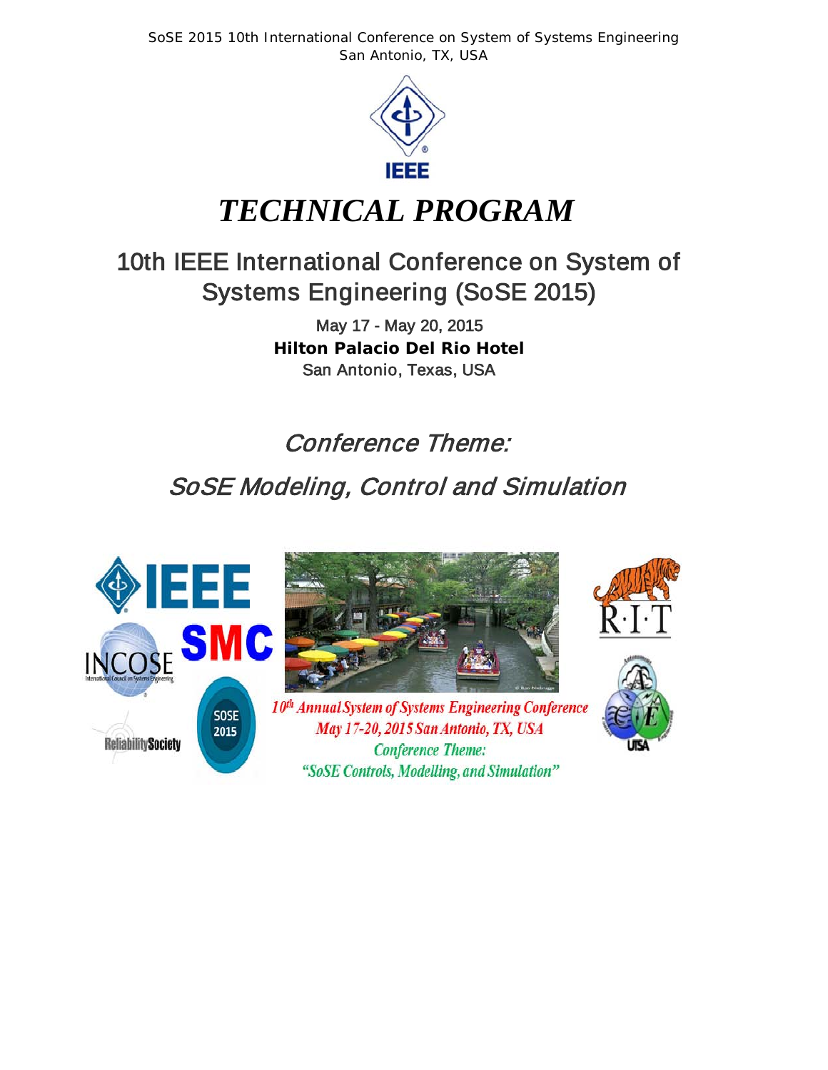# *TECHNICAL PROGRAM*

## 10th IEEE International Conference on System of Systems Engineering (SoSE 2015)

May 17 - May 20, 2015

**Hilton Palacio Del Rio Hotel**

San Antonio, Texas, USA

## *Conference Theme:*

## *SoSE Modeling, Control and Simulation*

*10th Annual System of Systems Engineering Conference*

*May 17-20, 2015 San Antonio, TX, USA*

*Conference Theme:*

*"SoSE Controls, Modelling, and Simulation"*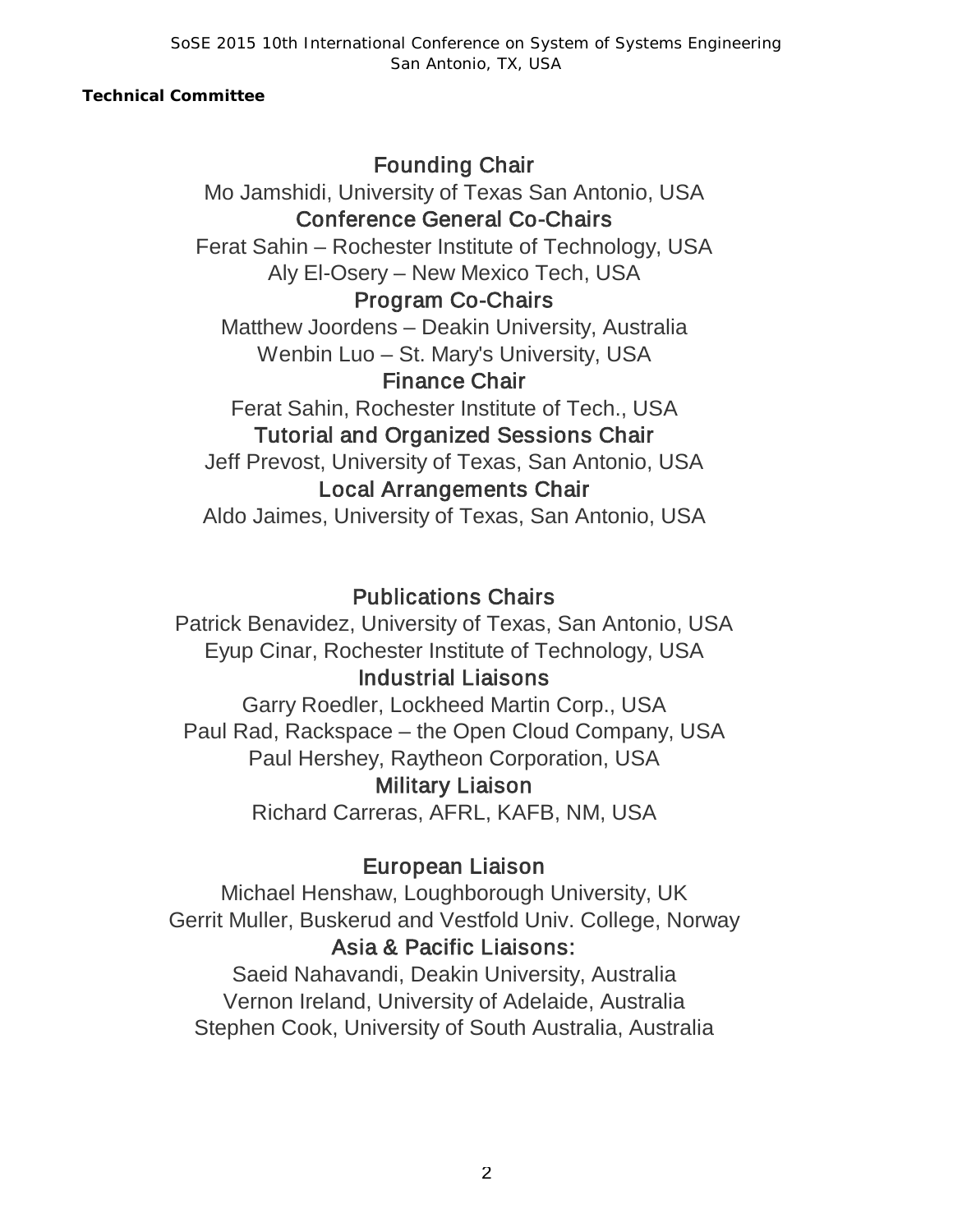**Technical Committee**

### Founding Chair

Mo Jamshidi, University of Texas San Antonio, USA

### Conference General Co-Chairs

Ferat Sahin – Rochester Institute of Technology, USA
Aly El-Osery – New Mexico Tech, USA

### Program Co-Chairs

Matthew Joordens – Deakin University, Australia
Wenbin Luo – St. Mary's University, USA

### Finance Chair

Ferat Sahin, Rochester Institute of Tech., USA

### Tutorial and Organized Sessions Chair

Jeff Prevost, University of Texas, San Antonio, USA

### Local Arrangements Chair

Aldo Jaimes, University of Texas, San Antonio, USA

### Publications Chairs

Patrick Benavidez, University of Texas, San Antonio, USA
Eyup Cinar, Rochester Institute of Technology, USA

### Industrial Liaisons

Garry Roedler, Lockheed Martin Corp., USA
Paul Rad, Rackspace – the Open Cloud Company, USA
Paul Hershey, Raytheon Corporation, USA

### Military Liaison

Richard Carreras, AFRL, KAFB, NM, USA

### European Liaison

Michael Henshaw, Loughborough University, UK
Gerrit Muller, Buskerud and Vestfold Univ. College, Norway

### Asia & Pacific Liaisons:

Saeid Nahavandi, Deakin University, Australia
Vernon Ireland, University of Adelaide, Australia
Stephen Cook, University of South Australia, Australia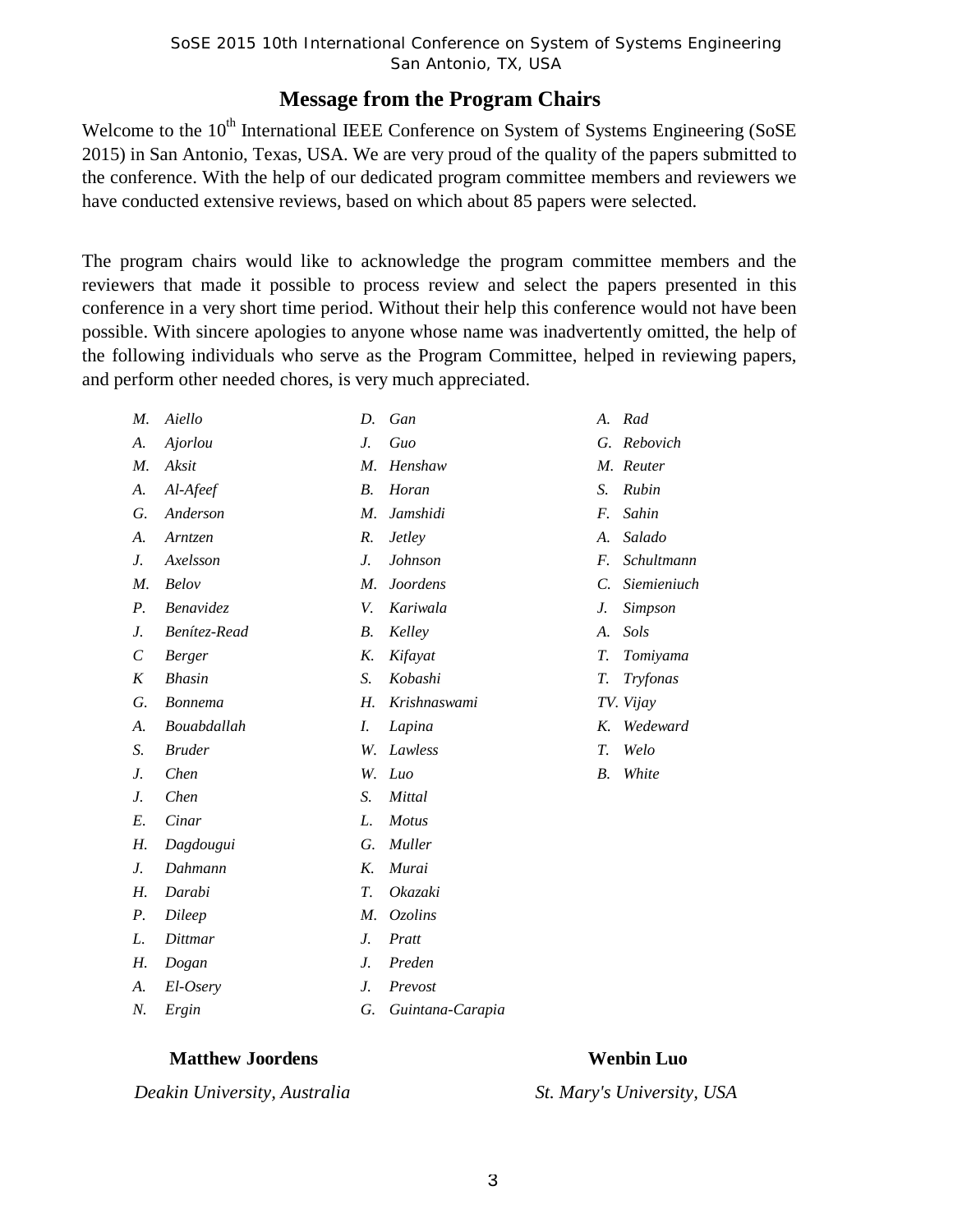## Message from the Program Chairs

Welcome to the 10th International IEEE Conference on System of Systems Engineering (SoSE 2015) in San Antonio, Texas, USA. We are very proud of the quality of the papers submitted to the conference. With the help of our dedicated program committee members and reviewers we have conducted extensive reviews, based on which about 85 papers were selected.

The program chairs would like to acknowledge the program committee members and the reviewers that made it possible to process review and select the papers presented in this conference in a very short time period. Without their help this conference would not have been possible. With sincere apologies to anyone whose name was inadvertently omitted, the help of the following individuals who serve as the Program Committee, helped in reviewing papers, and perform other needed chores, is very much appreciated.

*M. Aiello*
*A. Ajorlou*
*M. Aksit*
*A. Al-Afeef*
*G. Anderson*
*A. Arntzen*
*J. Axelsson*
*M. Belov*
*P. Benavidez*
*J. Benítez-Read*
*C Berger*
*K Bhasin*
*G. Bonnema*
*A. Bouabdallah*
*S. Bruder*
*J. Chen*
*J. Chen*
*E. Cinar*
*H. Dagdougui*
*J. Dahmann*
*H. Darabi*
*P. Dileep*
*L. Dittmar*
*H. Dogan*
*A. El-Osery*
*N. Ergin*
*D. Gan*
*J. Guo*
*M. Henshaw*
*B. Horan*
*M. Jamshidi*
*R. Jetley*
*J. Johnson*
*M. Joordens*
*V. Kariwala*
*B. Kelley*
*K. Kifayat*
*S. Kobashi*
*H. Krishnaswami*
*I. Lapina*
*W. Lawless*
*W. Luo*
*S. Mittal*
*L. Motus*
*G. Muller*
*K. Murai*
*T. Okazaki*
*M. Ozolins*
*J. Pratt*
*J. Preden*
*J. Prevost*
*G. Guintana-Carapia*
*A. Rad*
*G. Rebovich*
*M. Reuter*
*S. Rubin*
*F. Sahin*
*A. Salado*
*F. Schultmann*
*C. Siemieniuch*
*J. Simpson*
*A. Sols*
*T. Tomiyama*
*T. Tryfonas*
*TV. Vijay*
*K. Wedeward*
*T. Welo*
*B. White*

**Matthew Joordens**
*Deakin University, Australia*

**Wenbin Luo**
*St. Mary's University, USA*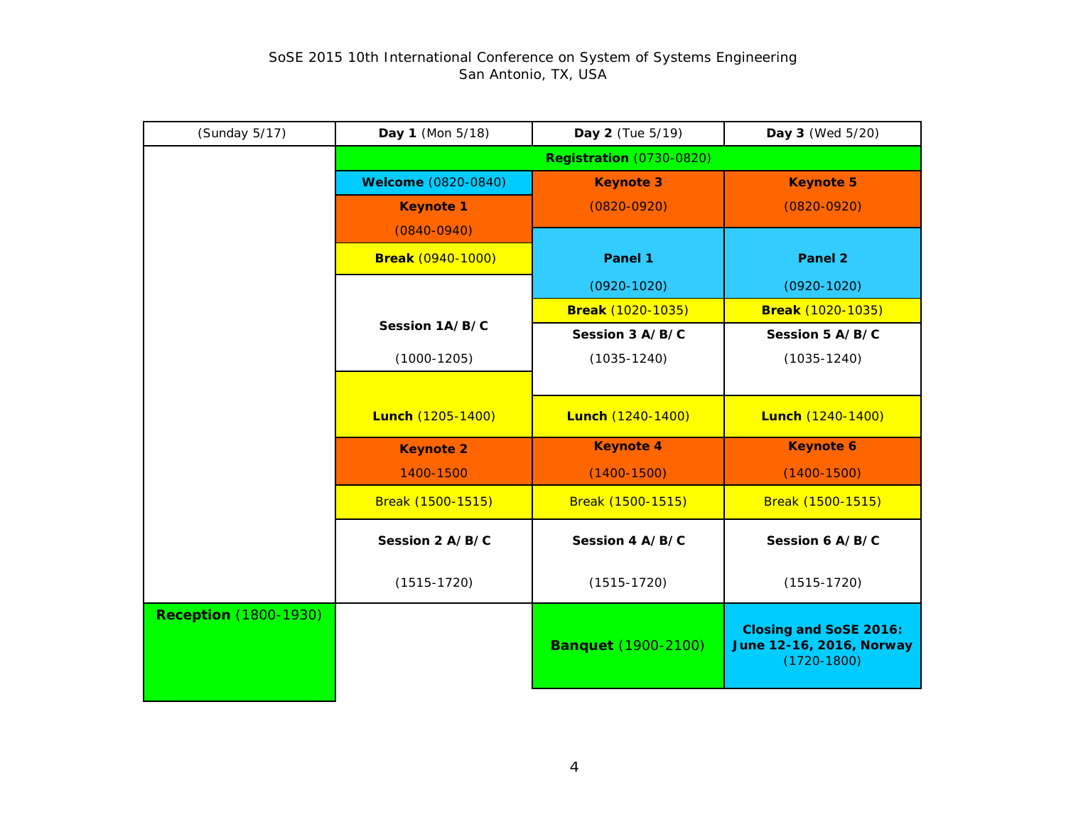SoSE 2015 10th International Conference on System of Systems Engineering
San Antonio, TX, USA

| (Sunday 5/17) | **Day 1** (Mon 5/18) | **Day 2** (Tue 5/19) | **Day 3** (Wed 5/20) |
|---|---|---|---|
| | **Registration** (0730-0820) | **Registration** (0730-0820) | **Registration** (0730-0820) |
| | **Welcome** (0820-0840) | **Keynote 3** (0820-0920) | **Keynote 5** (0820-0920) |
| | **Keynote 1** (0840-0940) | | |
| | **Break** (0940-1000) | **Panel 1** (0920-1020) | **Panel 2** (0920-1020) |
| | **Session 1A/B/C** (1000-1205) | **Break** (1020-1035) | **Break** (1020-1035) |
| | | **Session 3 A/B/C** (1035-1240) | **Session 5 A/B/C** (1035-1240) |
| | **Lunch** (1205-1400) | **Lunch** (1240-1400) | **Lunch** (1240-1400) |
| | **Keynote 2** 1400-1500 | **Keynote 4** (1400-1500) | **Keynote 6** (1400-1500) |
| | Break (1500-1515) | Break (1500-1515) | Break (1500-1515) |
| | **Session 2 A/B/C** (1515-1720) | **Session 4 A/B/C** (1515-1720) | **Session 6 A/B/C** (1515-1720) |
| **Reception** (1800-1930) | | **Banquet** (1900-2100) | **Closing and SoSE 2016: June 12-16, 2016, Norway** (1720-1800) |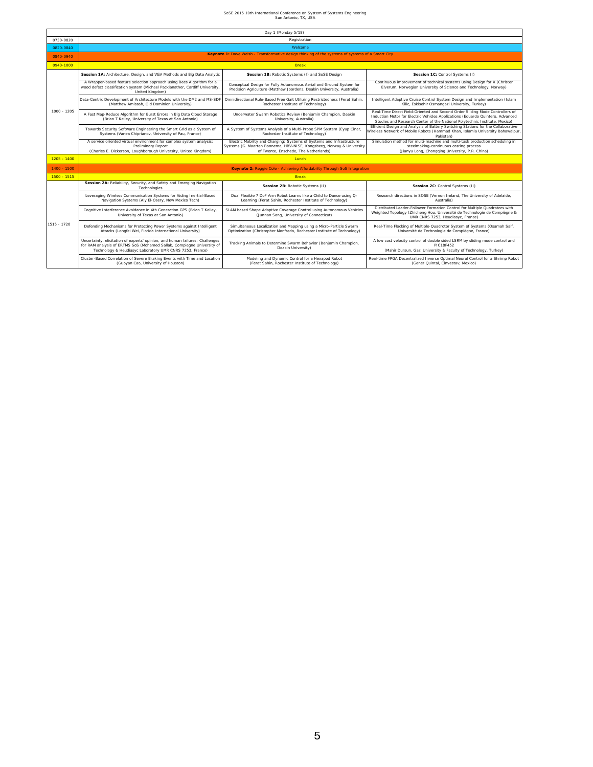| Day 1 (Monday 5/18) | | | |
|---|---|---|---|
| 0730-0820 | Registration | | |
| 0820-0840 | Welcome | | |
| 0840-0940 | **Keynote 1:** Dave Welsh - Transformative design thinking of the systems of systems of a Smart City | | |
| 0940-1000 | Break | | |
| 1000 - 1205 | **Session 1A:** Architecture, Design, and V&V Methods and Big Data Analytic | **Session 1B:** Robotic Systems (I) and SoSE Design | **Session 1C:** Control Systems (I) |
| | A Wrapper-based feature selection approach using Bees Algorithm for a wood defect classification system (Michael Packianather, Cardiff University, United Kingdom) | Conceptual Design for Fully Autonomous Aerial and Ground System for Precision Agriculture (Matthew Joordens, Deakin University, Australia) | Continuous improvement of technical systems using Design for X (Christer Elverum, Norwegian University of Science and Technology, Norway) |
| | Data-Centric Development of Architecture Models with the DM2 and MS-SDF (Matthew Amissah, Old Dominion University) | Omnidirectional Rule-Based Free Gait Utilizing Restrictedness (Ferat Sahin, Rochester Institute of Technology) | Intelligent Adaptive Cruise Control System Design and Implementation (Islam Kilic, Eskisehir Osmangazi University, Turkey) |
| | A Fast Map-Reduce Algorithm for Burst Errors in Big Data Cloud Storage (Brian T Kelley, University of Texas at San Antonio) | Underwater Swarm Robotics Review (Benjamin Champion, Deakin University, Australia) | Real-Time Direct Field-Oriented and Second Order Sliding Mode Controllers of Induction Motor for Electric Vehicles Applications (Eduardo Quintero, Advanced Studies and Research Center of the National Polytechnic Institute, Mexico) |
| | Towards Security Software Engineering the Smart Grid as a System of Systems (Vanea Chiprianov, University of Pau, France) | A System of Systems Analysis of a Multi-Probe SPM System (Eyup Cinar, Rochester Institute of Technology) | Efficient Design and Analysis of Battery Switching Stations for the Collaborative Wireless Network of Mobile Robots (Hammad Khan, Islamia University Bahawalpur, Pakistan) |
| | A service oriented virtual environment for complex system analysis: Preliminary Report (Charles E. Dickerson, Loughborough University, United Kingdom) | Electric Mobility and Charging: Systems of Systems and Infrastructure Systems (G. Maarten Bonnema, HBV-NISE, Kongsberg, Norway & University of Twente, Enschede, The Netherlands) | Simulation method for multi-machine and multi-task production scheduling in steelmaking-continuous casting process (Jianyu Long, Chongqing University, P.R. China) |
| 1205 - 1400 | Lunch | | |
| 1400 - 1500 | **Keynote 2:** Reggie Cole - Achieving Affordability Through SoS Integration | | |
| 1500 - 1515 | Break | | |
| 1515 - 1720 | **Session 2A:** Reliability, Security, and Safety and Emerging Navigation Technologies | **Session 2B:** Robotic Systems (II) | **Session 2C:** Control Systems (II) |
| | Leveraging Wireless Communication Systems for Aiding Inertial-Based Navigation Systems (Aly El-Osery, New Mexico Tech) | Dual Flexible 7 DoF Arm Robot Learns like a Child to Dance using Q-Learning (Ferat Sahin, Rochester Institute of Technology) | Research directions in SOSE (Vernon Ireland, The University of Adelaide, Australia) |
| | Cognitive Interference Avoidance in 4th Generation GPS (Brian T Kelley, University of Texas at San Antonio) | SLAM based Shape Adaptive Coverage Control using Autonomous Vehicles (Junnan Song, University of Connecticut) | Distributed Leader-Follower Formation Control for Multiple Quadrotors with Weighted Topology (Zhicheng Hou, Université de Technologie de Compiègne & UMR CNRS 7253, Heudiasyc, France) |
| | Defending Mechanisms for Protecting Power Systems against Intelligent Attacks (Longfei Wei, Florida International University) | Simultaneous Localization and Mapping using a Micro-Particle Swarm Optimization (Christopher Monfredo, Rochester Institute of Technology) | Real-Time Flocking of Multiple-Quadrotor System of Systems (Osamah Saif, Université de Technologie de Compiègne, France) |
| | Uncertainty, elicitation of experts' opinion, and human failures: Challenges for RAM analysis of ERTMS SoS (Mohamed Sallak, Compiegne University of Technology & Heudiasyc Laboratory UMR CNRS 7253, France) | Tracking Animals to Determine Swarm Behavior (Benjamin Champion, Deakin University) | A low cost velocity control of double sided LSRM by sliding mode control and PIC18F452 (Mahir Dursun, Gazi University & Faculty of Technology, Turkey) |
| | Cluster-Based Correlation of Severe Braking Events with Time and Location (Guoyan Cao, University of Houston) | Modeling and Dynamic Control for a Hexapod Robot (Ferat Sahin, Rochester Institute of Technology) | Real-time FPGA Decentralized Inverse Optimal Neural Control for a Shrimp Robot (Gener Quintal, Cinvestav, Mexico) |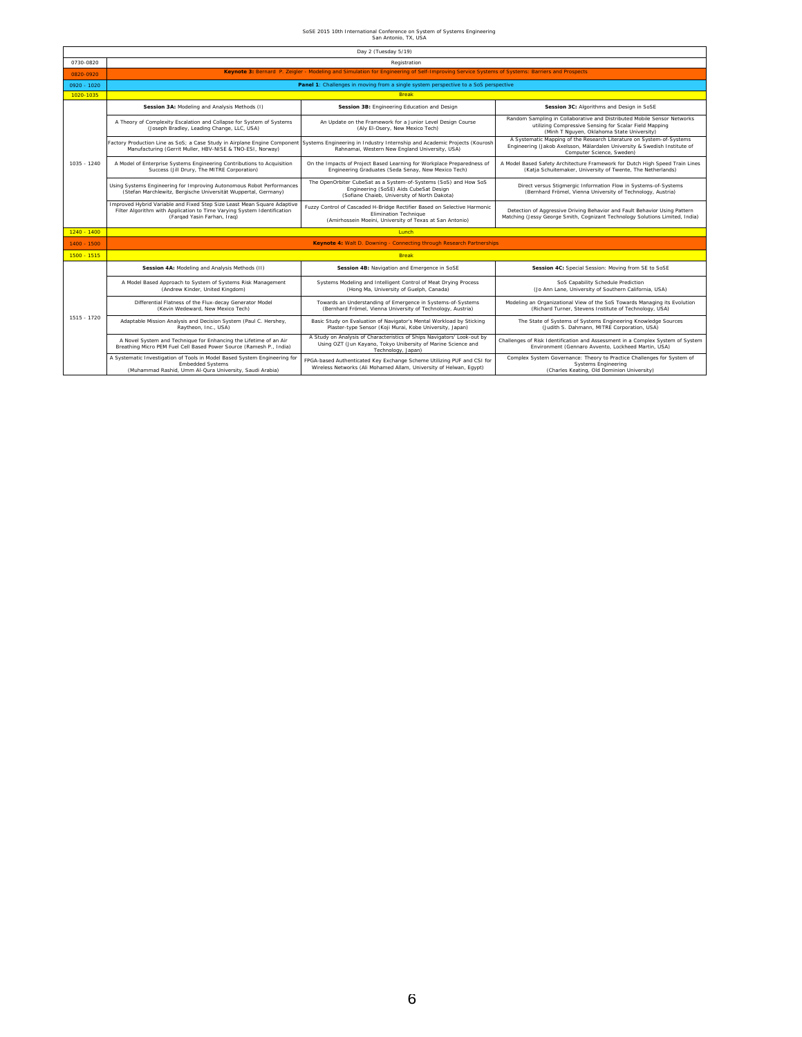SoSE 2015 10th International Conference on System of Systems Engineering
San Antonio, TX, USA

| Day 2 (Tuesday 5/19) | | | |
|---|---|---|---|
| 0730-0820 | Registration | | |
| 0820-0920 | **Keynote 3:** Bernard P. Zeigler - Modeling and Simulation for Engineering of Self-Improving Service Systems of Systems: Barriers and Prospects | | |
| 0920 - 1020 | **Panel 1**: Challenges in moving from a single system perspective to a SoS perspective | | |
| 1020-1035 | Break | | |
| 1035 - 1240 | **Session 3A:** Modeling and Analysis Methods (I) | **Session 3B:** Engineering Education and Design | **Session 3C:** Algorithms and Design in SoSE |
| | A Theory of Complexity Escalation and Collapse for System of Systems (Joseph Bradley, Leading Change, LLC, USA) | An Update on the Framework for a Junior Level Design Course (Aly El-Osery, New Mexico Tech) | Random Sampling in Collaborative and Distributed Mobile Sensor Networks utilizing Compressive Sensing for Scalar Field Mapping (Minh T Nguyen, Oklahoma State University) |
| | Factory Production Line as SoS; a Case Study in Airplane Engine Component Manufacturing (Gerrit Muller, HBV-NISE & TNO-ESI, Norway) | Systems Engineering in Industry Internship and Academic Projects (Kourosh Rahnamai, Western New England University, USA) | A Systematic Mapping of the Research Literature on System-of-Systems Engineering (Jakob Axelsson, Mälardalen University & Swedish Institute of Computer Science, Sweden) |
| | A Model of Enterprise Systems Engineering Contributions to Acquisition Success (Jill Drury, The MITRE Corporation) | On the Impacts of Project Based Learning for Workplace Preparedness of Engineering Graduates (Seda Senay, New Mexico Tech) | A Model Based Safety Architecture Framework for Dutch High Speed Train Lines (Katja Schuitemaker, University of Twente, The Netherlands) |
| | Using Systems Engineering for Improving Autonomous Robot Performances (Stefan Marchlewitz, Bergische Universität Wuppertal, Germany) | The OpenOrbiter CubeSat as a System-of-Systems (SoS) and How SoS Engineering (SoSE) Aids CubeSat Design (Sofiane Chaieb, University of North Dakota) | Direct versus Stigmergic Information Flow in Systems-of-Systems (Bernhard Frömel, Vienna University of Technology, Austria) |
| | Improved Hybrid Variable and Fixed Step Size Least Mean Square Adaptive Filter Algorithm with Application to Time Varying System Identification (Farqad Yasin Farhan, Iraq) | Fuzzy Control of Cascaded H-Bridge Rectifier Based on Selective Harmonic Elimination Technique (Amirhossein Moeini, University of Texas at San Antonio) | Detection of Aggressive Driving Behavior and Fault Behavior Using Pattern Matching (Jessy George Smith, Cognizant Technology Solutions Limited, India) |
| 1240 - 1400 | Lunch | | |
| 1400 - 1500 | **Keynote 4:** Walt D. Downing - Connecting through Research Partnerships | | |
| 1500 - 1515 | Break | | |
| 1515 - 1720 | **Session 4A:** Modeling and Analysis Methods (II) | **Session 4B:** Navigation and Emergence in SoSE | **Session 4C:** Special Session: Moving from SE to SoSE |
| | A Model Based Approach to System of Systems Risk Management (Andrew Kinder, United Kingdom) | Systems Modeling and Intelligent Control of Meat Drying Process (Hong Ma, University of Guelph, Canada) | SoS Capability Schedule Prediction (Jo Ann Lane, University of Southern California, USA) |
| | Differential Flatness of the Flux-decay Generator Model (Kevin Wedeward, New Mexico Tech) | Towards an Understanding of Emergence in Systems-of-Systems (Bernhard Frömel, Vienna University of Technology, Austria) | Modeling an Organizational View of the SoS Towards Managing its Evolution (Richard Turner, Stevens Institute of Technology, USA) |
| | Adaptable Mission Analysis and Decision System (Paul C. Hershey, Raytheon, Inc., USA) | Basic Study on Evaluation of Navigator's Mental Workload by Sticking Plaster-type Sensor (Koji Murai, Kobe University, Japan) | The State of Systems of Systems Engineering Knowledge Sources (Judith S. Dahmann, MITRE Corporation, USA) |
| | A Novel System and Technique for Enhancing the Lifetime of an Air Breathing Micro PEM Fuel Cell Based Power Source (Ramesh P., India) | A Study on Analysis of Characteristics of Ships Navigators' Look-out by Using OZT (Jun Kayano, Tokyo Unibersity of Marine Science and Technology, Japan) | Challenges of Risk Identification and Assessment in a Complex System of System Environment (Gennaro Avvento, Lockheed Martin, USA) |
| | A Systematic Investigation of Tools in Model Based System Engineering for Embedded Systems (Muhammad Rashid, Umm Al-Qura University, Saudi Arabia) | FPGA-based Authenticated Key Exchange Scheme Utilizing PUF and CSI for Wireless Networks (Ali Mohamed Allam, University of Helwan, Egypt) | Complex System Governance: Theory to Practice Challenges for System of Systems Engineering (Charles Keating, Old Dominion University) |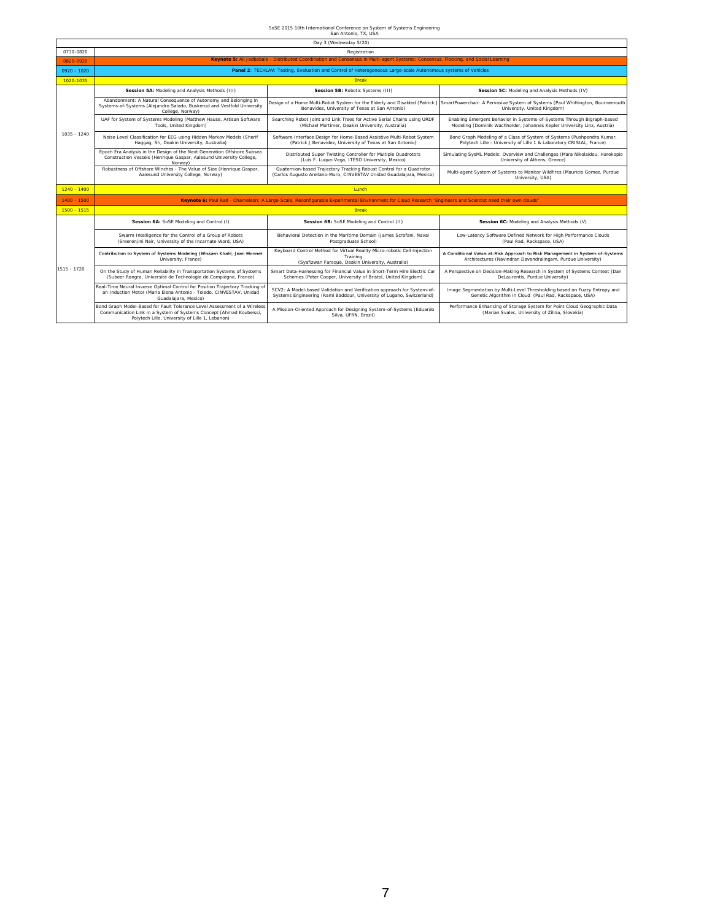SoSE 2015 10th International Conference on System of Systems Engineering
San Antonio, TX, USA

| | Day 3 (Wednesday 5/20) | | |
|---|---|---|---|
| 0730-0820 | Registration | | |
| 0820-0920 | **Keynote 5:** Ali Jadbabaie - Distributed Coordination and Consensus in Multi-agent Systems: Consensus, Flocking, and Social Learning | | |
| 0920 - 1020 | **Panel 2**: TECHLAV: Testing, Evaluation and Control of Heterogeneous Large-scale Autonomous systems of Vehicles | | |
| 1020-1035 | Break | | |
| 1035 - 1240 | **Session 5A:** Modeling and Analysis Methods (III) | **Session 5B:** Robotic Systems (III) | **Session 5C:** Modeling and Analysis Methods (IV) |
| | Abandonment: A Natural Consequence of Autonomy and Belonging in Systems-of-Systems (Alejandro Salado, Buskerud and Vestfold University College, Norway) | Design of a Home Multi-Robot System for the Elderly and Disabled (Patrick J Benavidez, University of Texas at San Antonio) | SmartPowerchair: A Pervasive System of Systems (Paul Whittington, Bournemouth University, United Kingdom) |
| | UAF for System of Systems Modeling (Matthew Hause, Artisan Software Tools, United Kingdom) | Searching Robot Joint and Link Trees for Active Serial Chains using URDF (Michael Mortimer, Deakin University, Australia) | Enabling Emergent Behavior in Systems-of-Systems Through Bigraph-based Modeling (Dominik Wachholder, Johannes Kepler University Linz, Austria) |
| | Noise Level Classification for EEG using Hidden Markov Models (Sherif Haggag, Sh, Deakin University, Australia) | Software Interface Design for Home-Based Assistive Multi-Robot System (Patrick J Benavidez, University of Texas at San Antonio) | Bond Graph Modeling of a Class of System of Systems (Pushpendra Kumar, Polytech Lille - University of Lille 1 & Laboratory CRIStAL, France) |
| | Epoch Era Analysis in the Design of the Next Generation Offshore Subsea Construction Vessels (Henrique Gaspar, Aalesund University College, Norway) | Distributed Super Twisting Controller for Multiple Quadrotors (Luis F. Luque-Vega, ITESO University, Mexico) | Simulating SysML Models: Overview and Challenges (Mara Nikolaidou, Harokopio University of Athens, Greece) |
| | Robustness of Offshore Winches - The Value of Size (Henrique Gaspar, Aalesund University College, Norway) | Quaternion-based Trajectory Tracking Robust Control for a Quadrotor (Carlos Augusto Arellano-Muro, CINVESTAV Unidad Guadalajara, Mexico) | Multi-agent System of Systems to Monitor Wildfires (Mauricio Gomez, Purdue University, USA) |
| 1240 - 1400 | Lunch | | |
| 1400 - 1500 | **Keynote 6:** Paul Rad - Chameleon: A Large-Scale, Reconfigurable Experimental Environment for Cloud Research "Engineers and Scientist need their own clouds" | | |
| 1500 - 1515 | Break | | |
| 1515 - 1720 | **Session 6A:** SoSE Modeling and Control (I) | **Session 6B:** SoSE Modeling and Control (II) | **Session 6C:** Modeling and Analysis Methods (V) |
| | Swarm Intelligence for the Control of a Group of Robots (Sreerenjini Nair, University of the Incarnate Word, USA) | Behavioral Detection in the Maritime Domain (James Scrofani, Naval Postgraduate School) | Low-Latency Software Defined Network for High Performance Clouds (Paul Rad, Rackspace, USA) |
| | Contribution to System of Systems Modeling (Wissam Khalil, Jean Monnet University, France) | Keyboard Control Method for Virtual Reality Micro-robotic Cell Injection Training (Syafizwan Faroque, Deakin University, Australia) | A Conditional Value-at-Risk Approach to Risk Management in System-of-Systems Architectures (Navindran Davendralingam, Purdue University) |
| | On the Study of Human Reliability in Transportation Systems of Systems (Subeer Rangra, Université de Technologie de Compiègne, France) | Smart Data-Harnessing for Financial Value in Short-Term Hire Electric Car Schemes (Peter Cooper, University of Bristol, United Kingdom) | A Perspective on Decision-Making Research in System of Systems Context (Dan DeLaurentis, Purdue University) |
| | Real-Time Neural Inverse Optimal Control for Position Trajectory Tracking of an Induction Motor (Maria Elena Antonio - Toledo, CINVESTAV, Unidad Guadalajara, Mexico) | SCV2: A Model-based Validation and Verification approach for System-of-Systems Engineering (Rami Baddour, University of Lugano, Switzerland) | Image Segmentation by Multi-Level Thresholding based on Fuzzy Entropy and Genetic Algorithm in Cloud (Paul Rad, Rackspace, USA) |
| | Bond Graph Model-Based for Fault Tolerance Level Assessment of a Wireless Communication Link in a System of Systems Concept (Ahmad Koubeissi, Polytech Lille, University of Lille 1, Lebanon) | A Mission-Oriented Approach for Designing System-of-Systems (Eduardo Silva, UFRN, Brazil) | Performance Enhancing of Storage System for Point Cloud Geographic Data (Marian Svalec, University of Zilina, Slovakia) |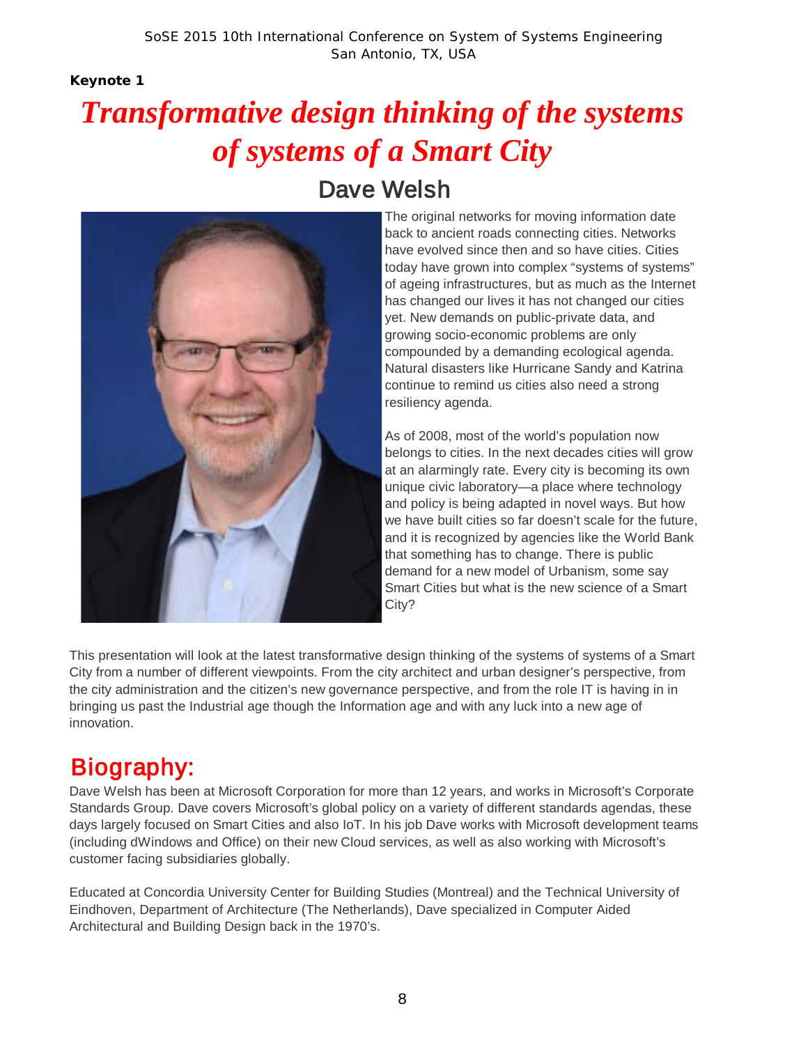**Keynote 1**

# *Transformative design thinking of the systems of systems of a Smart City*

## Dave Welsh

The original networks for moving information date back to ancient roads connecting cities. Networks have evolved since then and so have cities. Cities today have grown into complex "systems of systems" of ageing infrastructures, but as much as the Internet has changed our lives it has not changed our cities yet. New demands on public-private data, and growing socio-economic problems are only compounded by a demanding ecological agenda. Natural disasters like Hurricane Sandy and Katrina continue to remind us cities also need a strong resiliency agenda.

As of 2008, most of the world's population now belongs to cities. In the next decades cities will grow at an alarmingly rate. Every city is becoming its own unique civic laboratory—a place where technology and policy is being adapted in novel ways. But how we have built cities so far doesn't scale for the future, and it is recognized by agencies like the World Bank that something has to change. There is public demand for a new model of Urbanism, some say Smart Cities but what is the new science of a Smart City?

This presentation will look at the latest transformative design thinking of the systems of systems of a Smart City from a number of different viewpoints. From the city architect and urban designer's perspective, from the city administration and the citizen's new governance perspective, and from the role IT is having in in bringing us past the Industrial age though the Information age and with any luck into a new age of innovation.

## Biography:

Dave Welsh has been at Microsoft Corporation for more than 12 years, and works in Microsoft's Corporate Standards Group. Dave covers Microsoft's global policy on a variety of different standards agendas, these days largely focused on Smart Cities and also IoT. In his job Dave works with Microsoft development teams (including dWindows and Office) on their new Cloud services, as well as also working with Microsoft's customer facing subsidiaries globally.

Educated at Concordia University Center for Building Studies (Montreal) and the Technical University of Eindhoven, Department of Architecture (The Netherlands), Dave specialized in Computer Aided Architectural and Building Design back in the 1970's.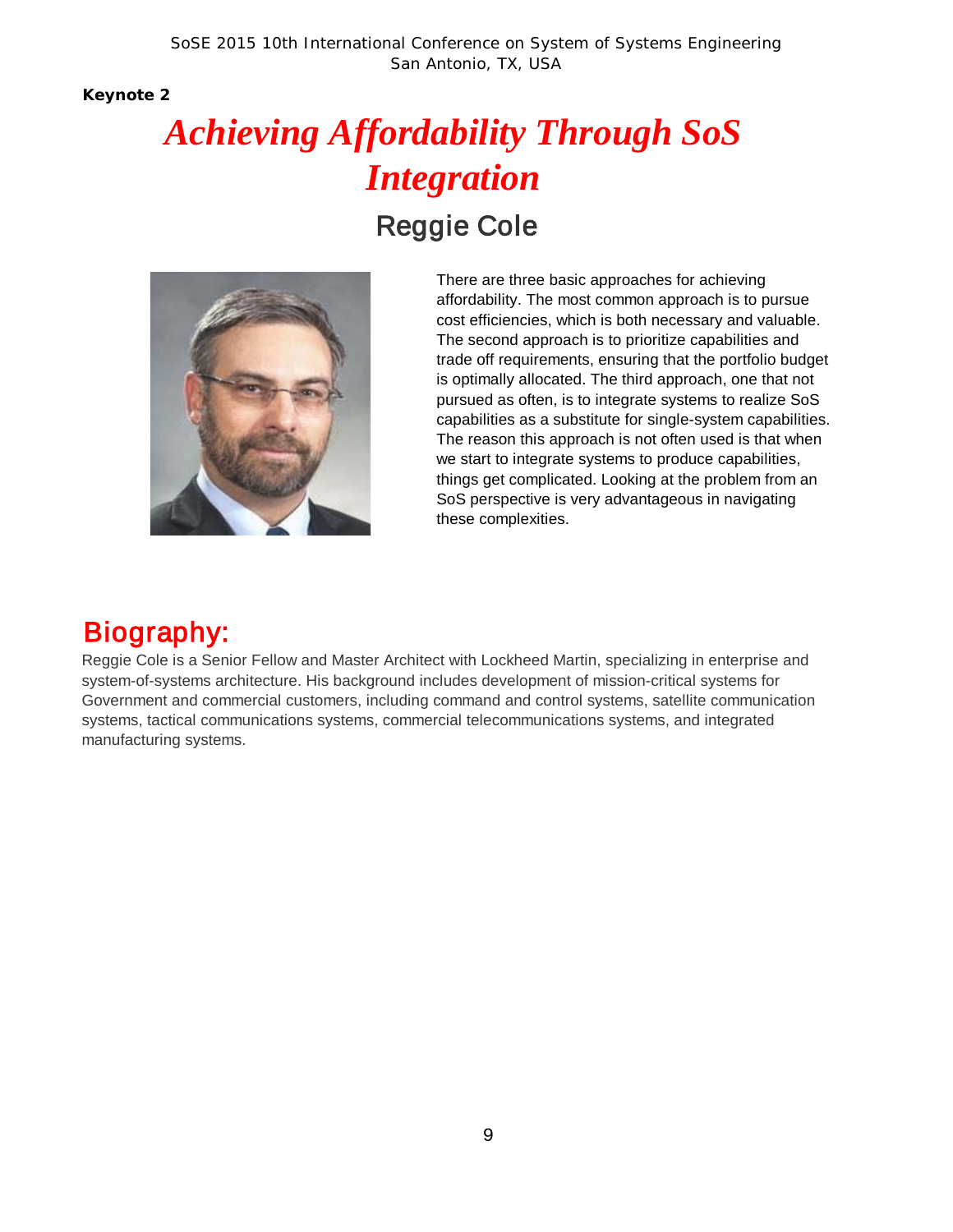**Keynote 2**

# *Achieving Affordability Through SoS Integration*

## Reggie Cole

There are three basic approaches for achieving affordability. The most common approach is to pursue cost efficiencies, which is both necessary and valuable. The second approach is to prioritize capabilities and trade off requirements, ensuring that the portfolio budget is optimally allocated. The third approach, one that not pursued as often, is to integrate systems to realize SoS capabilities as a substitute for single-system capabilities. The reason this approach is not often used is that when we start to integrate systems to produce capabilities, things get complicated. Looking at the problem from an SoS perspective is very advantageous in navigating these complexities.

## Biography:

Reggie Cole is a Senior Fellow and Master Architect with Lockheed Martin, specializing in enterprise and system-of-systems architecture. His background includes development of mission-critical systems for Government and commercial customers, including command and control systems, satellite communication systems, tactical communications systems, commercial telecommunications systems, and integrated manufacturing systems.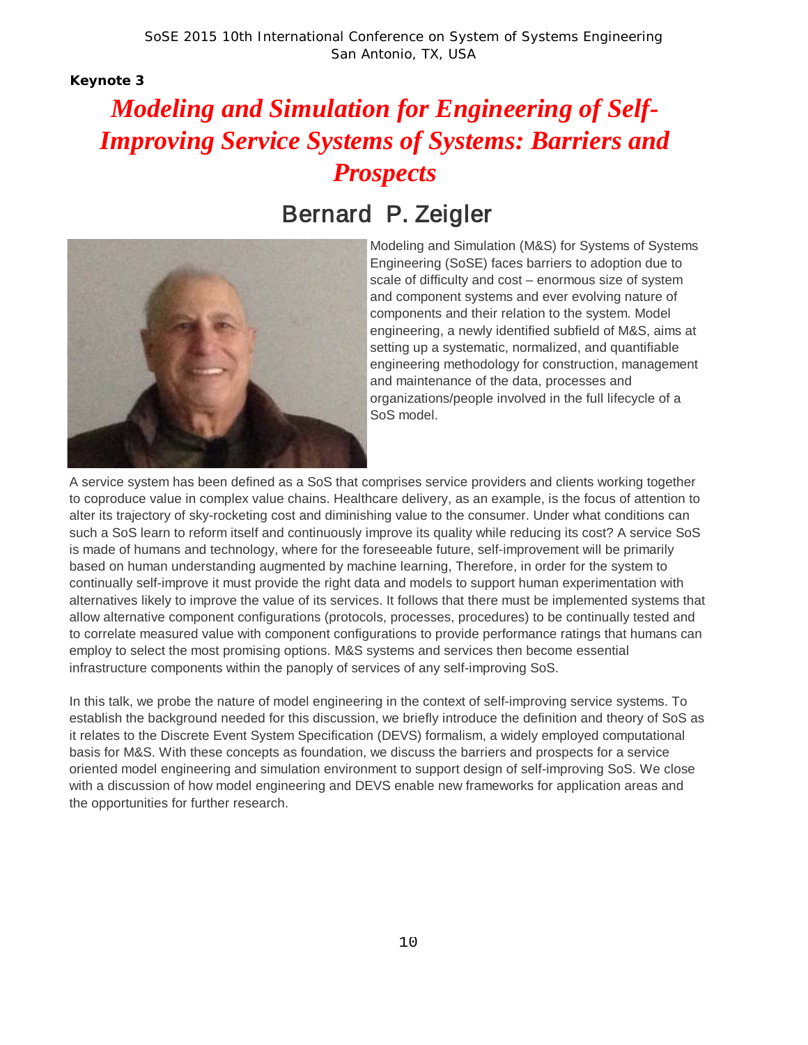**Keynote 3**

# *Modeling and Simulation for Engineering of Self-Improving Service Systems of Systems: Barriers and Prospects*

## Bernard P. Zeigler

Modeling and Simulation (M&S) for Systems of Systems Engineering (SoSE) faces barriers to adoption due to scale of difficulty and cost – enormous size of system and component systems and ever evolving nature of components and their relation to the system. Model engineering, a newly identified subfield of M&S, aims at setting up a systematic, normalized, and quantifiable engineering methodology for construction, management and maintenance of the data, processes and organizations/people involved in the full lifecycle of a SoS model.

A service system has been defined as a SoS that comprises service providers and clients working together to coproduce value in complex value chains. Healthcare delivery, as an example, is the focus of attention to alter its trajectory of sky-rocketing cost and diminishing value to the consumer. Under what conditions can such a SoS learn to reform itself and continuously improve its quality while reducing its cost? A service SoS is made of humans and technology, where for the foreseeable future, self-improvement will be primarily based on human understanding augmented by machine learning, Therefore, in order for the system to continually self-improve it must provide the right data and models to support human experimentation with alternatives likely to improve the value of its services. It follows that there must be implemented systems that allow alternative component configurations (protocols, processes, procedures) to be continually tested and to correlate measured value with component configurations to provide performance ratings that humans can employ to select the most promising options. M&S systems and services then become essential infrastructure components within the panoply of services of any self-improving SoS.

In this talk, we probe the nature of model engineering in the context of self-improving service systems. To establish the background needed for this discussion, we briefly introduce the definition and theory of SoS as it relates to the Discrete Event System Specification (DEVS) formalism, a widely employed computational basis for M&S. With these concepts as foundation, we discuss the barriers and prospects for a service oriented model engineering and simulation environment to support design of self-improving SoS. We close with a discussion of how model engineering and DEVS enable new frameworks for application areas and the opportunities for further research.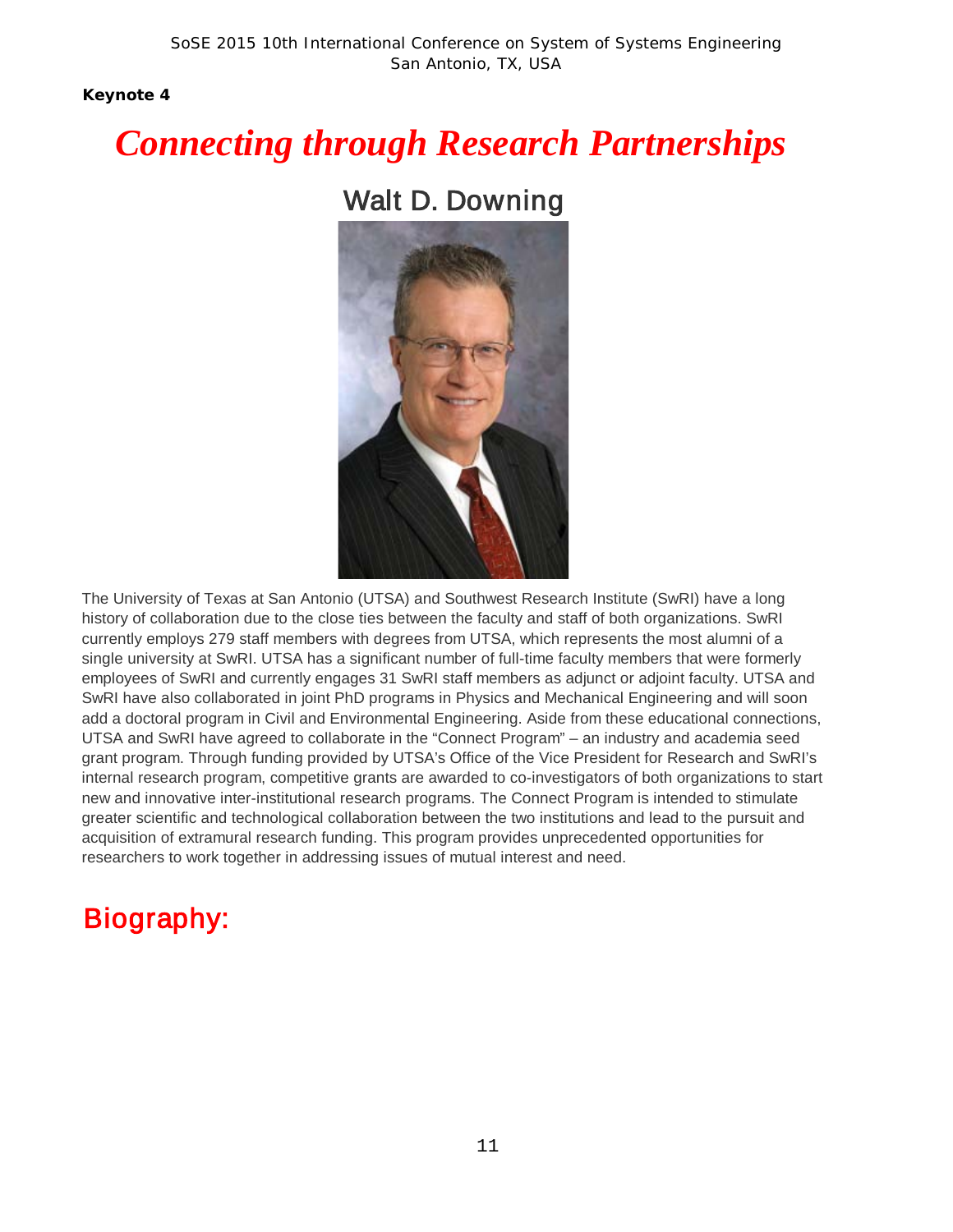**Keynote 4**

# *Connecting through Research Partnerships*

## Walt D. Downing

The University of Texas at San Antonio (UTSA) and Southwest Research Institute (SwRI) have a long history of collaboration due to the close ties between the faculty and staff of both organizations. SwRI currently employs 279 staff members with degrees from UTSA, which represents the most alumni of a single university at SwRI. UTSA has a significant number of full-time faculty members that were formerly employees of SwRI and currently engages 31 SwRI staff members as adjunct or adjoint faculty. UTSA and SwRI have also collaborated in joint PhD programs in Physics and Mechanical Engineering and will soon add a doctoral program in Civil and Environmental Engineering. Aside from these educational connections, UTSA and SwRI have agreed to collaborate in the "Connect Program" – an industry and academia seed grant program. Through funding provided by UTSA's Office of the Vice President for Research and SwRI's internal research program, competitive grants are awarded to co-investigators of both organizations to start new and innovative inter-institutional research programs. The Connect Program is intended to stimulate greater scientific and technological collaboration between the two institutions and lead to the pursuit and acquisition of extramural research funding. This program provides unprecedented opportunities for researchers to work together in addressing issues of mutual interest and need.

## Biography: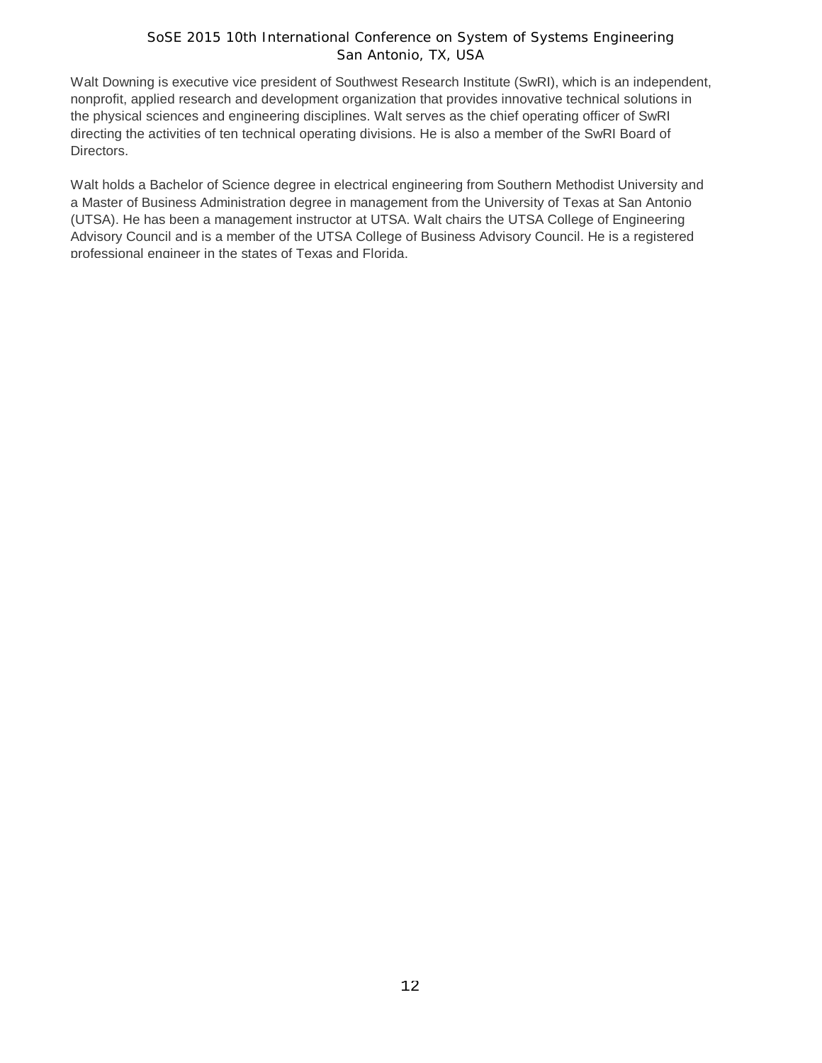Walt Downing is executive vice president of Southwest Research Institute (SwRI), which is an independent, nonprofit, applied research and development organization that provides innovative technical solutions in the physical sciences and engineering disciplines. Walt serves as the chief operating officer of SwRI directing the activities of ten technical operating divisions. He is also a member of the SwRI Board of Directors.

Walt holds a Bachelor of Science degree in electrical engineering from Southern Methodist University and a Master of Business Administration degree in management from the University of Texas at San Antonio (UTSA). He has been a management instructor at UTSA. Walt chairs the UTSA College of Engineering Advisory Council and is a member of the UTSA College of Business Advisory Council. He is a registered professional engineer in the states of Texas and Florida.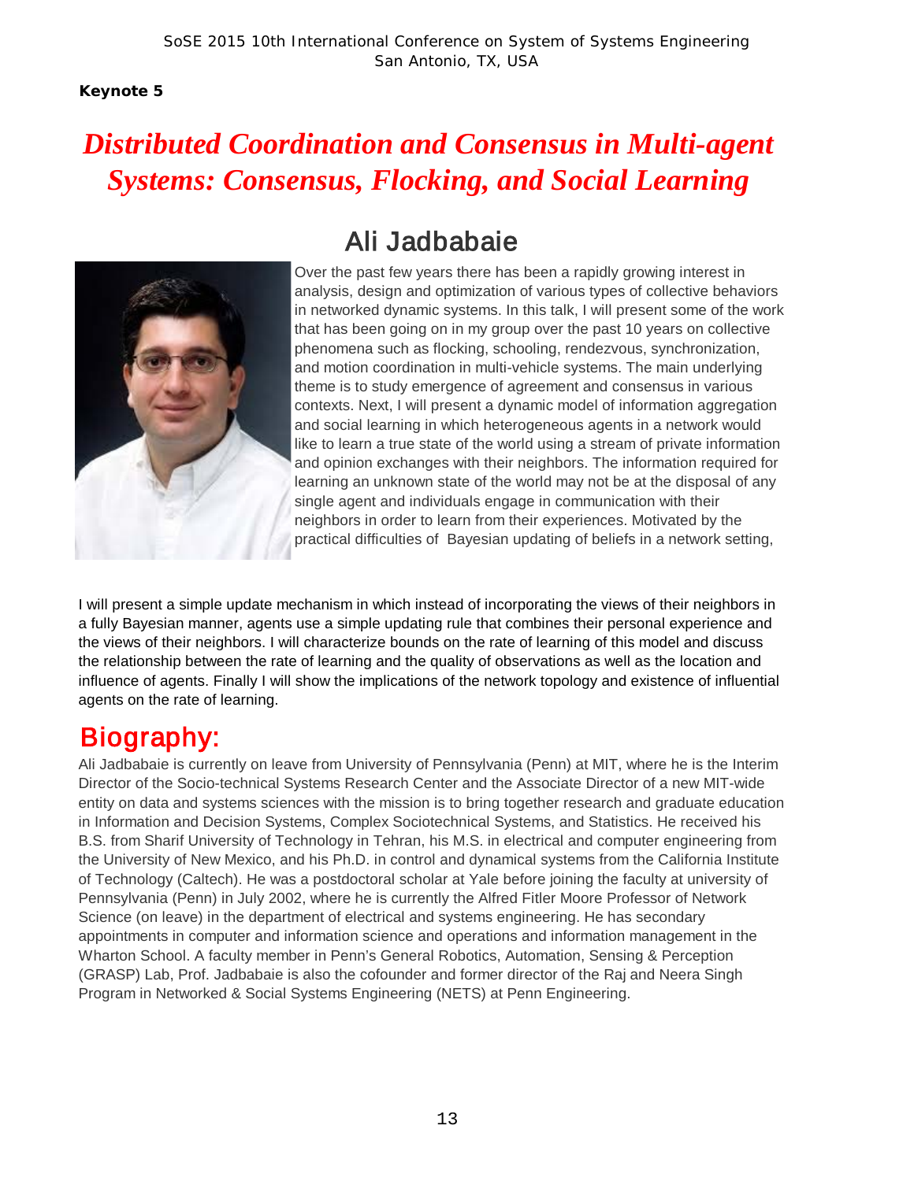**Keynote 5**

# *Distributed Coordination and Consensus in Multi-agent Systems: Consensus, Flocking, and Social Learning*

## Ali Jadbabaie

Over the past few years there has been a rapidly growing interest in analysis, design and optimization of various types of collective behaviors in networked dynamic systems. In this talk, I will present some of the work that has been going on in my group over the past 10 years on collective phenomena such as flocking, schooling, rendezvous, synchronization, and motion coordination in multi-vehicle systems. The main underlying theme is to study emergence of agreement and consensus in various contexts. Next, I will present a dynamic model of information aggregation and social learning in which heterogeneous agents in a network would like to learn a true state of the world using a stream of private information and opinion exchanges with their neighbors. The information required for learning an unknown state of the world may not be at the disposal of any single agent and individuals engage in communication with their neighbors in order to learn from their experiences. Motivated by the practical difficulties of Bayesian updating of beliefs in a network setting, I will present a simple update mechanism in which instead of incorporating the views of their neighbors in a fully Bayesian manner, agents use a simple updating rule that combines their personal experience and the views of their neighbors. I will characterize bounds on the rate of learning of this model and discuss the relationship between the rate of learning and the quality of observations as well as the location and influence of agents. Finally I will show the implications of the network topology and existence of influential agents on the rate of learning.

## Biography:

Ali Jadbabaie is currently on leave from University of Pennsylvania (Penn) at MIT, where he is the Interim Director of the Socio-technical Systems Research Center and the Associate Director of a new MIT-wide entity on data and systems sciences with the mission is to bring together research and graduate education in Information and Decision Systems, Complex Sociotechnical Systems, and Statistics. He received his B.S. from Sharif University of Technology in Tehran, his M.S. in electrical and computer engineering from the University of New Mexico, and his Ph.D. in control and dynamical systems from the California Institute of Technology (Caltech). He was a postdoctoral scholar at Yale before joining the faculty at university of Pennsylvania (Penn) in July 2002, where he is currently the Alfred Fitler Moore Professor of Network Science (on leave) in the department of electrical and systems engineering. He has secondary appointments in computer and information science and operations and information management in the Wharton School. A faculty member in Penn's General Robotics, Automation, Sensing & Perception (GRASP) Lab, Prof. Jadbabaie is also the cofounder and former director of the Raj and Neera Singh Program in Networked & Social Systems Engineering (NETS) at Penn Engineering.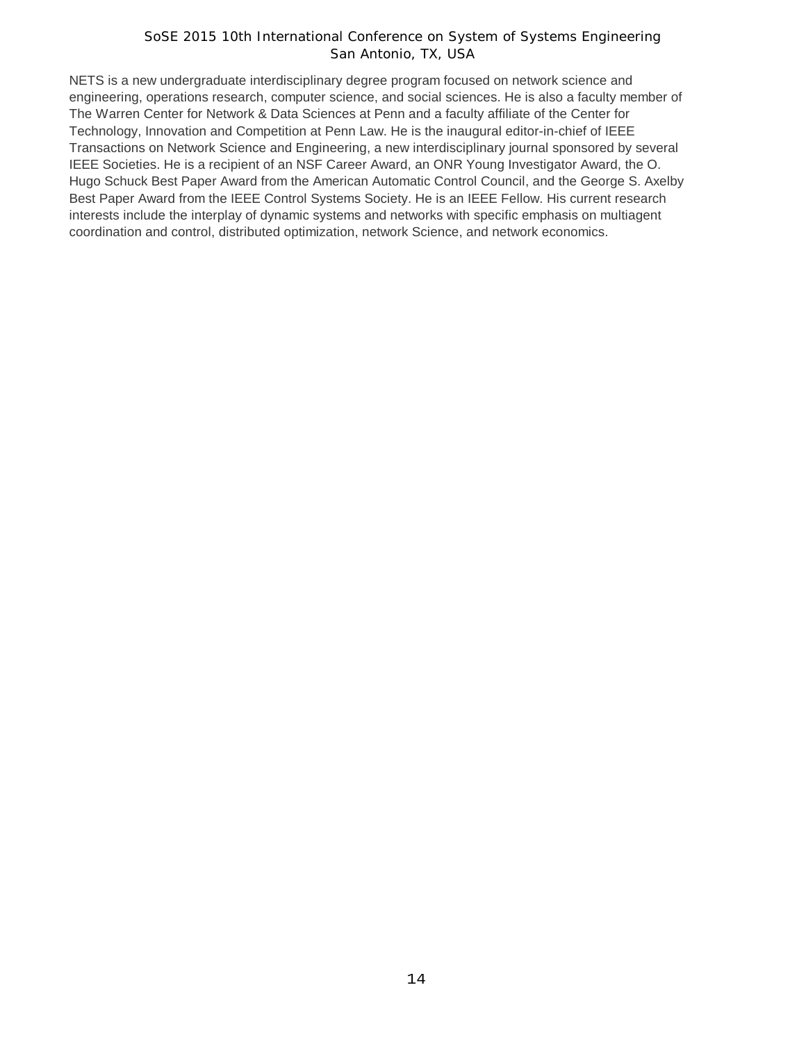NETS is a new undergraduate interdisciplinary degree program focused on network science and engineering, operations research, computer science, and social sciences. He is also a faculty member of The Warren Center for Network & Data Sciences at Penn and a faculty affiliate of the Center for Technology, Innovation and Competition at Penn Law. He is the inaugural editor-in-chief of IEEE Transactions on Network Science and Engineering, a new interdisciplinary journal sponsored by several IEEE Societies. He is a recipient of an NSF Career Award, an ONR Young Investigator Award, the O. Hugo Schuck Best Paper Award from the American Automatic Control Council, and the George S. Axelby Best Paper Award from the IEEE Control Systems Society. He is an IEEE Fellow. His current research interests include the interplay of dynamic systems and networks with specific emphasis on multiagent coordination and control, distributed optimization, network Science, and network economics.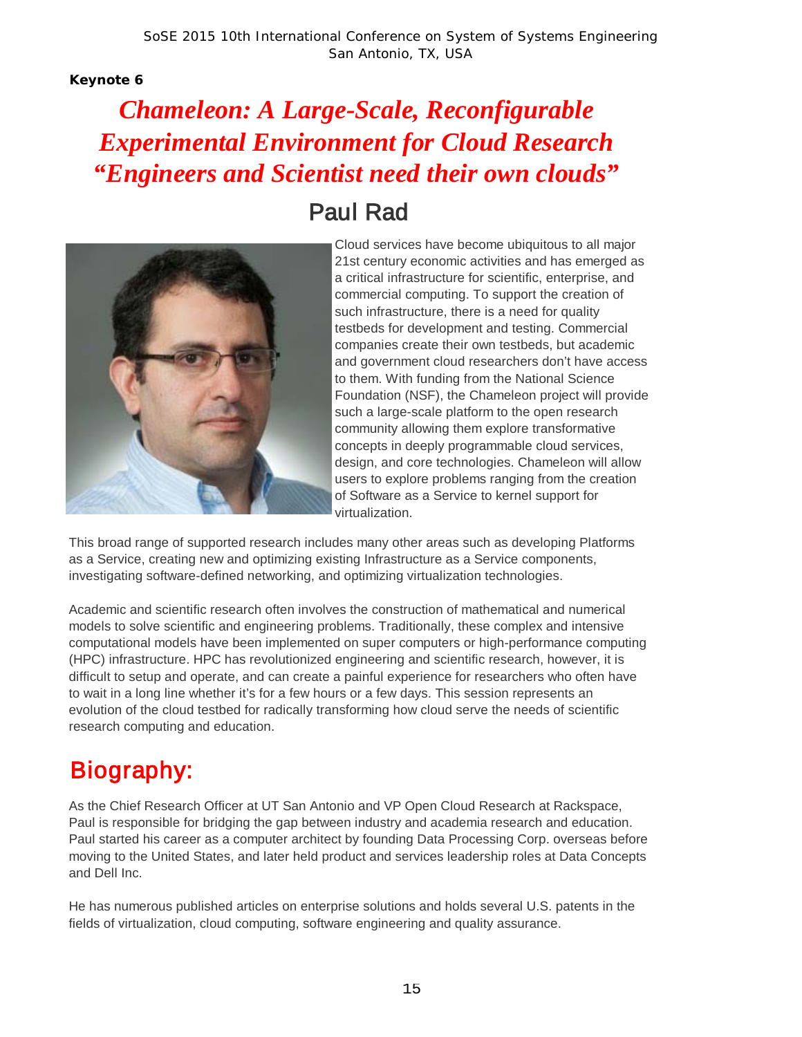**Keynote 6**

# *Chameleon: A Large-Scale, Reconfigurable Experimental Environment for Cloud Research "Engineers and Scientist need their own clouds"*

## Paul Rad

Cloud services have become ubiquitous to all major 21st century economic activities and has emerged as a critical infrastructure for scientific, enterprise, and commercial computing. To support the creation of such infrastructure, there is a need for quality testbeds for development and testing. Commercial companies create their own testbeds, but academic and government cloud researchers don't have access to them. With funding from the National Science Foundation (NSF), the Chameleon project will provide such a large-scale platform to the open research community allowing them explore transformative concepts in deeply programmable cloud services, design, and core technologies. Chameleon will allow users to explore problems ranging from the creation of Software as a Service to kernel support for virtualization.

This broad range of supported research includes many other areas such as developing Platforms as a Service, creating new and optimizing existing Infrastructure as a Service components, investigating software-defined networking, and optimizing virtualization technologies.

Academic and scientific research often involves the construction of mathematical and numerical models to solve scientific and engineering problems. Traditionally, these complex and intensive computational models have been implemented on super computers or high-performance computing (HPC) infrastructure. HPC has revolutionized engineering and scientific research, however, it is difficult to setup and operate, and can create a painful experience for researchers who often have to wait in a long line whether it's for a few hours or a few days. This session represents an evolution of the cloud testbed for radically transforming how cloud serve the needs of scientific research computing and education.

## Biography:

As the Chief Research Officer at UT San Antonio and VP Open Cloud Research at Rackspace, Paul is responsible for bridging the gap between industry and academia research and education. Paul started his career as a computer architect by founding Data Processing Corp. overseas before moving to the United States, and later held product and services leadership roles at Data Concepts and Dell Inc.

He has numerous published articles on enterprise solutions and holds several U.S. patents in the fields of virtualization, cloud computing, software engineering and quality assurance.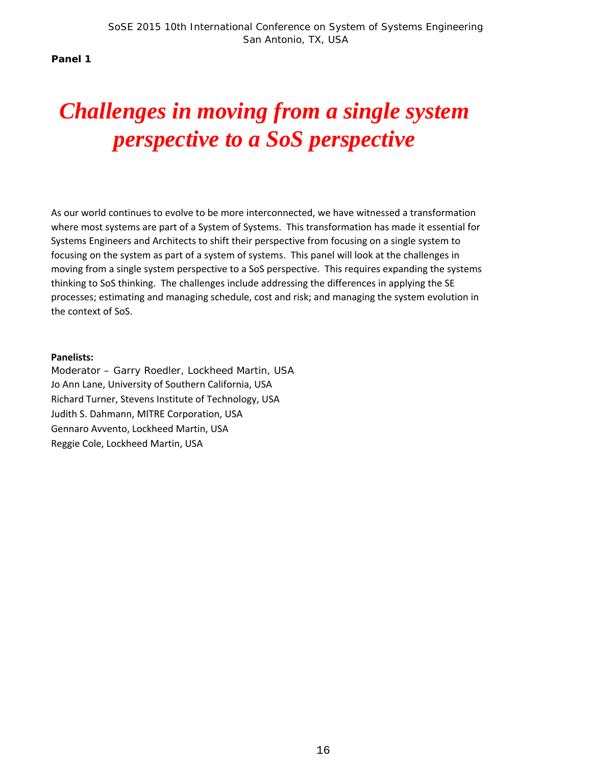**Panel 1**

# *Challenges in moving from a single system perspective to a SoS perspective*

As our world continues to evolve to be more interconnected, we have witnessed a transformation where most systems are part of a System of Systems. This transformation has made it essential for Systems Engineers and Architects to shift their perspective from focusing on a single system to focusing on the system as part of a system of systems. This panel will look at the challenges in moving from a single system perspective to a SoS perspective. This requires expanding the systems thinking to SoS thinking. The challenges include addressing the differences in applying the SE processes; estimating and managing schedule, cost and risk; and managing the system evolution in the context of SoS.

**Panelists:**

Moderator – Garry Roedler, Lockheed Martin, USA
Jo Ann Lane, University of Southern California, USA
Richard Turner, Stevens Institute of Technology, USA
Judith S. Dahmann, MITRE Corporation, USA
Gennaro Avvento, Lockheed Martin, USA
Reggie Cole, Lockheed Martin, USA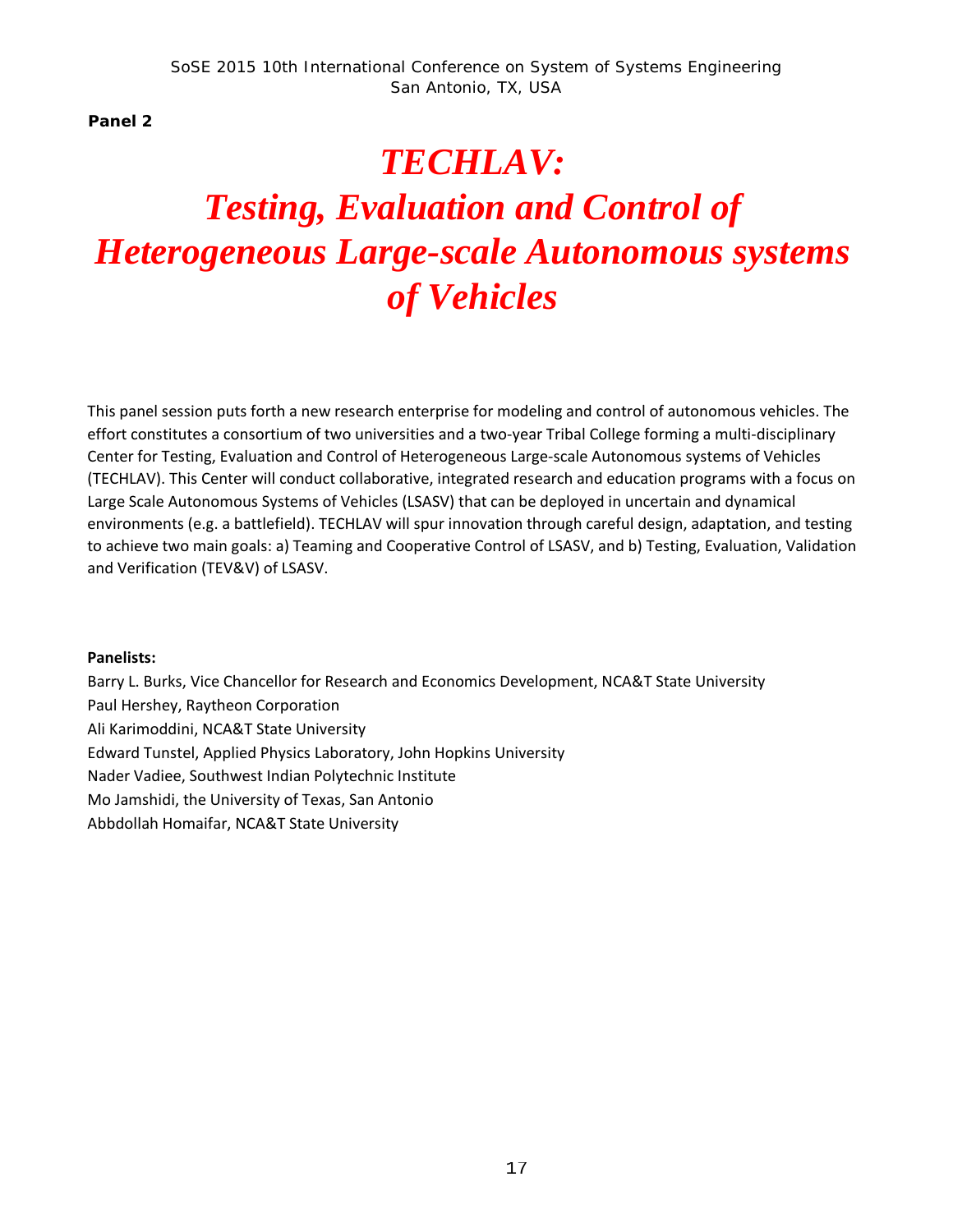**Panel 2**

# *TECHLAV: Testing, Evaluation and Control of Heterogeneous Large-scale Autonomous systems of Vehicles*

This panel session puts forth a new research enterprise for modeling and control of autonomous vehicles. The effort constitutes a consortium of two universities and a two-year Tribal College forming a multi-disciplinary Center for Testing, Evaluation and Control of Heterogeneous Large-scale Autonomous systems of Vehicles (TECHLAV). This Center will conduct collaborative, integrated research and education programs with a focus on Large Scale Autonomous Systems of Vehicles (LSASV) that can be deployed in uncertain and dynamical environments (e.g. a battlefield). TECHLAV will spur innovation through careful design, adaptation, and testing to achieve two main goals: a) Teaming and Cooperative Control of LSASV, and b) Testing, Evaluation, Validation and Verification (TEV&V) of LSASV.

**Panelists:**

Barry L. Burks, Vice Chancellor for Research and Economics Development, NCA&T State University
Paul Hershey, Raytheon Corporation
Ali Karimoddini, NCA&T State University
Edward Tunstel, Applied Physics Laboratory, John Hopkins University
Nader Vadiee, Southwest Indian Polytechnic Institute
Mo Jamshidi, the University of Texas, San Antonio
Abbdollah Homaifar, NCA&T State University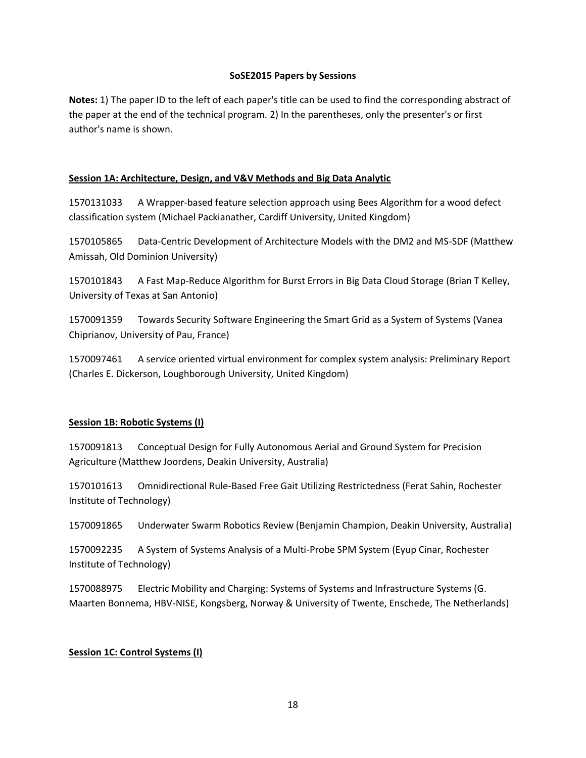## SoSE2015 Papers by Sessions

**Notes:** 1) The paper ID to the left of each paper's title can be used to find the corresponding abstract of the paper at the end of the technical program. 2) In the parentheses, only the presenter's or first author's name is shown.

### Session 1A: Architecture, Design, and V&V Methods and Big Data Analytic

1570131033 A Wrapper-based feature selection approach using Bees Algorithm for a wood defect classification system (Michael Packianather, Cardiff University, United Kingdom)

1570105865 Data-Centric Development of Architecture Models with the DM2 and MS-SDF (Matthew Amissah, Old Dominion University)

1570101843 A Fast Map-Reduce Algorithm for Burst Errors in Big Data Cloud Storage (Brian T Kelley, University of Texas at San Antonio)

1570091359 Towards Security Software Engineering the Smart Grid as a System of Systems (Vanea Chiprianov, University of Pau, France)

1570097461 A service oriented virtual environment for complex system analysis: Preliminary Report (Charles E. Dickerson, Loughborough University, United Kingdom)

### Session 1B: Robotic Systems (I)

1570091813 Conceptual Design for Fully Autonomous Aerial and Ground System for Precision Agriculture (Matthew Joordens, Deakin University, Australia)

1570101613 Omnidirectional Rule-Based Free Gait Utilizing Restrictedness (Ferat Sahin, Rochester Institute of Technology)

1570091865 Underwater Swarm Robotics Review (Benjamin Champion, Deakin University, Australia)

1570092235 A System of Systems Analysis of a Multi-Probe SPM System (Eyup Cinar, Rochester Institute of Technology)

1570088975 Electric Mobility and Charging: Systems of Systems and Infrastructure Systems (G. Maarten Bonnema, HBV-NISE, Kongsberg, Norway & University of Twente, Enschede, The Netherlands)

### Session 1C: Control Systems (I)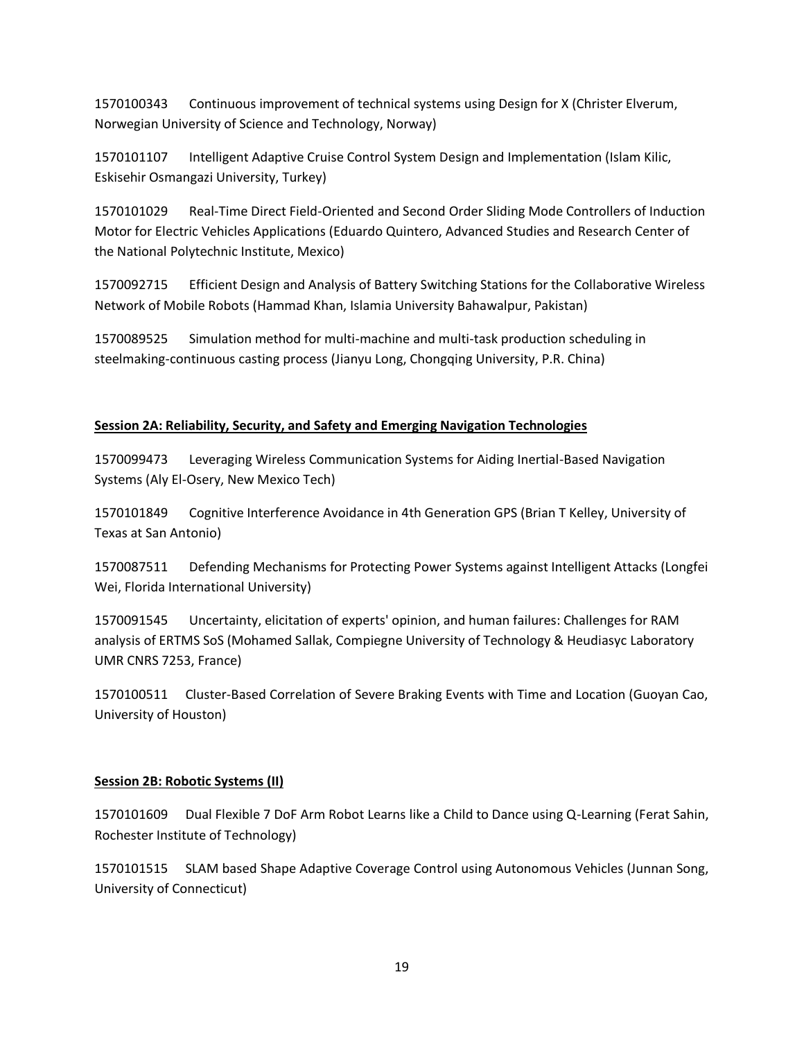1570100343 Continuous improvement of technical systems using Design for X (Christer Elverum, Norwegian University of Science and Technology, Norway)

1570101107 Intelligent Adaptive Cruise Control System Design and Implementation (Islam Kilic, Eskisehir Osmangazi University, Turkey)

1570101029 Real-Time Direct Field-Oriented and Second Order Sliding Mode Controllers of Induction Motor for Electric Vehicles Applications (Eduardo Quintero, Advanced Studies and Research Center of the National Polytechnic Institute, Mexico)

1570092715 Efficient Design and Analysis of Battery Switching Stations for the Collaborative Wireless Network of Mobile Robots (Hammad Khan, Islamia University Bahawalpur, Pakistan)

1570089525 Simulation method for multi-machine and multi-task production scheduling in steelmaking-continuous casting process (Jianyu Long, Chongqing University, P.R. China)

**Session 2A: Reliability, Security, and Safety and Emerging Navigation Technologies**

1570099473 Leveraging Wireless Communication Systems for Aiding Inertial-Based Navigation Systems (Aly El-Osery, New Mexico Tech)

1570101849 Cognitive Interference Avoidance in 4th Generation GPS (Brian T Kelley, University of Texas at San Antonio)

1570087511 Defending Mechanisms for Protecting Power Systems against Intelligent Attacks (Longfei Wei, Florida International University)

1570091545 Uncertainty, elicitation of experts' opinion, and human failures: Challenges for RAM analysis of ERTMS SoS (Mohamed Sallak, Compiegne University of Technology & Heudiasyc Laboratory UMR CNRS 7253, France)

1570100511 Cluster-Based Correlation of Severe Braking Events with Time and Location (Guoyan Cao, University of Houston)

**Session 2B: Robotic Systems (II)**

1570101609 Dual Flexible 7 DoF Arm Robot Learns like a Child to Dance using Q-Learning (Ferat Sahin, Rochester Institute of Technology)

1570101515 SLAM based Shape Adaptive Coverage Control using Autonomous Vehicles (Junnan Song, University of Connecticut)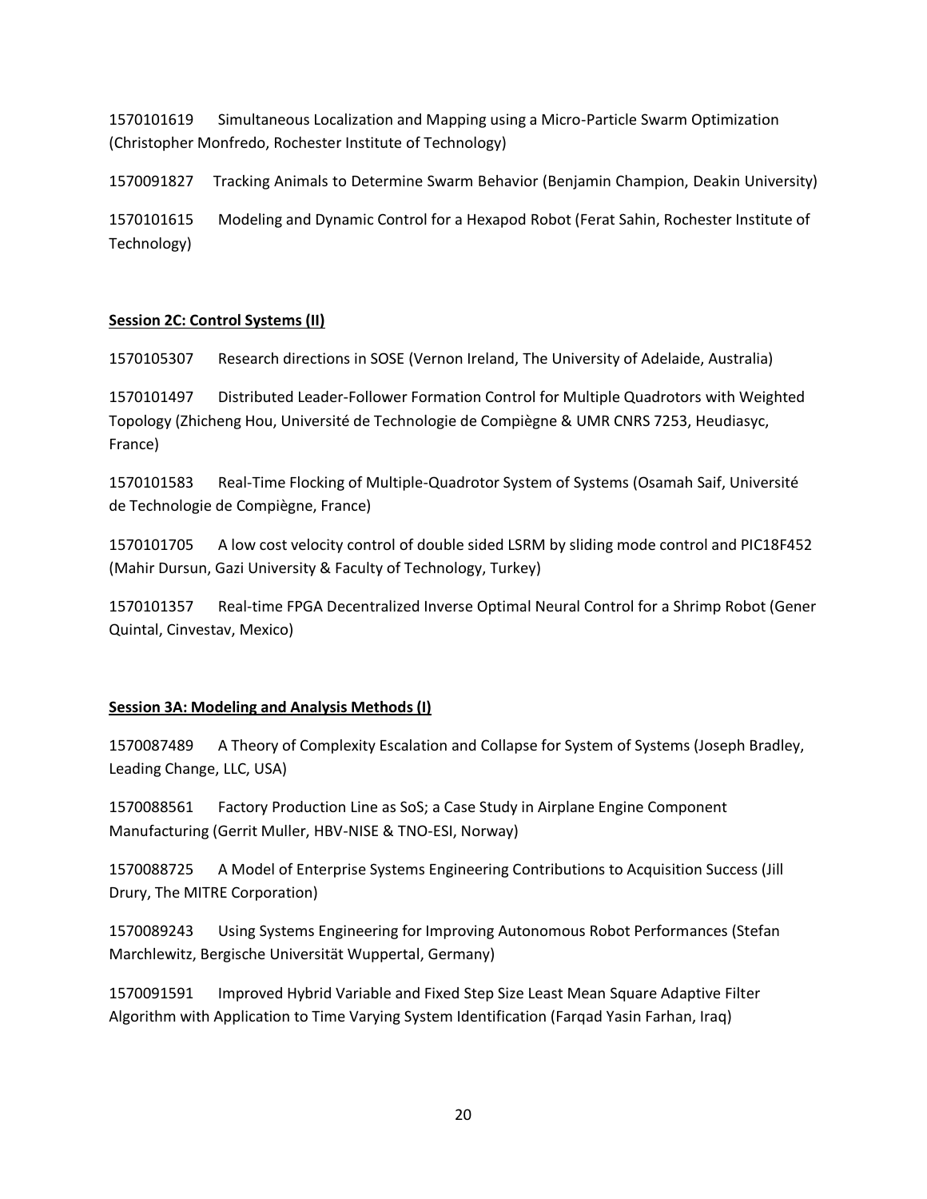1570101619 Simultaneous Localization and Mapping using a Micro-Particle Swarm Optimization (Christopher Monfredo, Rochester Institute of Technology)

1570091827 Tracking Animals to Determine Swarm Behavior (Benjamin Champion, Deakin University)

1570101615 Modeling and Dynamic Control for a Hexapod Robot (Ferat Sahin, Rochester Institute of Technology)

**Session 2C: Control Systems (II)**

1570105307 Research directions in SOSE (Vernon Ireland, The University of Adelaide, Australia)

1570101497 Distributed Leader-Follower Formation Control for Multiple Quadrotors with Weighted Topology (Zhicheng Hou, Université de Technologie de Compiègne & UMR CNRS 7253, Heudiasyc, France)

1570101583 Real-Time Flocking of Multiple-Quadrotor System of Systems (Osamah Saif, Université de Technologie de Compiègne, France)

1570101705 A low cost velocity control of double sided LSRM by sliding mode control and PIC18F452 (Mahir Dursun, Gazi University & Faculty of Technology, Turkey)

1570101357 Real-time FPGA Decentralized Inverse Optimal Neural Control for a Shrimp Robot (Gener Quintal, Cinvestav, Mexico)

**Session 3A: Modeling and Analysis Methods (I)**

1570087489 A Theory of Complexity Escalation and Collapse for System of Systems (Joseph Bradley, Leading Change, LLC, USA)

1570088561 Factory Production Line as SoS; a Case Study in Airplane Engine Component Manufacturing (Gerrit Muller, HBV-NISE & TNO-ESI, Norway)

1570088725 A Model of Enterprise Systems Engineering Contributions to Acquisition Success (Jill Drury, The MITRE Corporation)

1570089243 Using Systems Engineering for Improving Autonomous Robot Performances (Stefan Marchlewitz, Bergische Universität Wuppertal, Germany)

1570091591 Improved Hybrid Variable and Fixed Step Size Least Mean Square Adaptive Filter Algorithm with Application to Time Varying System Identification (Farqad Yasin Farhan, Iraq)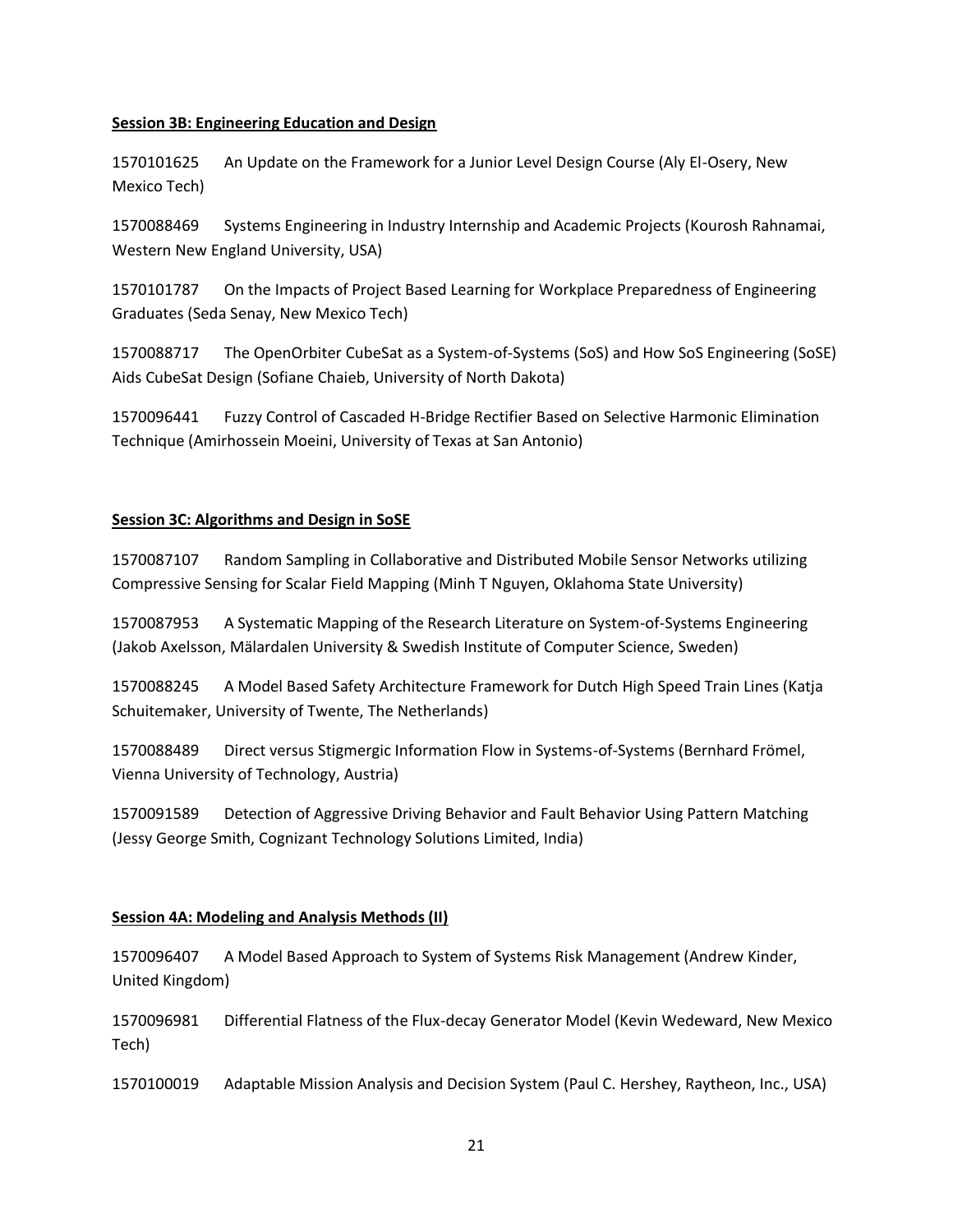**Session 3B: Engineering Education and Design**

1570101625 An Update on the Framework for a Junior Level Design Course (Aly El-Osery, New Mexico Tech)

1570088469 Systems Engineering in Industry Internship and Academic Projects (Kourosh Rahnamai, Western New England University, USA)

1570101787 On the Impacts of Project Based Learning for Workplace Preparedness of Engineering Graduates (Seda Senay, New Mexico Tech)

1570088717 The OpenOrbiter CubeSat as a System-of-Systems (SoS) and How SoS Engineering (SoSE) Aids CubeSat Design (Sofiane Chaieb, University of North Dakota)

1570096441 Fuzzy Control of Cascaded H-Bridge Rectifier Based on Selective Harmonic Elimination Technique (Amirhossein Moeini, University of Texas at San Antonio)

**Session 3C: Algorithms and Design in SoSE**

1570087107 Random Sampling in Collaborative and Distributed Mobile Sensor Networks utilizing Compressive Sensing for Scalar Field Mapping (Minh T Nguyen, Oklahoma State University)

1570087953 A Systematic Mapping of the Research Literature on System-of-Systems Engineering (Jakob Axelsson, Mälardalen University & Swedish Institute of Computer Science, Sweden)

1570088245 A Model Based Safety Architecture Framework for Dutch High Speed Train Lines (Katja Schuitemaker, University of Twente, The Netherlands)

1570088489 Direct versus Stigmergic Information Flow in Systems-of-Systems (Bernhard Frömel, Vienna University of Technology, Austria)

1570091589 Detection of Aggressive Driving Behavior and Fault Behavior Using Pattern Matching (Jessy George Smith, Cognizant Technology Solutions Limited, India)

**Session 4A: Modeling and Analysis Methods (II)**

1570096407 A Model Based Approach to System of Systems Risk Management (Andrew Kinder, United Kingdom)

1570096981 Differential Flatness of the Flux-decay Generator Model (Kevin Wedeward, New Mexico Tech)

1570100019 Adaptable Mission Analysis and Decision System (Paul C. Hershey, Raytheon, Inc., USA)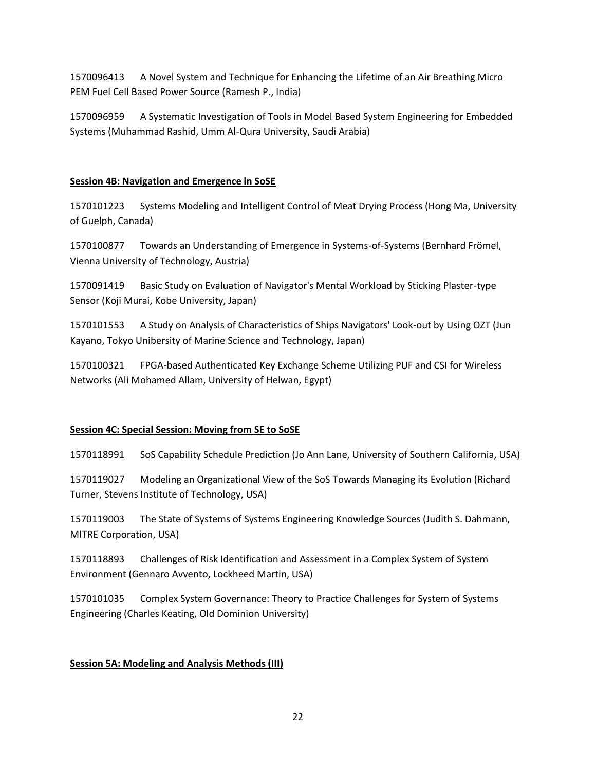1570096413 A Novel System and Technique for Enhancing the Lifetime of an Air Breathing Micro PEM Fuel Cell Based Power Source (Ramesh P., India)

1570096959 A Systematic Investigation of Tools in Model Based System Engineering for Embedded Systems (Muhammad Rashid, Umm Al-Qura University, Saudi Arabia)

**Session 4B: Navigation and Emergence in SoSE**

1570101223 Systems Modeling and Intelligent Control of Meat Drying Process (Hong Ma, University of Guelph, Canada)

1570100877 Towards an Understanding of Emergence in Systems-of-Systems (Bernhard Frömel, Vienna University of Technology, Austria)

1570091419 Basic Study on Evaluation of Navigator's Mental Workload by Sticking Plaster-type Sensor (Koji Murai, Kobe University, Japan)

1570101553 A Study on Analysis of Characteristics of Ships Navigators' Look-out by Using OZT (Jun Kayano, Tokyo Unibersity of Marine Science and Technology, Japan)

1570100321 FPGA-based Authenticated Key Exchange Scheme Utilizing PUF and CSI for Wireless Networks (Ali Mohamed Allam, University of Helwan, Egypt)

**Session 4C: Special Session: Moving from SE to SoSE**

1570118991 SoS Capability Schedule Prediction (Jo Ann Lane, University of Southern California, USA)

1570119027 Modeling an Organizational View of the SoS Towards Managing its Evolution (Richard Turner, Stevens Institute of Technology, USA)

1570119003 The State of Systems of Systems Engineering Knowledge Sources (Judith S. Dahmann, MITRE Corporation, USA)

1570118893 Challenges of Risk Identification and Assessment in a Complex System of System Environment (Gennaro Avvento, Lockheed Martin, USA)

1570101035 Complex System Governance: Theory to Practice Challenges for System of Systems Engineering (Charles Keating, Old Dominion University)

**Session 5A: Modeling and Analysis Methods (III)**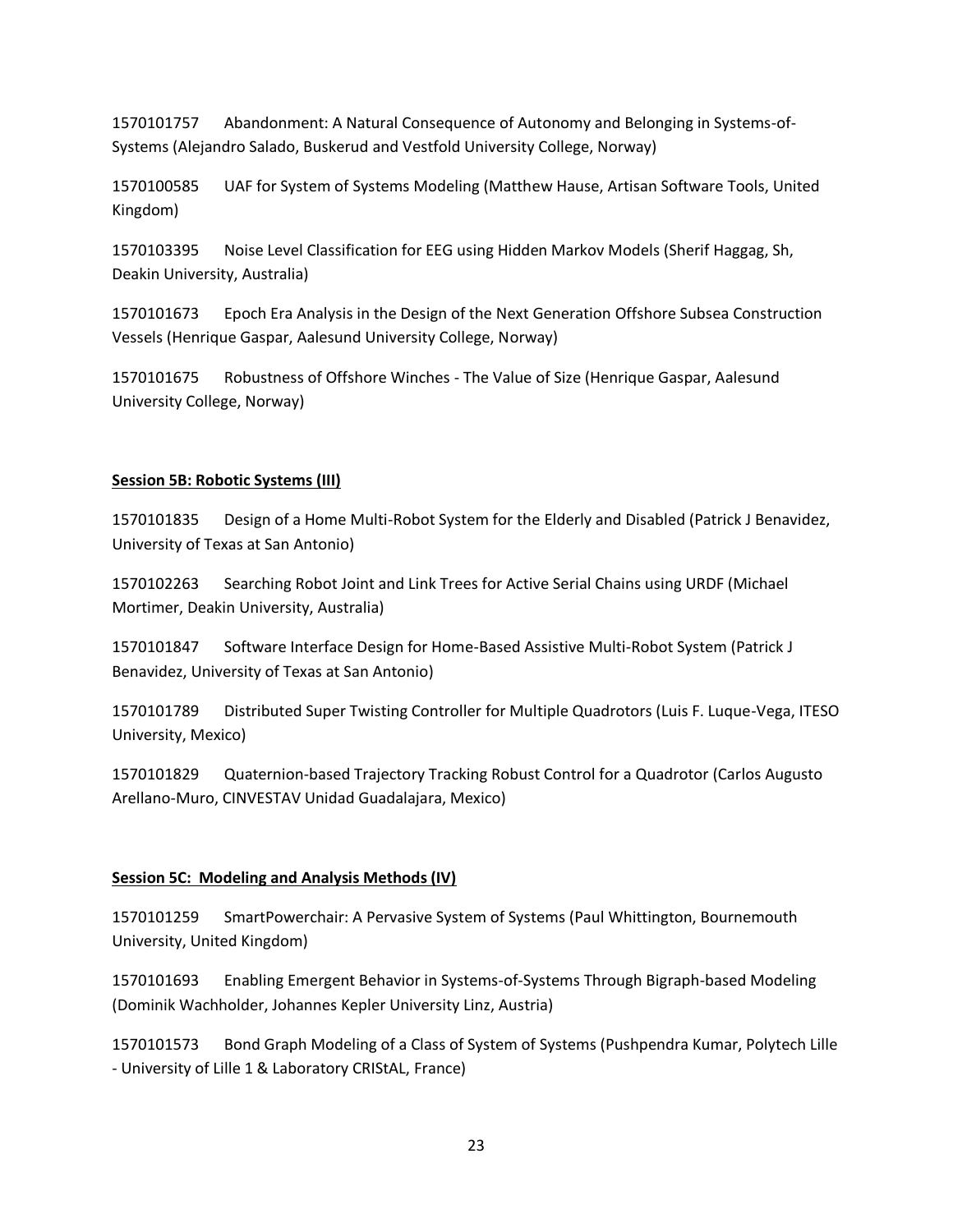1570101757 Abandonment: A Natural Consequence of Autonomy and Belonging in Systems-of-Systems (Alejandro Salado, Buskerud and Vestfold University College, Norway)

1570100585 UAF for System of Systems Modeling (Matthew Hause, Artisan Software Tools, United Kingdom)

1570103395 Noise Level Classification for EEG using Hidden Markov Models (Sherif Haggag, Sh, Deakin University, Australia)

1570101673 Epoch Era Analysis in the Design of the Next Generation Offshore Subsea Construction Vessels (Henrique Gaspar, Aalesund University College, Norway)

1570101675 Robustness of Offshore Winches - The Value of Size (Henrique Gaspar, Aalesund University College, Norway)

**Session 5B: Robotic Systems (III)**

1570101835 Design of a Home Multi-Robot System for the Elderly and Disabled (Patrick J Benavidez, University of Texas at San Antonio)

1570102263 Searching Robot Joint and Link Trees for Active Serial Chains using URDF (Michael Mortimer, Deakin University, Australia)

1570101847 Software Interface Design for Home-Based Assistive Multi-Robot System (Patrick J Benavidez, University of Texas at San Antonio)

1570101789 Distributed Super Twisting Controller for Multiple Quadrotors (Luis F. Luque-Vega, ITESO University, Mexico)

1570101829 Quaternion-based Trajectory Tracking Robust Control for a Quadrotor (Carlos Augusto Arellano-Muro, CINVESTAV Unidad Guadalajara, Mexico)

**Session 5C: Modeling and Analysis Methods (IV)**

1570101259 SmartPowerchair: A Pervasive System of Systems (Paul Whittington, Bournemouth University, United Kingdom)

1570101693 Enabling Emergent Behavior in Systems-of-Systems Through Bigraph-based Modeling (Dominik Wachholder, Johannes Kepler University Linz, Austria)

1570101573 Bond Graph Modeling of a Class of System of Systems (Pushpendra Kumar, Polytech Lille - University of Lille 1 & Laboratory CRIStAL, France)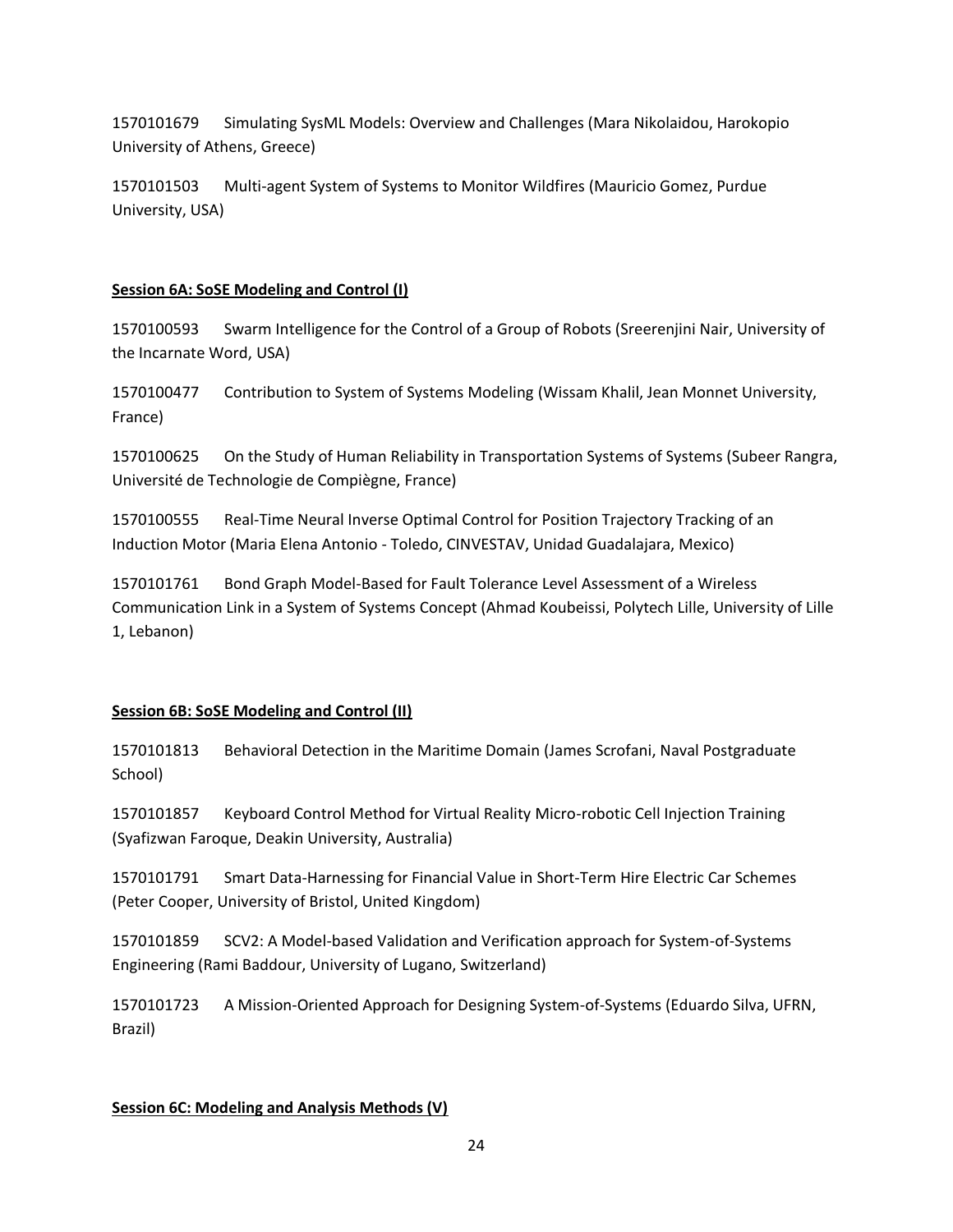1570101679 Simulating SysML Models: Overview and Challenges (Mara Nikolaidou, Harokopio University of Athens, Greece)

1570101503 Multi-agent System of Systems to Monitor Wildfires (Mauricio Gomez, Purdue University, USA)

**Session 6A: SoSE Modeling and Control (I)**

1570100593 Swarm Intelligence for the Control of a Group of Robots (Sreerenjini Nair, University of the Incarnate Word, USA)

1570100477 Contribution to System of Systems Modeling (Wissam Khalil, Jean Monnet University, France)

1570100625 On the Study of Human Reliability in Transportation Systems of Systems (Subeer Rangra, Université de Technologie de Compiègne, France)

1570100555 Real-Time Neural Inverse Optimal Control for Position Trajectory Tracking of an Induction Motor (Maria Elena Antonio - Toledo, CINVESTAV, Unidad Guadalajara, Mexico)

1570101761 Bond Graph Model-Based for Fault Tolerance Level Assessment of a Wireless Communication Link in a System of Systems Concept (Ahmad Koubeissi, Polytech Lille, University of Lille 1, Lebanon)

**Session 6B: SoSE Modeling and Control (II)**

1570101813 Behavioral Detection in the Maritime Domain (James Scrofani, Naval Postgraduate School)

1570101857 Keyboard Control Method for Virtual Reality Micro-robotic Cell Injection Training (Syafizwan Faroque, Deakin University, Australia)

1570101791 Smart Data-Harnessing for Financial Value in Short-Term Hire Electric Car Schemes (Peter Cooper, University of Bristol, United Kingdom)

1570101859 SCV2: A Model-based Validation and Verification approach for System-of-Systems Engineering (Rami Baddour, University of Lugano, Switzerland)

1570101723 A Mission-Oriented Approach for Designing System-of-Systems (Eduardo Silva, UFRN, Brazil)

**Session 6C: Modeling and Analysis Methods (V)**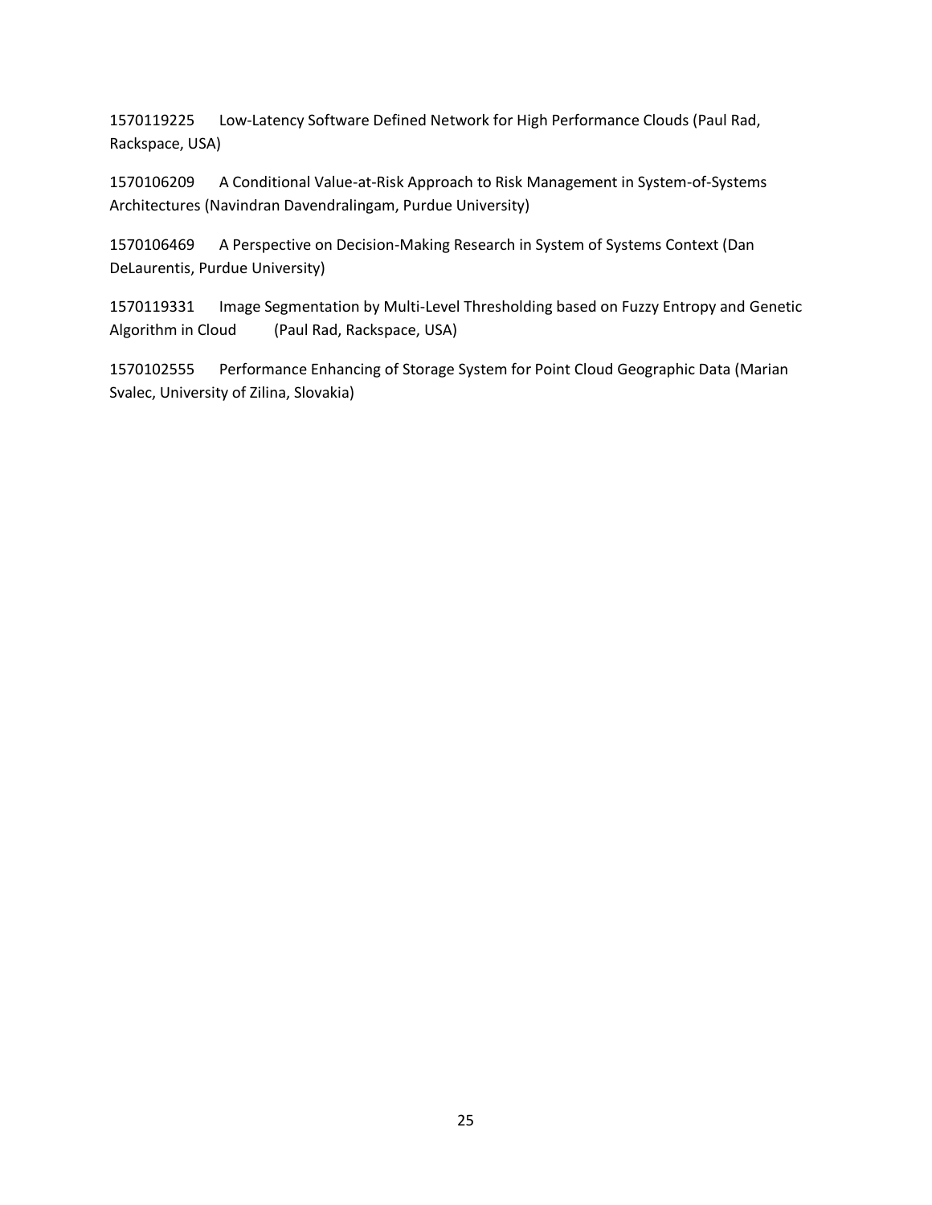1570119225 Low-Latency Software Defined Network for High Performance Clouds (Paul Rad, Rackspace, USA)

1570106209 A Conditional Value-at-Risk Approach to Risk Management in System-of-Systems Architectures (Navindran Davendralingam, Purdue University)

1570106469 A Perspective on Decision-Making Research in System of Systems Context (Dan DeLaurentis, Purdue University)

1570119331 Image Segmentation by Multi-Level Thresholding based on Fuzzy Entropy and Genetic Algorithm in Cloud (Paul Rad, Rackspace, USA)

1570102555 Performance Enhancing of Storage System for Point Cloud Geographic Data (Marian Svalec, University of Zilina, Slovakia)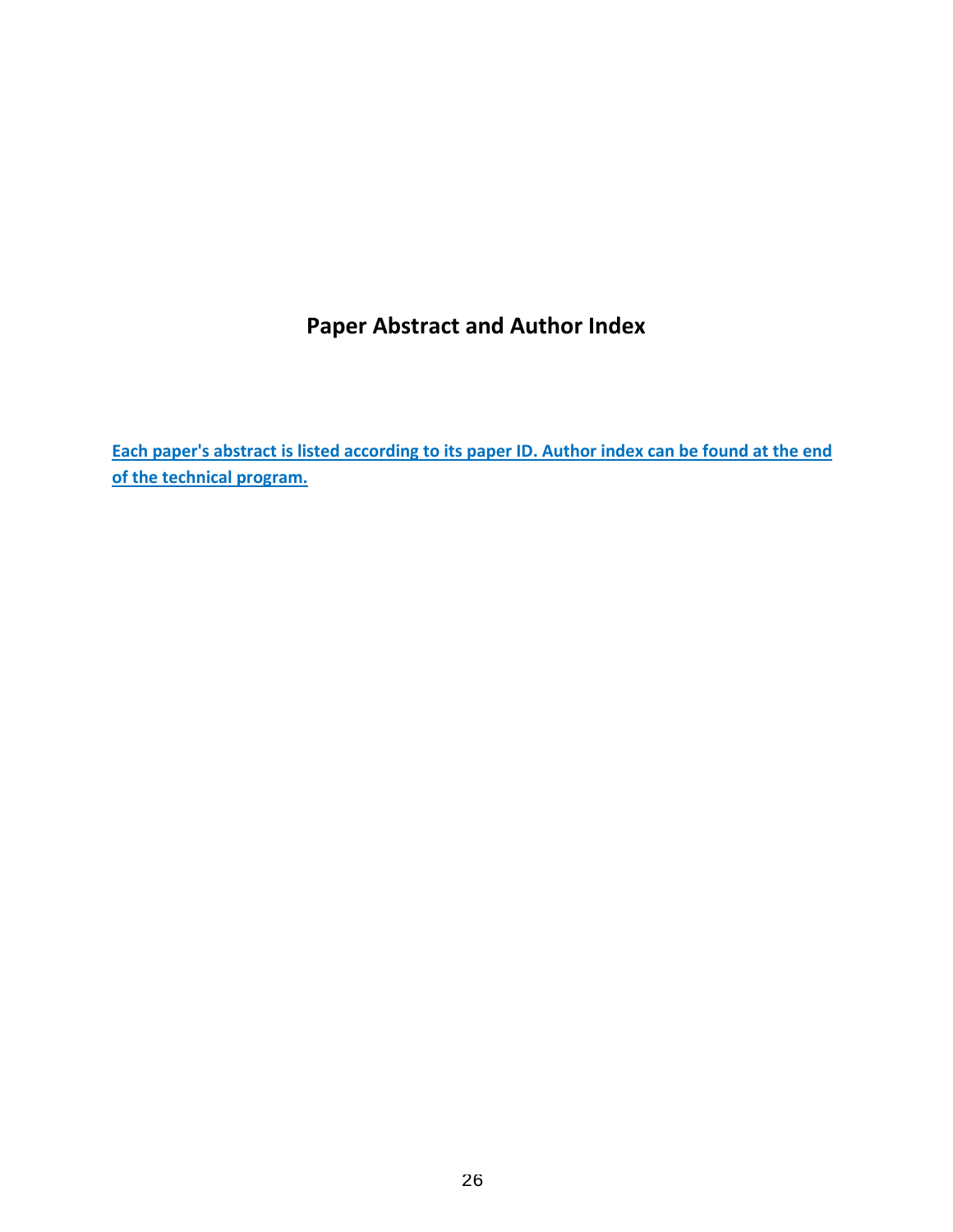# Paper Abstract and Author Index

**Each paper's abstract is listed according to its paper ID. Author index can be found at the end of the technical program.**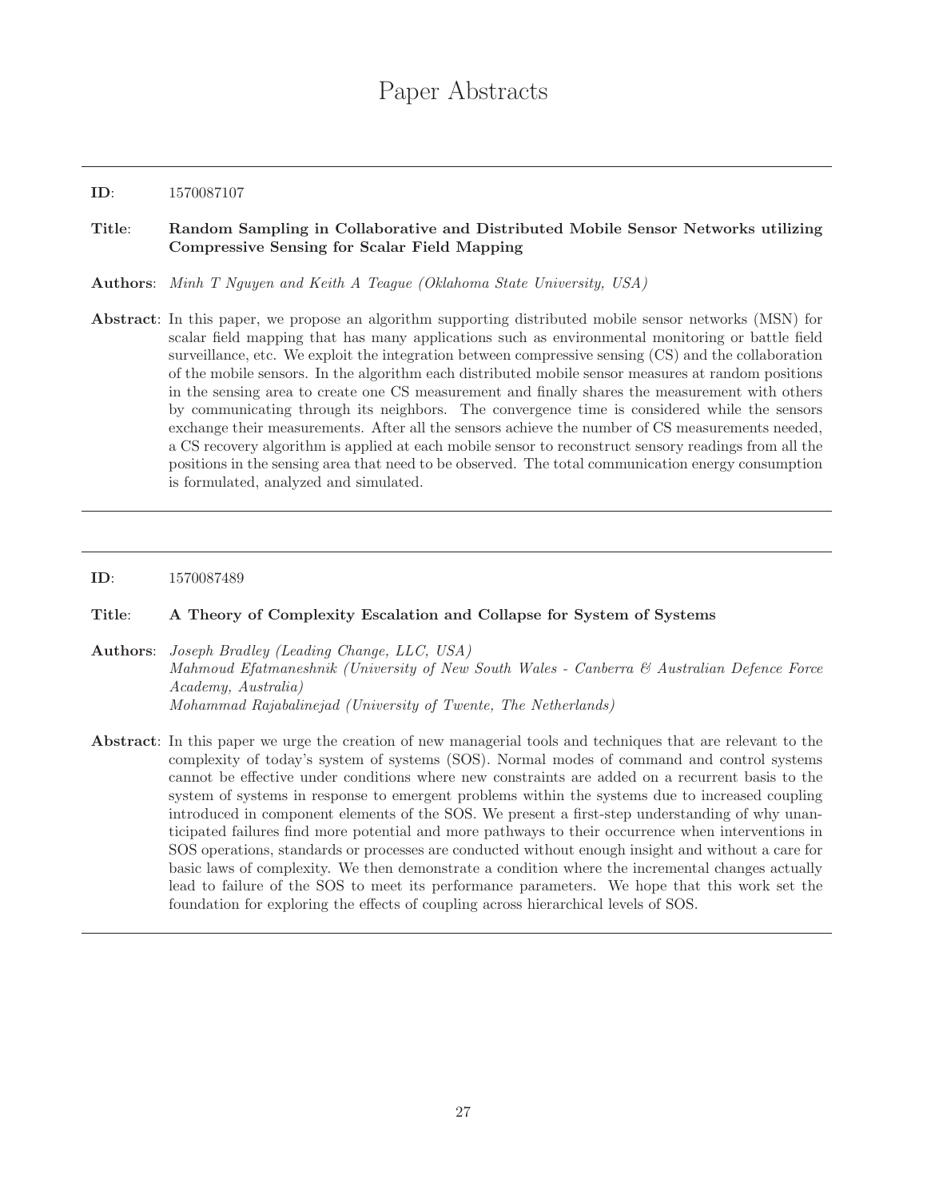# Paper Abstracts

---

**ID**: 1570087107

**Title**: **Random Sampling in Collaborative and Distributed Mobile Sensor Networks utilizing Compressive Sensing for Scalar Field Mapping**

**Authors**: *Minh T Nguyen and Keith A Teague (Oklahoma State University, USA)*

**Abstract**: In this paper, we propose an algorithm supporting distributed mobile sensor networks (MSN) for scalar field mapping that has many applications such as environmental monitoring or battle field surveillance, etc. We exploit the integration between compressive sensing (CS) and the collaboration of the mobile sensors. In the algorithm each distributed mobile sensor measures at random positions in the sensing area to create one CS measurement and finally shares the measurement with others by communicating through its neighbors. The convergence time is considered while the sensors exchange their measurements. After all the sensors achieve the number of CS measurements needed, a CS recovery algorithm is applied at each mobile sensor to reconstruct sensory readings from all the positions in the sensing area that need to be observed. The total communication energy consumption is formulated, analyzed and simulated.

---

**ID**: 1570087489

**Title**: **A Theory of Complexity Escalation and Collapse for System of Systems**

**Authors**: *Joseph Bradley (Leading Change, LLC, USA)*
*Mahmoud Efatmaneshnik (University of New South Wales - Canberra & Australian Defence Force Academy, Australia)*
*Mohammad Rajabalinejad (University of Twente, The Netherlands)*

**Abstract**: In this paper we urge the creation of new managerial tools and techniques that are relevant to the complexity of today's system of systems (SOS). Normal modes of command and control systems cannot be effective under conditions where new constraints are added on a recurrent basis to the system of systems in response to emergent problems within the systems due to increased coupling introduced in component elements of the SOS. We present a first-step understanding of why unanticipated failures find more potential and more pathways to their occurrence when interventions in SOS operations, standards or processes are conducted without enough insight and without a care for basic laws of complexity. We then demonstrate a condition where the incremental changes actually lead to failure of the SOS to meet its performance parameters. We hope that this work set the foundation for exploring the effects of coupling across hierarchical levels of SOS.

---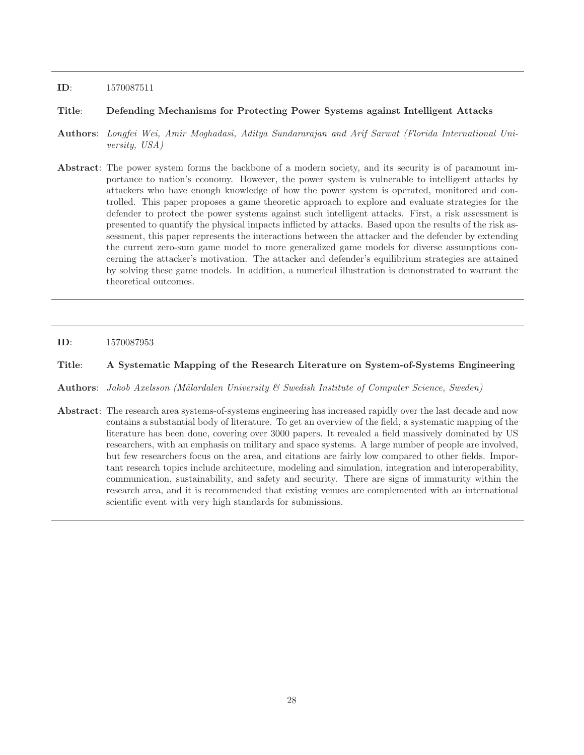---

**ID**: 1570087511

**Title**: **Defending Mechanisms for Protecting Power Systems against Intelligent Attacks**

**Authors**: *Longfei Wei, Amir Moghadasi, Aditya Sundararajan and Arif Sarwat (Florida International University, USA)*

**Abstract**: The power system forms the backbone of a modern society, and its security is of paramount importance to nation's economy. However, the power system is vulnerable to intelligent attacks by attackers who have enough knowledge of how the power system is operated, monitored and controlled. This paper proposes a game theoretic approach to explore and evaluate strategies for the defender to protect the power systems against such intelligent attacks. First, a risk assessment is presented to quantify the physical impacts inflicted by attacks. Based upon the results of the risk assessment, this paper represents the interactions between the attacker and the defender by extending the current zero-sum game model to more generalized game models for diverse assumptions concerning the attacker's motivation. The attacker and defender's equilibrium strategies are attained by solving these game models. In addition, a numerical illustration is demonstrated to warrant the theoretical outcomes.

---

---

**ID**: 1570087953

**Title**: **A Systematic Mapping of the Research Literature on System-of-Systems Engineering**

**Authors**: *Jakob Axelsson (Mälardalen University & Swedish Institute of Computer Science, Sweden)*

**Abstract**: The research area systems-of-systems engineering has increased rapidly over the last decade and now contains a substantial body of literature. To get an overview of the field, a systematic mapping of the literature has been done, covering over 3000 papers. It revealed a field massively dominated by US researchers, with an emphasis on military and space systems. A large number of people are involved, but few researchers focus on the area, and citations are fairly low compared to other fields. Important research topics include architecture, modeling and simulation, integration and interoperability, communication, sustainability, and safety and security. There are signs of immaturity within the research area, and it is recommended that existing venues are complemented with an international scientific event with very high standards for submissions.

---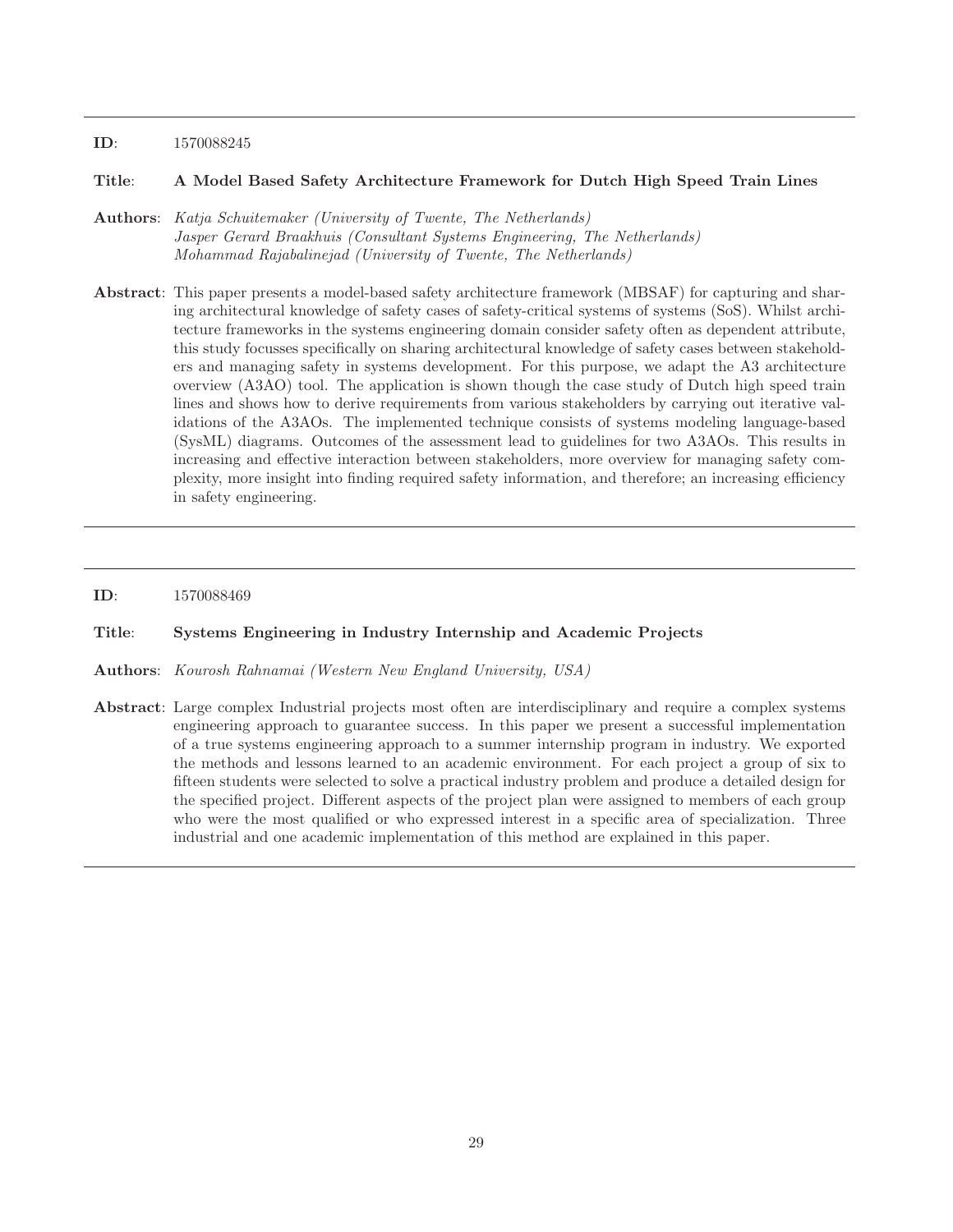---

**ID**: 1570088245

**Title**: **A Model Based Safety Architecture Framework for Dutch High Speed Train Lines**

**Authors**: *Katja Schuitemaker (University of Twente, The Netherlands)*
*Jasper Gerard Braakhuis (Consultant Systems Engineering, The Netherlands)*
*Mohammad Rajabalinejad (University of Twente, The Netherlands)*

**Abstract**: This paper presents a model-based safety architecture framework (MBSAF) for capturing and sharing architectural knowledge of safety cases of safety-critical systems of systems (SoS). Whilst architecture frameworks in the systems engineering domain consider safety often as dependent attribute, this study focusses specifically on sharing architectural knowledge of safety cases between stakeholders and managing safety in systems development. For this purpose, we adapt the A3 architecture overview (A3AO) tool. The application is shown though the case study of Dutch high speed train lines and shows how to derive requirements from various stakeholders by carrying out iterative validations of the A3AOs. The implemented technique consists of systems modeling language-based (SysML) diagrams. Outcomes of the assessment lead to guidelines for two A3AOs. This results in increasing and effective interaction between stakeholders, more overview for managing safety complexity, more insight into finding required safety information, and therefore; an increasing efficiency in safety engineering.

---

**ID**: 1570088469

**Title**: **Systems Engineering in Industry Internship and Academic Projects**

**Authors**: *Kourosh Rahnamai (Western New England University, USA)*

**Abstract**: Large complex Industrial projects most often are interdisciplinary and require a complex systems engineering approach to guarantee success. In this paper we present a successful implementation of a true systems engineering approach to a summer internship program in industry. We exported the methods and lessons learned to an academic environment. For each project a group of six to fifteen students were selected to solve a practical industry problem and produce a detailed design for the specified project. Different aspects of the project plan were assigned to members of each group who were the most qualified or who expressed interest in a specific area of specialization. Three industrial and one academic implementation of this method are explained in this paper.

---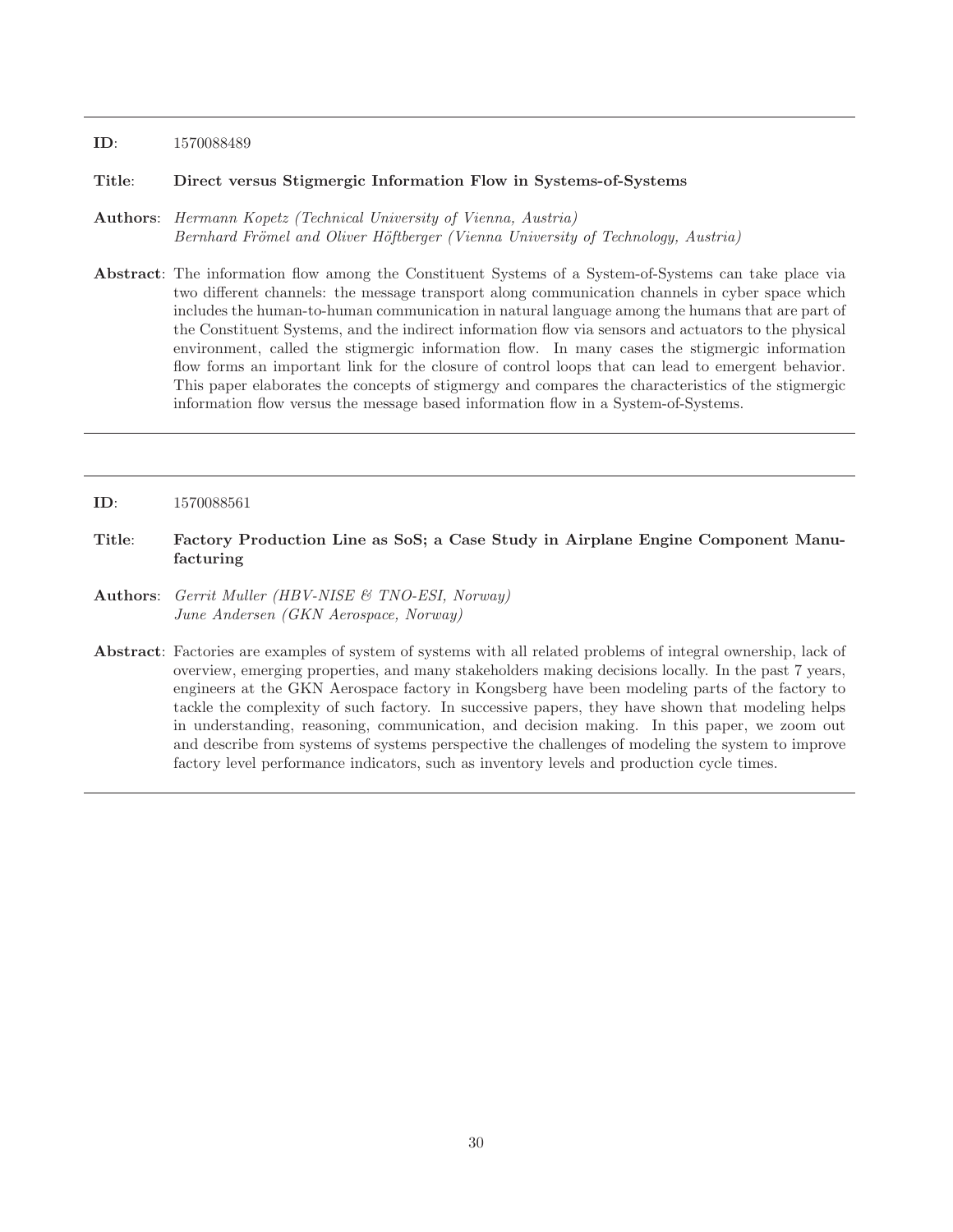---

**ID**: 1570088489

**Title**: **Direct versus Stigmergic Information Flow in Systems-of-Systems**

**Authors**: *Hermann Kopetz (Technical University of Vienna, Austria)*
*Bernhard Frömel and Oliver Höftberger (Vienna University of Technology, Austria)*

**Abstract**: The information flow among the Constituent Systems of a System-of-Systems can take place via two different channels: the message transport along communication channels in cyber space which includes the human-to-human communication in natural language among the humans that are part of the Constituent Systems, and the indirect information flow via sensors and actuators to the physical environment, called the stigmergic information flow. In many cases the stigmergic information flow forms an important link for the closure of control loops that can lead to emergent behavior. This paper elaborates the concepts of stigmergy and compares the characteristics of the stigmergic information flow versus the message based information flow in a System-of-Systems.

---

**ID**: 1570088561

**Title**: **Factory Production Line as SoS; a Case Study in Airplane Engine Component Manufacturing**

**Authors**: *Gerrit Muller (HBV-NISE & TNO-ESI, Norway)*
*June Andersen (GKN Aerospace, Norway)*

**Abstract**: Factories are examples of system of systems with all related problems of integral ownership, lack of overview, emerging properties, and many stakeholders making decisions locally. In the past 7 years, engineers at the GKN Aerospace factory in Kongsberg have been modeling parts of the factory to tackle the complexity of such factory. In successive papers, they have shown that modeling helps in understanding, reasoning, communication, and decision making. In this paper, we zoom out and describe from systems of systems perspective the challenges of modeling the system to improve factory level performance indicators, such as inventory levels and production cycle times.

---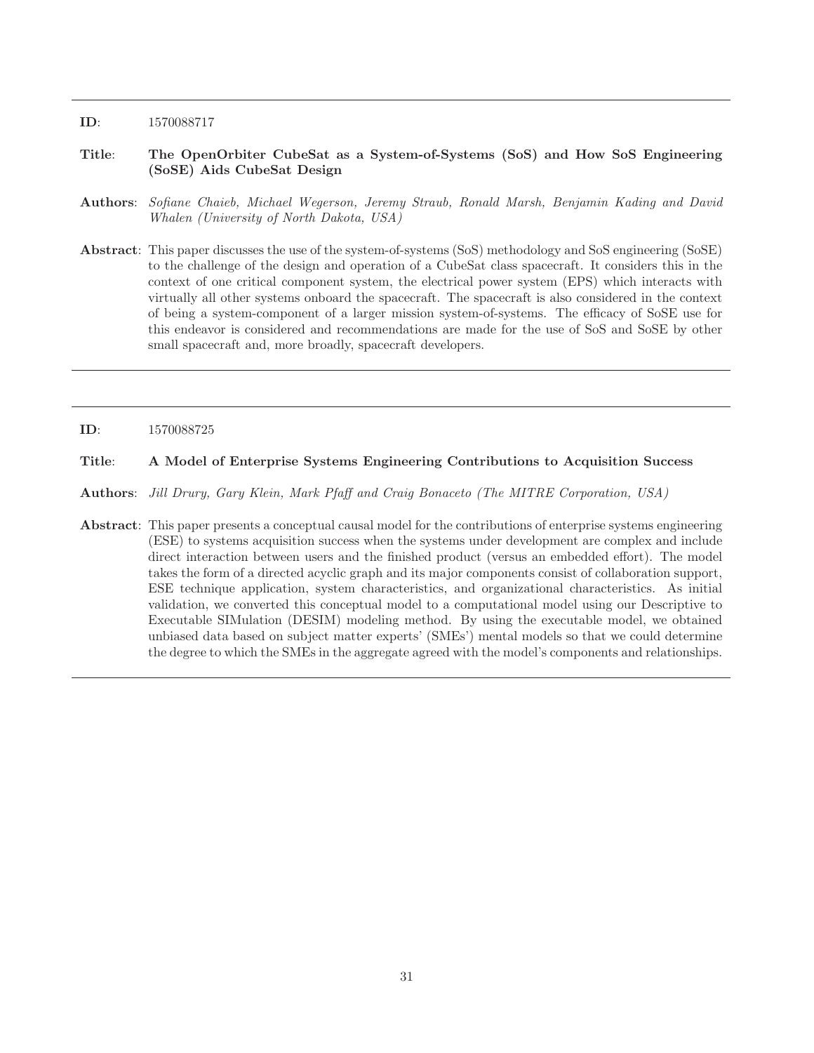---

**ID**: 1570088717

**Title**: **The OpenOrbiter CubeSat as a System-of-Systems (SoS) and How SoS Engineering (SoSE) Aids CubeSat Design**

**Authors**: *Sofiane Chaieb, Michael Wegerson, Jeremy Straub, Ronald Marsh, Benjamin Kading and David Whalen (University of North Dakota, USA)*

**Abstract**: This paper discusses the use of the system-of-systems (SoS) methodology and SoS engineering (SoSE) to the challenge of the design and operation of a CubeSat class spacecraft. It considers this in the context of one critical component system, the electrical power system (EPS) which interacts with virtually all other systems onboard the spacecraft. The spacecraft is also considered in the context of being a system-component of a larger mission system-of-systems. The efficacy of SoSE use for this endeavor is considered and recommendations are made for the use of SoS and SoSE by other small spacecraft and, more broadly, spacecraft developers.

---

**ID**: 1570088725

**Title**: **A Model of Enterprise Systems Engineering Contributions to Acquisition Success**

**Authors**: *Jill Drury, Gary Klein, Mark Pfaff and Craig Bonaceto (The MITRE Corporation, USA)*

**Abstract**: This paper presents a conceptual causal model for the contributions of enterprise systems engineering (ESE) to systems acquisition success when the systems under development are complex and include direct interaction between users and the finished product (versus an embedded effort). The model takes the form of a directed acyclic graph and its major components consist of collaboration support, ESE technique application, system characteristics, and organizational characteristics. As initial validation, we converted this conceptual model to a computational model using our Descriptive to Executable SIMulation (DESIM) modeling method. By using the executable model, we obtained unbiased data based on subject matter experts' (SMEs') mental models so that we could determine the degree to which the SMEs in the aggregate agreed with the model's components and relationships.

---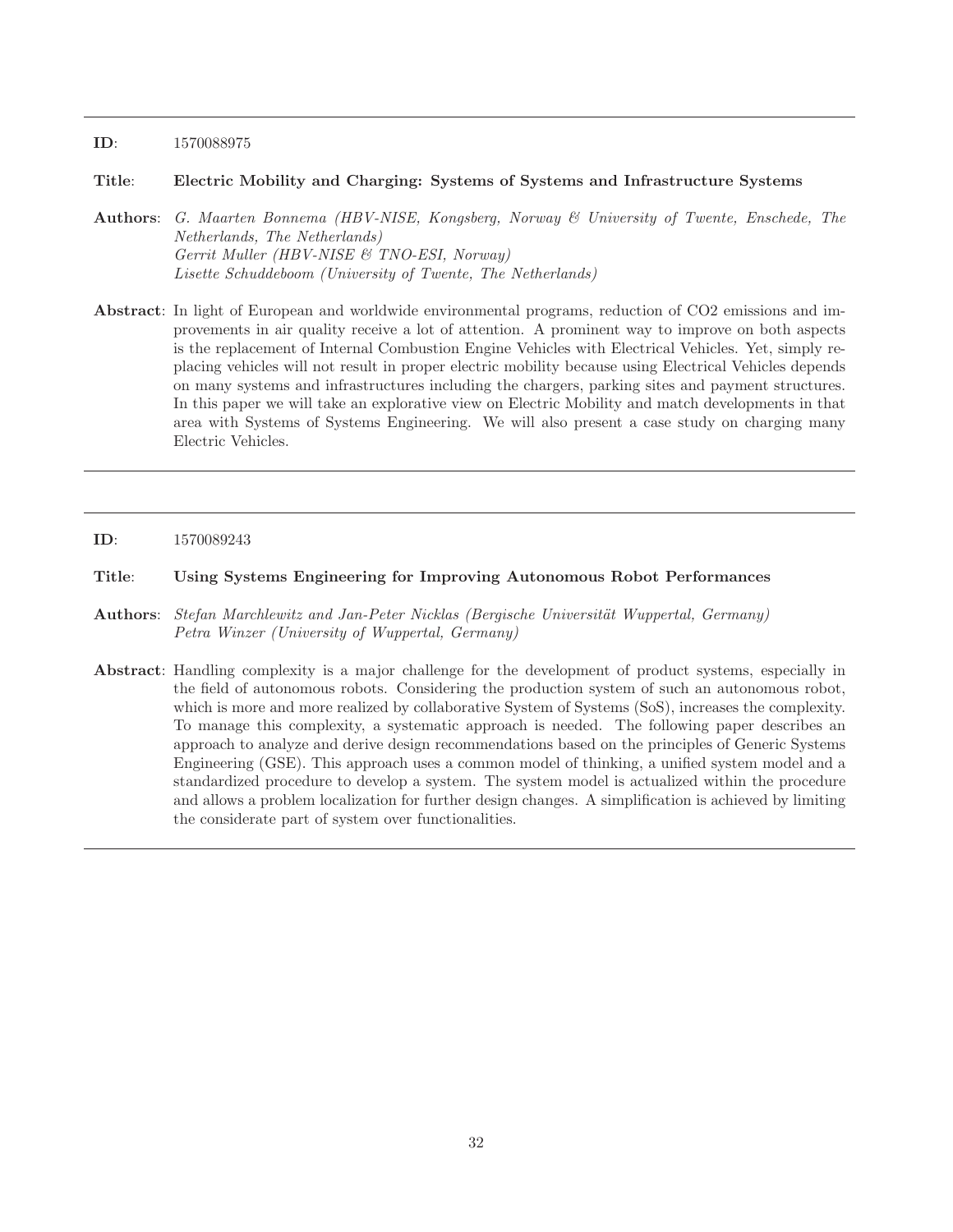---

**ID**: 1570088975

**Title**: **Electric Mobility and Charging: Systems of Systems and Infrastructure Systems**

**Authors**: *G. Maarten Bonnema (HBV-NISE, Kongsberg, Norway & University of Twente, Enschede, The Netherlands, The Netherlands)*
*Gerrit Muller (HBV-NISE & TNO-ESI, Norway)*
*Lisette Schuddeboom (University of Twente, The Netherlands)*

**Abstract**: In light of European and worldwide environmental programs, reduction of $CO_2$ emissions and improvements in air quality receive a lot of attention. A prominent way to improve on both aspects is the replacement of Internal Combustion Engine Vehicles with Electrical Vehicles. Yet, simply replacing vehicles will not result in proper electric mobility because using Electrical Vehicles depends on many systems and infrastructures including the chargers, parking sites and payment structures. In this paper we will take an explorative view on Electric Mobility and match developments in that area with Systems of Systems Engineering. We will also present a case study on charging many Electric Vehicles.

---

**ID**: 1570089243

**Title**: **Using Systems Engineering for Improving Autonomous Robot Performances**

**Authors**: *Stefan Marchlewitz and Jan-Peter Nicklas (Bergische Universität Wuppertal, Germany)*
*Petra Winzer (University of Wuppertal, Germany)*

**Abstract**: Handling complexity is a major challenge for the development of product systems, especially in the field of autonomous robots. Considering the production system of such an autonomous robot, which is more and more realized by collaborative System of Systems (SoS), increases the complexity. To manage this complexity, a systematic approach is needed. The following paper describes an approach to analyze and derive design recommendations based on the principles of Generic Systems Engineering (GSE). This approach uses a common model of thinking, a unified system model and a standardized procedure to develop a system. The system model is actualized within the procedure and allows a problem localization for further design changes. A simplification is achieved by limiting the considerate part of system over functionalities.

---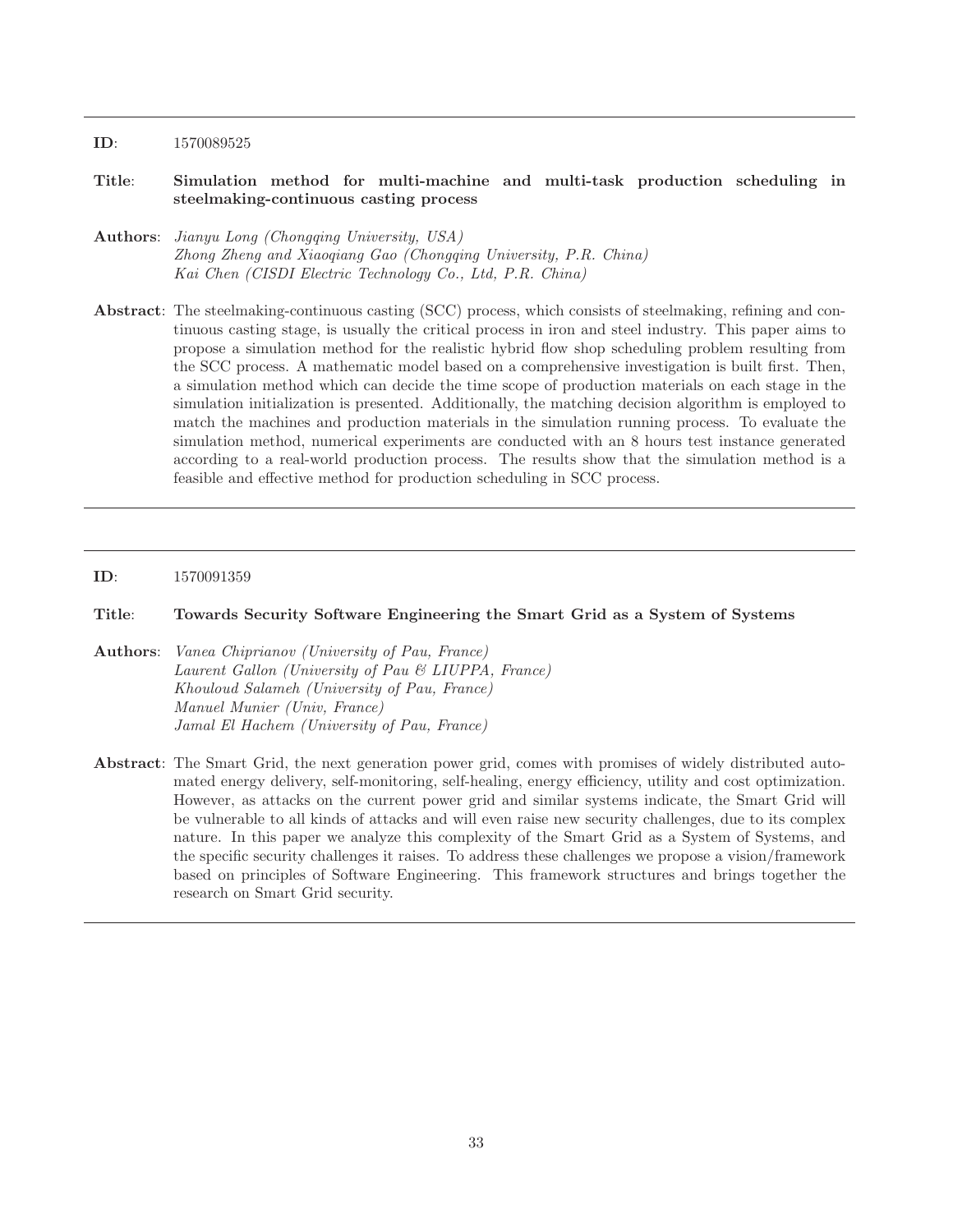---

**ID**: 1570089525

**Title**: **Simulation method for multi-machine and multi-task production scheduling in steelmaking-continuous casting process**

**Authors**: *Jianyu Long (Chongqing University, USA)*
*Zhong Zheng and Xiaoqiang Gao (Chongqing University, P.R. China)*
*Kai Chen (CISDI Electric Technology Co., Ltd, P.R. China)*

**Abstract**: The steelmaking-continuous casting (SCC) process, which consists of steelmaking, refining and continuous casting stage, is usually the critical process in iron and steel industry. This paper aims to propose a simulation method for the realistic hybrid flow shop scheduling problem resulting from the SCC process. A mathematic model based on a comprehensive investigation is built first. Then, a simulation method which can decide the time scope of production materials on each stage in the simulation initialization is presented. Additionally, the matching decision algorithm is employed to match the machines and production materials in the simulation running process. To evaluate the simulation method, numerical experiments are conducted with an 8 hours test instance generated according to a real-world production process. The results show that the simulation method is a feasible and effective method for production scheduling in SCC process.

---

**ID**: 1570091359

**Title**: **Towards Security Software Engineering the Smart Grid as a System of Systems**

**Authors**: *Vanea Chiprianov (University of Pau, France)*
*Laurent Gallon (University of Pau & LIUPPA, France)*
*Khouloud Salameh (University of Pau, France)*
*Manuel Munier (Univ, France)*
*Jamal El Hachem (University of Pau, France)*

**Abstract**: The Smart Grid, the next generation power grid, comes with promises of widely distributed automated energy delivery, self-monitoring, self-healing, energy efficiency, utility and cost optimization. However, as attacks on the current power grid and similar systems indicate, the Smart Grid will be vulnerable to all kinds of attacks and will even raise new security challenges, due to its complex nature. In this paper we analyze this complexity of the Smart Grid as a System of Systems, and the specific security challenges it raises. To address these challenges we propose a vision/framework based on principles of Software Engineering. This framework structures and brings together the research on Smart Grid security.

---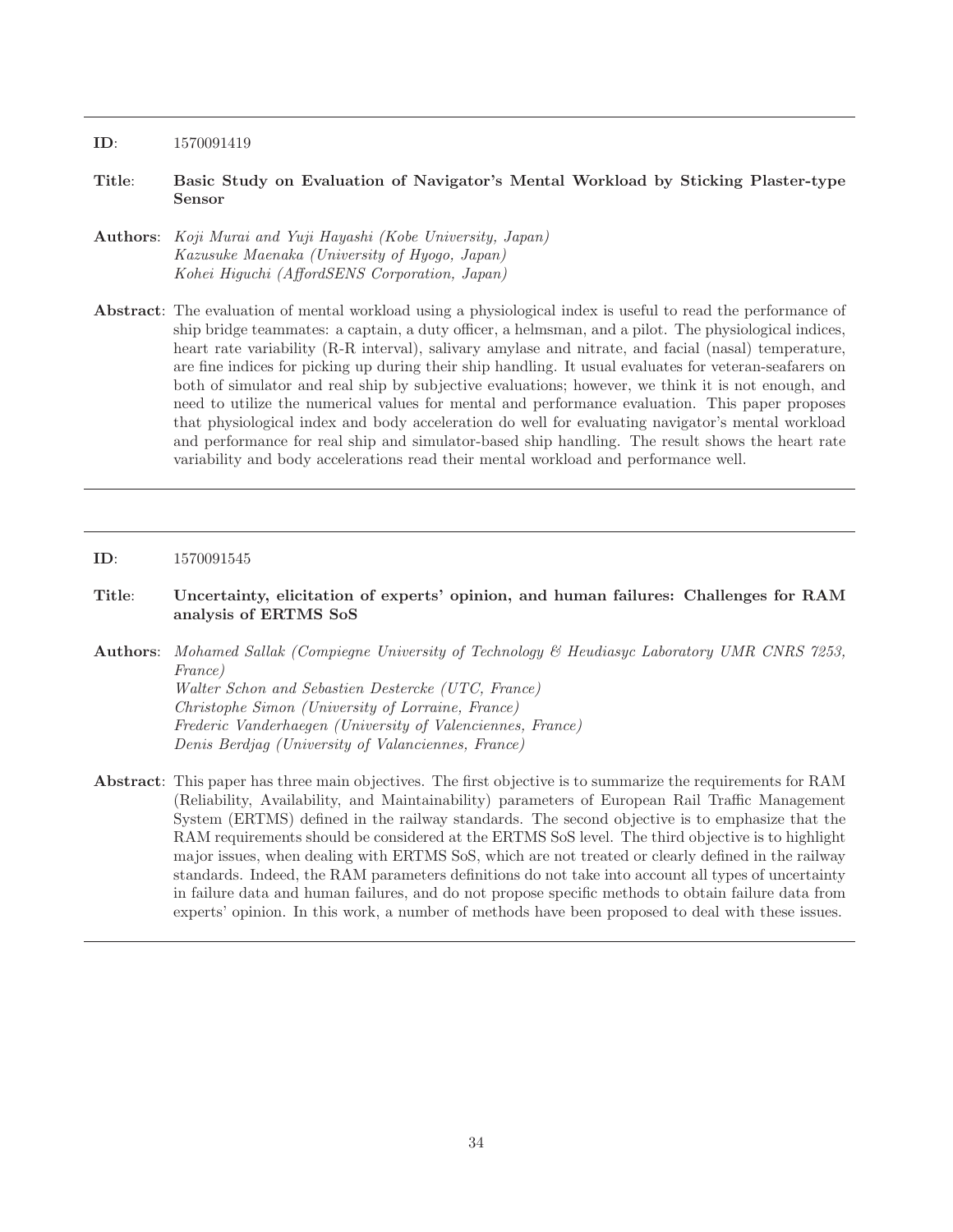---

**ID**: 1570091419

**Title**: **Basic Study on Evaluation of Navigator's Mental Workload by Sticking Plaster-type Sensor**

**Authors**: *Koji Murai and Yuji Hayashi (Kobe University, Japan)*
*Kazusuke Maenaka (University of Hyogo, Japan)*
*Kohei Higuchi (AffordSENS Corporation, Japan)*

**Abstract**: The evaluation of mental workload using a physiological index is useful to read the performance of ship bridge teammates: a captain, a duty officer, a helmsman, and a pilot. The physiological indices, heart rate variability (R-R interval), salivary amylase and nitrate, and facial (nasal) temperature, are fine indices for picking up during their ship handling. It usual evaluates for veteran-seafarers on both of simulator and real ship by subjective evaluations; however, we think it is not enough, and need to utilize the numerical values for mental and performance evaluation. This paper proposes that physiological index and body acceleration do well for evaluating navigator's mental workload and performance for real ship and simulator-based ship handling. The result shows the heart rate variability and body accelerations read their mental workload and performance well.

---

**ID**: 1570091545

**Title**: **Uncertainty, elicitation of experts' opinion, and human failures: Challenges for RAM analysis of ERTMS SoS**

**Authors**: *Mohamed Sallak (Compiegne University of Technology & Heudiasyc Laboratory UMR CNRS 7253, France)*
*Walter Schon and Sebastien Destercke (UTC, France)*
*Christophe Simon (University of Lorraine, France)*
*Frederic Vanderhaegen (University of Valenciennes, France)*
*Denis Berdjag (University of Valanciennes, France)*

**Abstract**: This paper has three main objectives. The first objective is to summarize the requirements for RAM (Reliability, Availability, and Maintainability) parameters of European Rail Traffic Management System (ERTMS) defined in the railway standards. The second objective is to emphasize that the RAM requirements should be considered at the ERTMS SoS level. The third objective is to highlight major issues, when dealing with ERTMS SoS, which are not treated or clearly defined in the railway standards. Indeed, the RAM parameters definitions do not take into account all types of uncertainty in failure data and human failures, and do not propose specific methods to obtain failure data from experts' opinion. In this work, a number of methods have been proposed to deal with these issues.

---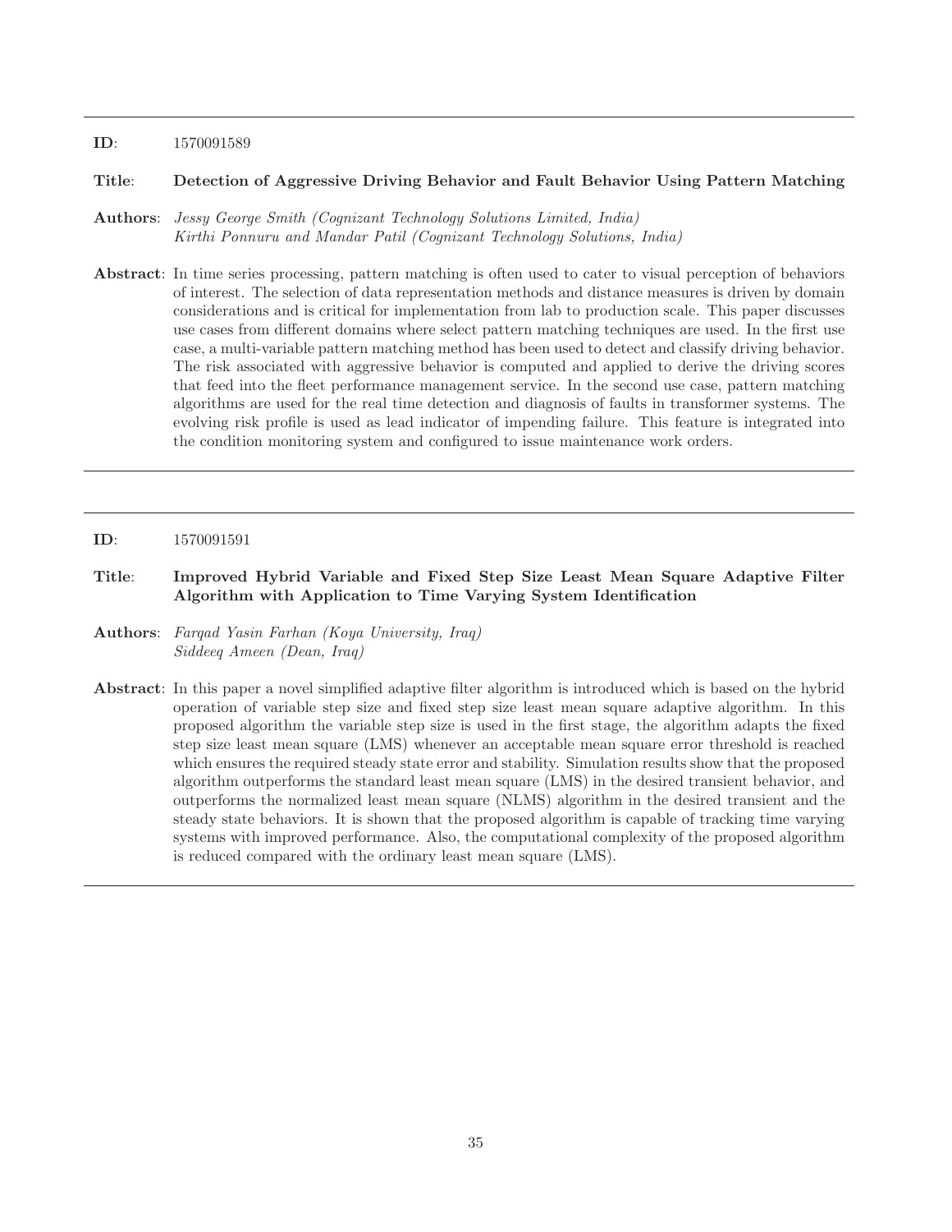---

**ID**: 1570091589

**Title**: **Detection of Aggressive Driving Behavior and Fault Behavior Using Pattern Matching**

**Authors**: *Jessy George Smith (Cognizant Technology Solutions Limited, India)*
*Kirthi Ponnuru and Mandar Patil (Cognizant Technology Solutions, India)*

**Abstract**: In time series processing, pattern matching is often used to cater to visual perception of behaviors of interest. The selection of data representation methods and distance measures is driven by domain considerations and is critical for implementation from lab to production scale. This paper discusses use cases from different domains where select pattern matching techniques are used. In the first use case, a multi-variable pattern matching method has been used to detect and classify driving behavior. The risk associated with aggressive behavior is computed and applied to derive the driving scores that feed into the fleet performance management service. In the second use case, pattern matching algorithms are used for the real time detection and diagnosis of faults in transformer systems. The evolving risk profile is used as lead indicator of impending failure. This feature is integrated into the condition monitoring system and configured to issue maintenance work orders.

---

**ID**: 1570091591

**Title**: **Improved Hybrid Variable and Fixed Step Size Least Mean Square Adaptive Filter Algorithm with Application to Time Varying System Identification**

**Authors**: *Farqad Yasin Farhan (Koya University, Iraq)*
*Siddeeq Ameen (Dean, Iraq)*

**Abstract**: In this paper a novel simplified adaptive filter algorithm is introduced which is based on the hybrid operation of variable step size and fixed step size least mean square adaptive algorithm. In this proposed algorithm the variable step size is used in the first stage, the algorithm adapts the fixed step size least mean square (LMS) whenever an acceptable mean square error threshold is reached which ensures the required steady state error and stability. Simulation results show that the proposed algorithm outperforms the standard least mean square (LMS) in the desired transient behavior, and outperforms the normalized least mean square (NLMS) algorithm in the desired transient and the steady state behaviors. It is shown that the proposed algorithm is capable of tracking time varying systems with improved performance. Also, the computational complexity of the proposed algorithm is reduced compared with the ordinary least mean square (LMS).

---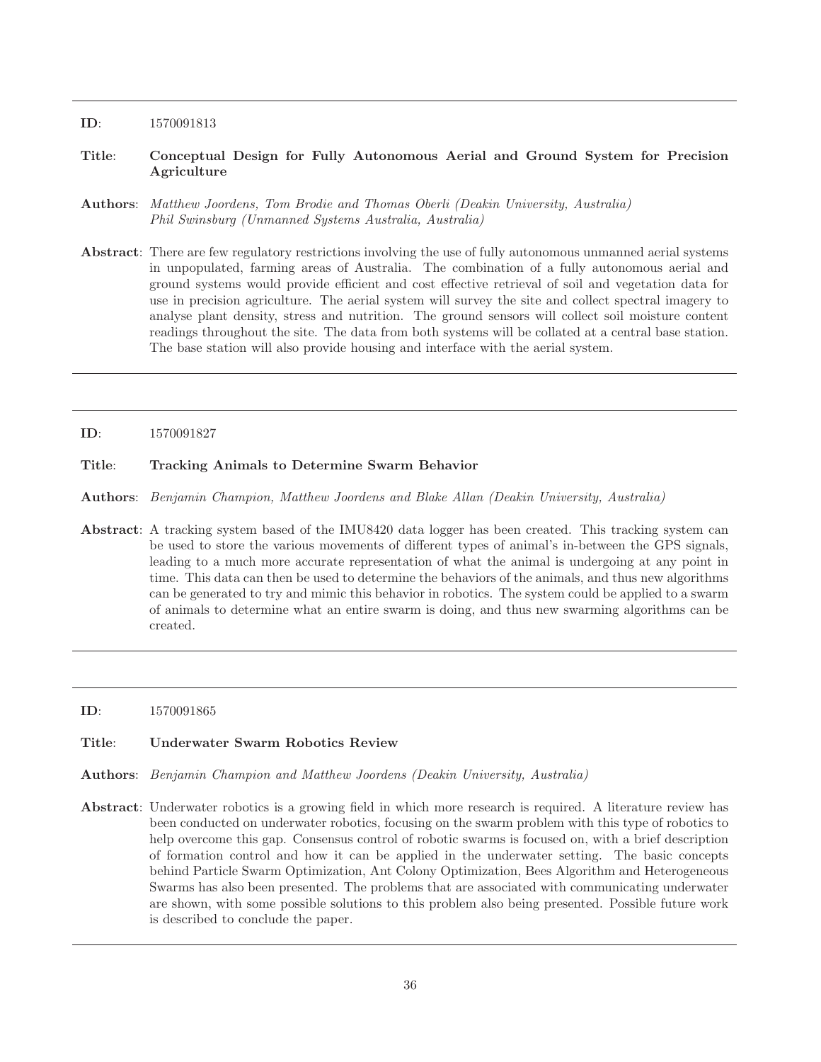---

**ID**: 1570091813

**Title**: **Conceptual Design for Fully Autonomous Aerial and Ground System for Precision Agriculture**

**Authors**: *Matthew Joordens, Tom Brodie and Thomas Oberli (Deakin University, Australia)*
*Phil Swinsburg (Unmanned Systems Australia, Australia)*

**Abstract**: There are few regulatory restrictions involving the use of fully autonomous unmanned aerial systems in unpopulated, farming areas of Australia. The combination of a fully autonomous aerial and ground systems would provide efficient and cost effective retrieval of soil and vegetation data for use in precision agriculture. The aerial system will survey the site and collect spectral imagery to analyse plant density, stress and nutrition. The ground sensors will collect soil moisture content readings throughout the site. The data from both systems will be collated at a central base station. The base station will also provide housing and interface with the aerial system.

---

**ID**: 1570091827

**Title**: **Tracking Animals to Determine Swarm Behavior**

**Authors**: *Benjamin Champion, Matthew Joordens and Blake Allan (Deakin University, Australia)*

**Abstract**: A tracking system based of the IMU8420 data logger has been created. This tracking system can be used to store the various movements of different types of animal's in-between the GPS signals, leading to a much more accurate representation of what the animal is undergoing at any point in time. This data can then be used to determine the behaviors of the animals, and thus new algorithms can be generated to try and mimic this behavior in robotics. The system could be applied to a swarm of animals to determine what an entire swarm is doing, and thus new swarming algorithms can be created.

---

**ID**: 1570091865

**Title**: **Underwater Swarm Robotics Review**

**Authors**: *Benjamin Champion and Matthew Joordens (Deakin University, Australia)*

**Abstract**: Underwater robotics is a growing field in which more research is required. A literature review has been conducted on underwater robotics, focusing on the swarm problem with this type of robotics to help overcome this gap. Consensus control of robotic swarms is focused on, with a brief description of formation control and how it can be applied in the underwater setting. The basic concepts behind Particle Swarm Optimization, Ant Colony Optimization, Bees Algorithm and Heterogeneous Swarms has also been presented. The problems that are associated with communicating underwater are shown, with some possible solutions to this problem also being presented. Possible future work is described to conclude the paper.

---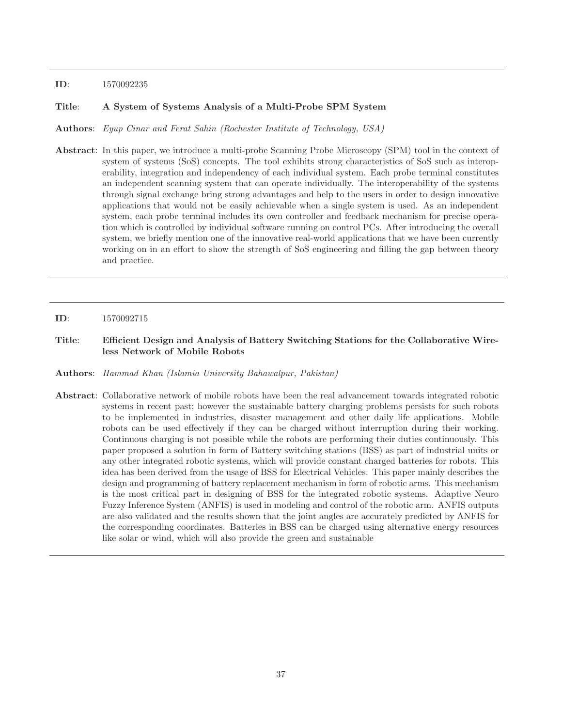---

**ID**: 1570092235

**Title**: **A System of Systems Analysis of a Multi-Probe SPM System**

**Authors**: *Eyup Cinar and Ferat Sahin (Rochester Institute of Technology, USA)*

**Abstract**: In this paper, we introduce a multi-probe Scanning Probe Microscopy (SPM) tool in the context of system of systems (SoS) concepts. The tool exhibits strong characteristics of SoS such as interoperability, integration and independency of each individual system. Each probe terminal constitutes an independent scanning system that can operate individually. The interoperability of the systems through signal exchange bring strong advantages and help to the users in order to design innovative applications that would not be easily achievable when a single system is used. As an independent system, each probe terminal includes its own controller and feedback mechanism for precise operation which is controlled by individual software running on control PCs. After introducing the overall system, we briefly mention one of the innovative real-world applications that we have been currently working on in an effort to show the strength of SoS engineering and filling the gap between theory and practice.

---

**ID**: 1570092715

**Title**: **Efficient Design and Analysis of Battery Switching Stations for the Collaborative Wireless Network of Mobile Robots**

**Authors**: *Hammad Khan (Islamia University Bahawalpur, Pakistan)*

**Abstract**: Collaborative network of mobile robots have been the real advancement towards integrated robotic systems in recent past; however the sustainable battery charging problems persists for such robots to be implemented in industries, disaster management and other daily life applications. Mobile robots can be used effectively if they can be charged without interruption during their working. Continuous charging is not possible while the robots are performing their duties continuously. This paper proposed a solution in form of Battery switching stations (BSS) as part of industrial units or any other integrated robotic systems, which will provide constant charged batteries for robots. This idea has been derived from the usage of BSS for Electrical Vehicles. This paper mainly describes the design and programming of battery replacement mechanism in form of robotic arms. This mechanism is the most critical part in designing of BSS for the integrated robotic systems. Adaptive Neuro Fuzzy Inference System (ANFIS) is used in modeling and control of the robotic arm. ANFIS outputs are also validated and the results shown that the joint angles are accurately predicted by ANFIS for the corresponding coordinates. Batteries in BSS can be charged using alternative energy resources like solar or wind, which will also provide the green and sustainable

---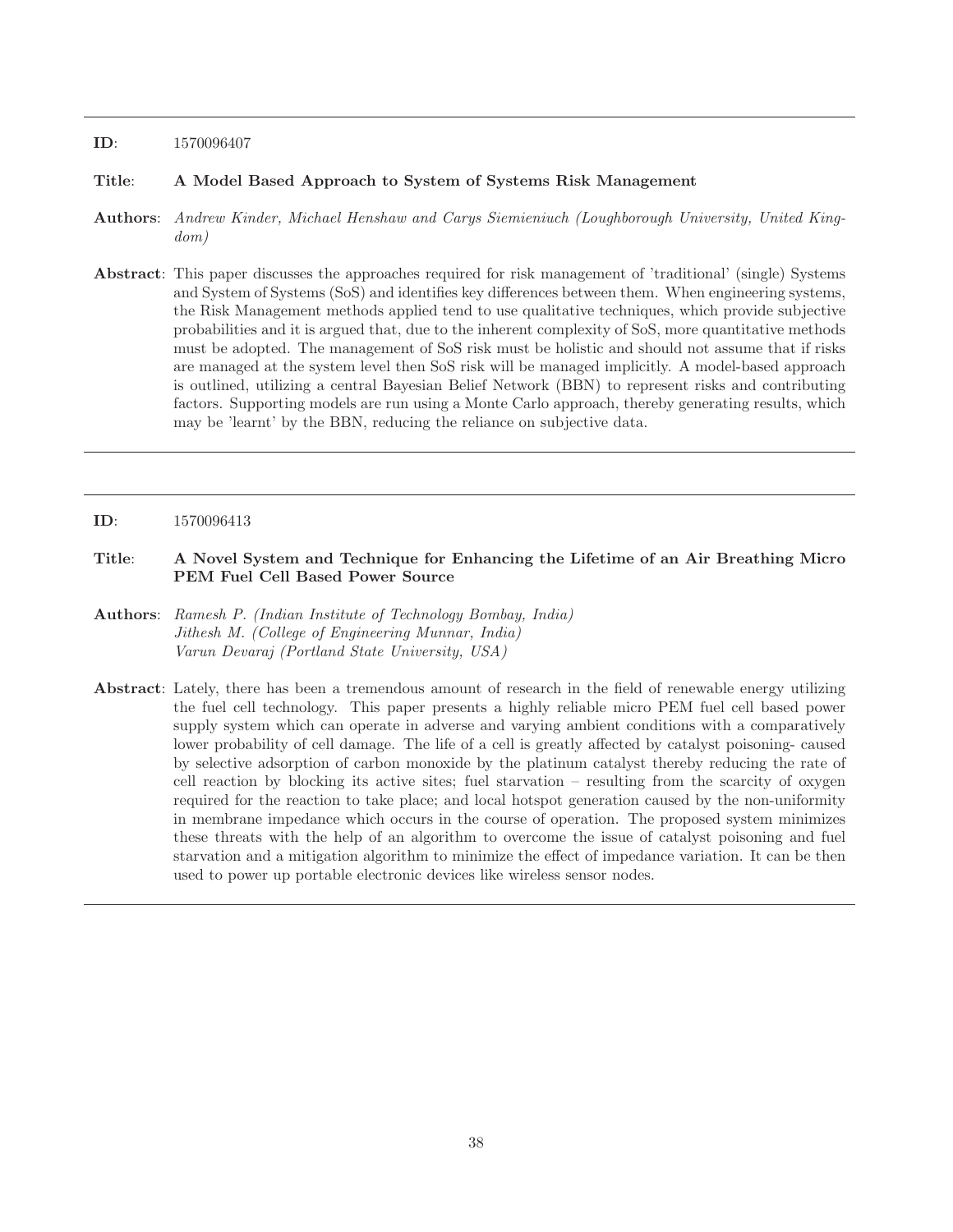---

**ID**: 1570096407

**Title**: **A Model Based Approach to System of Systems Risk Management**

**Authors**: *Andrew Kinder, Michael Henshaw and Carys Siemieniuch (Loughborough University, United Kingdom)*

**Abstract**: This paper discusses the approaches required for risk management of 'traditional' (single) Systems and System of Systems (SoS) and identifies key differences between them. When engineering systems, the Risk Management methods applied tend to use qualitative techniques, which provide subjective probabilities and it is argued that, due to the inherent complexity of SoS, more quantitative methods must be adopted. The management of SoS risk must be holistic and should not assume that if risks are managed at the system level then SoS risk will be managed implicitly. A model-based approach is outlined, utilizing a central Bayesian Belief Network (BBN) to represent risks and contributing factors. Supporting models are run using a Monte Carlo approach, thereby generating results, which may be 'learnt' by the BBN, reducing the reliance on subjective data.

---

**ID**: 1570096413

**Title**: **A Novel System and Technique for Enhancing the Lifetime of an Air Breathing Micro PEM Fuel Cell Based Power Source**

**Authors**: *Ramesh P. (Indian Institute of Technology Bombay, India)*
*Jithesh M. (College of Engineering Munnar, India)*
*Varun Devaraj (Portland State University, USA)*

**Abstract**: Lately, there has been a tremendous amount of research in the field of renewable energy utilizing the fuel cell technology. This paper presents a highly reliable micro PEM fuel cell based power supply system which can operate in adverse and varying ambient conditions with a comparatively lower probability of cell damage. The life of a cell is greatly affected by catalyst poisoning- caused by selective adsorption of carbon monoxide by the platinum catalyst thereby reducing the rate of cell reaction by blocking its active sites; fuel starvation – resulting from the scarcity of oxygen required for the reaction to take place; and local hotspot generation caused by the non-uniformity in membrane impedance which occurs in the course of operation. The proposed system minimizes these threats with the help of an algorithm to overcome the issue of catalyst poisoning and fuel starvation and a mitigation algorithm to minimize the effect of impedance variation. It can be then used to power up portable electronic devices like wireless sensor nodes.

---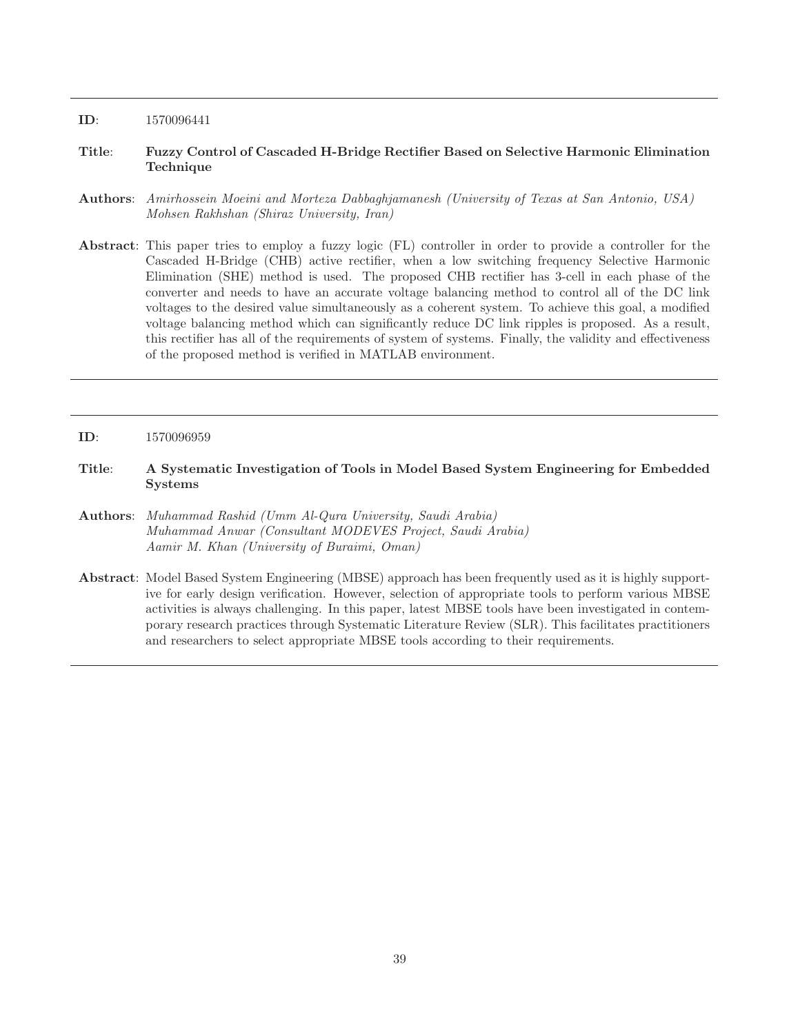---

**ID**: 1570096441

**Title**: **Fuzzy Control of Cascaded H-Bridge Rectifier Based on Selective Harmonic Elimination Technique**

**Authors**: *Amirhossein Moeini and Morteza Dabbaghjamanesh (University of Texas at San Antonio, USA)*
*Mohsen Rakhshan (Shiraz University, Iran)*

**Abstract**: This paper tries to employ a fuzzy logic (FL) controller in order to provide a controller for the Cascaded H-Bridge (CHB) active rectifier, when a low switching frequency Selective Harmonic Elimination (SHE) method is used. The proposed CHB rectifier has 3-cell in each phase of the converter and needs to have an accurate voltage balancing method to control all of the DC link voltages to the desired value simultaneously as a coherent system. To achieve this goal, a modified voltage balancing method which can significantly reduce DC link ripples is proposed. As a result, this rectifier has all of the requirements of system of systems. Finally, the validity and effectiveness of the proposed method is verified in MATLAB environment.

---

**ID**: 1570096959

**Title**: **A Systematic Investigation of Tools in Model Based System Engineering for Embedded Systems**

**Authors**: *Muhammad Rashid (Umm Al-Qura University, Saudi Arabia)*
*Muhammad Anwar (Consultant MODEVES Project, Saudi Arabia)*
*Aamir M. Khan (University of Buraimi, Oman)*

**Abstract**: Model Based System Engineering (MBSE) approach has been frequently used as it is highly supportive for early design verification. However, selection of appropriate tools to perform various MBSE activities is always challenging. In this paper, latest MBSE tools have been investigated in contemporary research practices through Systematic Literature Review (SLR). This facilitates practitioners and researchers to select appropriate MBSE tools according to their requirements.

---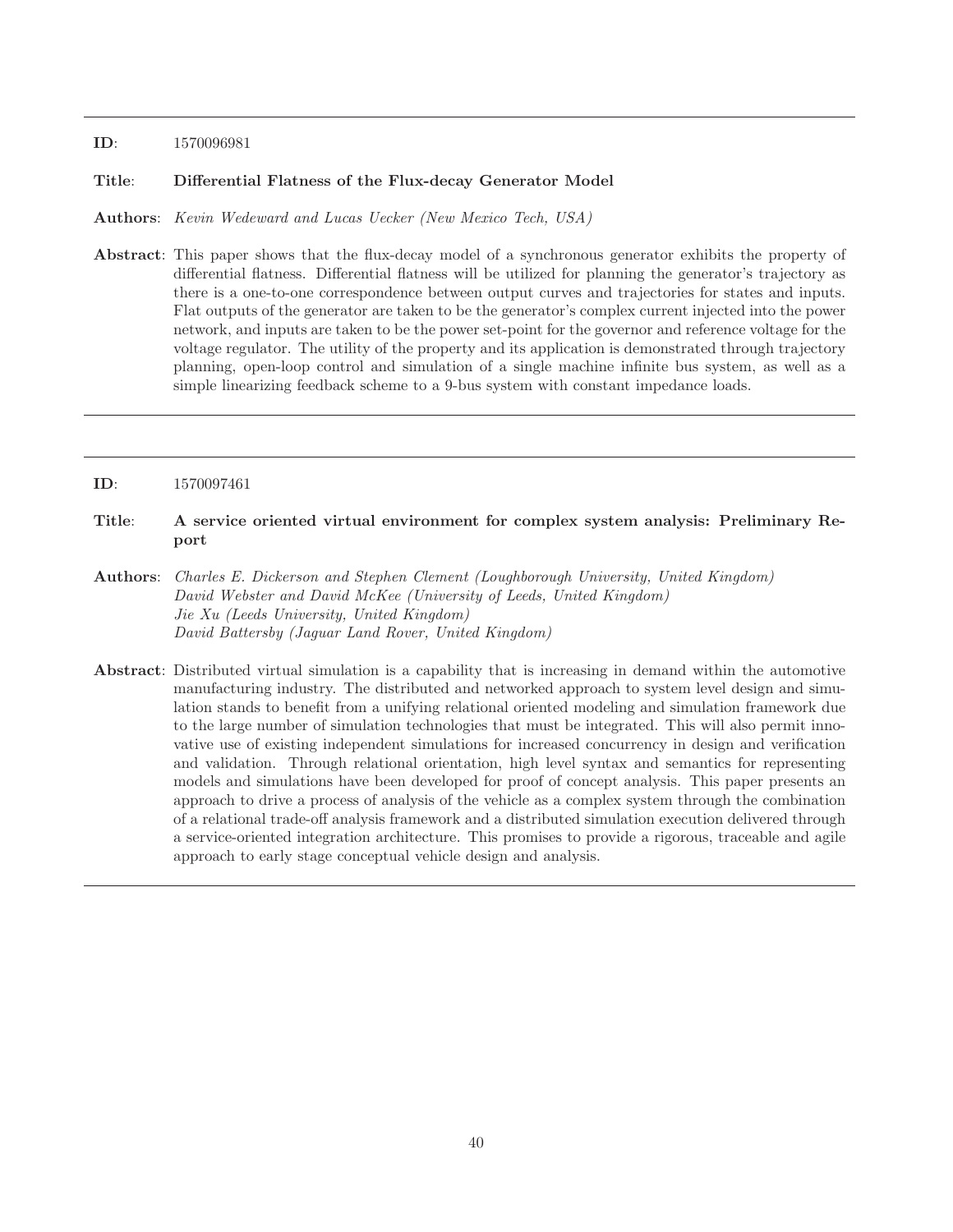---

**ID**: 1570096981

**Title**: **Differential Flatness of the Flux-decay Generator Model**

**Authors**: *Kevin Wedeward and Lucas Uecker (New Mexico Tech, USA)*

**Abstract**: This paper shows that the flux-decay model of a synchronous generator exhibits the property of differential flatness. Differential flatness will be utilized for planning the generator's trajectory as there is a one-to-one correspondence between output curves and trajectories for states and inputs. Flat outputs of the generator are taken to be the generator's complex current injected into the power network, and inputs are taken to be the power set-point for the governor and reference voltage for the voltage regulator. The utility of the property and its application is demonstrated through trajectory planning, open-loop control and simulation of a single machine infinite bus system, as well as a simple linearizing feedback scheme to a 9-bus system with constant impedance loads.

---

**ID**: 1570097461

**Title**: **A service oriented virtual environment for complex system analysis: Preliminary Report**

**Authors**: *Charles E. Dickerson and Stephen Clement (Loughborough University, United Kingdom)*
*David Webster and David McKee (University of Leeds, United Kingdom)*
*Jie Xu (Leeds University, United Kingdom)*
*David Battersby (Jaguar Land Rover, United Kingdom)*

**Abstract**: Distributed virtual simulation is a capability that is increasing in demand within the automotive manufacturing industry. The distributed and networked approach to system level design and simulation stands to benefit from a unifying relational oriented modeling and simulation framework due to the large number of simulation technologies that must be integrated. This will also permit innovative use of existing independent simulations for increased concurrency in design and verification and validation. Through relational orientation, high level syntax and semantics for representing models and simulations have been developed for proof of concept analysis. This paper presents an approach to drive a process of analysis of the vehicle as a complex system through the combination of a relational trade-off analysis framework and a distributed simulation execution delivered through a service-oriented integration architecture. This promises to provide a rigorous, traceable and agile approach to early stage conceptual vehicle design and analysis.

---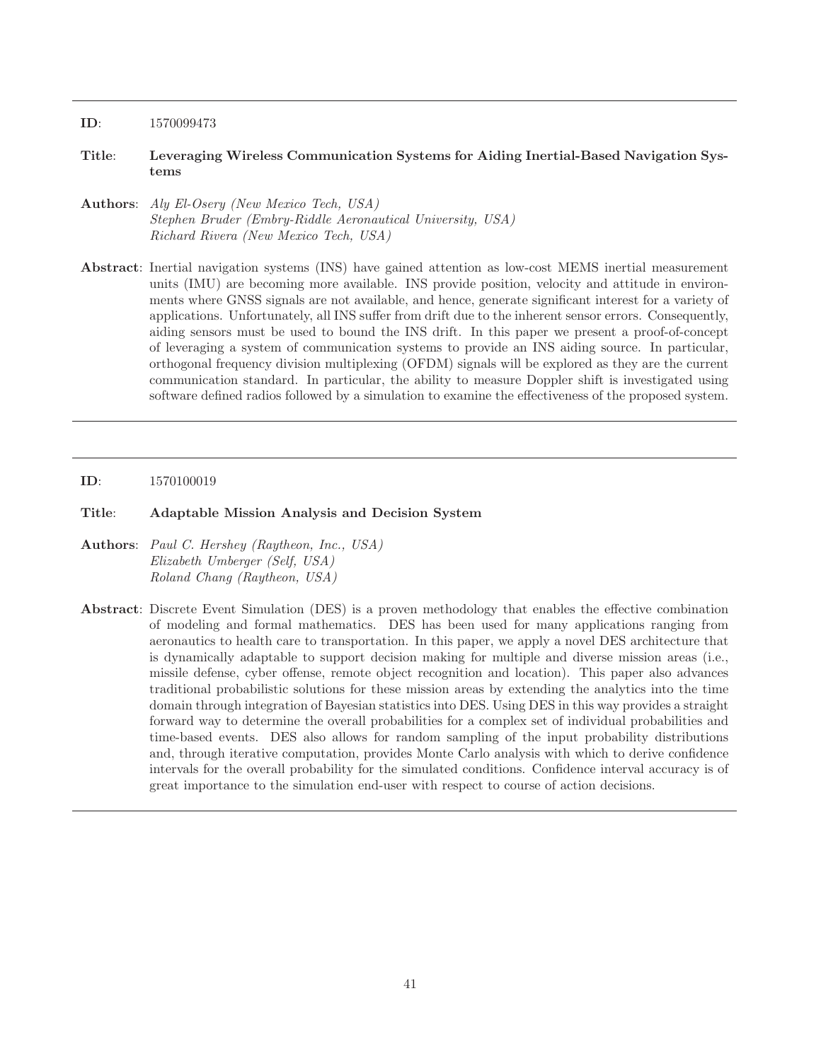---

**ID**: 1570099473

**Title**: **Leveraging Wireless Communication Systems for Aiding Inertial-Based Navigation Systems**

**Authors**: *Aly El-Osery (New Mexico Tech, USA)*
*Stephen Bruder (Embry-Riddle Aeronautical University, USA)*
*Richard Rivera (New Mexico Tech, USA)*

**Abstract**: Inertial navigation systems (INS) have gained attention as low-cost MEMS inertial measurement units (IMU) are becoming more available. INS provide position, velocity and attitude in environments where GNSS signals are not available, and hence, generate significant interest for a variety of applications. Unfortunately, all INS suffer from drift due to the inherent sensor errors. Consequently, aiding sensors must be used to bound the INS drift. In this paper we present a proof-of-concept of leveraging a system of communication systems to provide an INS aiding source. In particular, orthogonal frequency division multiplexing (OFDM) signals will be explored as they are the current communication standard. In particular, the ability to measure Doppler shift is investigated using software defined radios followed by a simulation to examine the effectiveness of the proposed system.

---

**ID**: 1570100019

**Title**: **Adaptable Mission Analysis and Decision System**

**Authors**: *Paul C. Hershey (Raytheon, Inc., USA)*
*Elizabeth Umberger (Self, USA)*
*Roland Chang (Raytheon, USA)*

**Abstract**: Discrete Event Simulation (DES) is a proven methodology that enables the effective combination of modeling and formal mathematics. DES has been used for many applications ranging from aeronautics to health care to transportation. In this paper, we apply a novel DES architecture that is dynamically adaptable to support decision making for multiple and diverse mission areas (i.e., missile defense, cyber offense, remote object recognition and location). This paper also advances traditional probabilistic solutions for these mission areas by extending the analytics into the time domain through integration of Bayesian statistics into DES. Using DES in this way provides a straight forward way to determine the overall probabilities for a complex set of individual probabilities and time-based events. DES also allows for random sampling of the input probability distributions and, through iterative computation, provides Monte Carlo analysis with which to derive confidence intervals for the overall probability for the simulated conditions. Confidence interval accuracy is of great importance to the simulation end-user with respect to course of action decisions.

---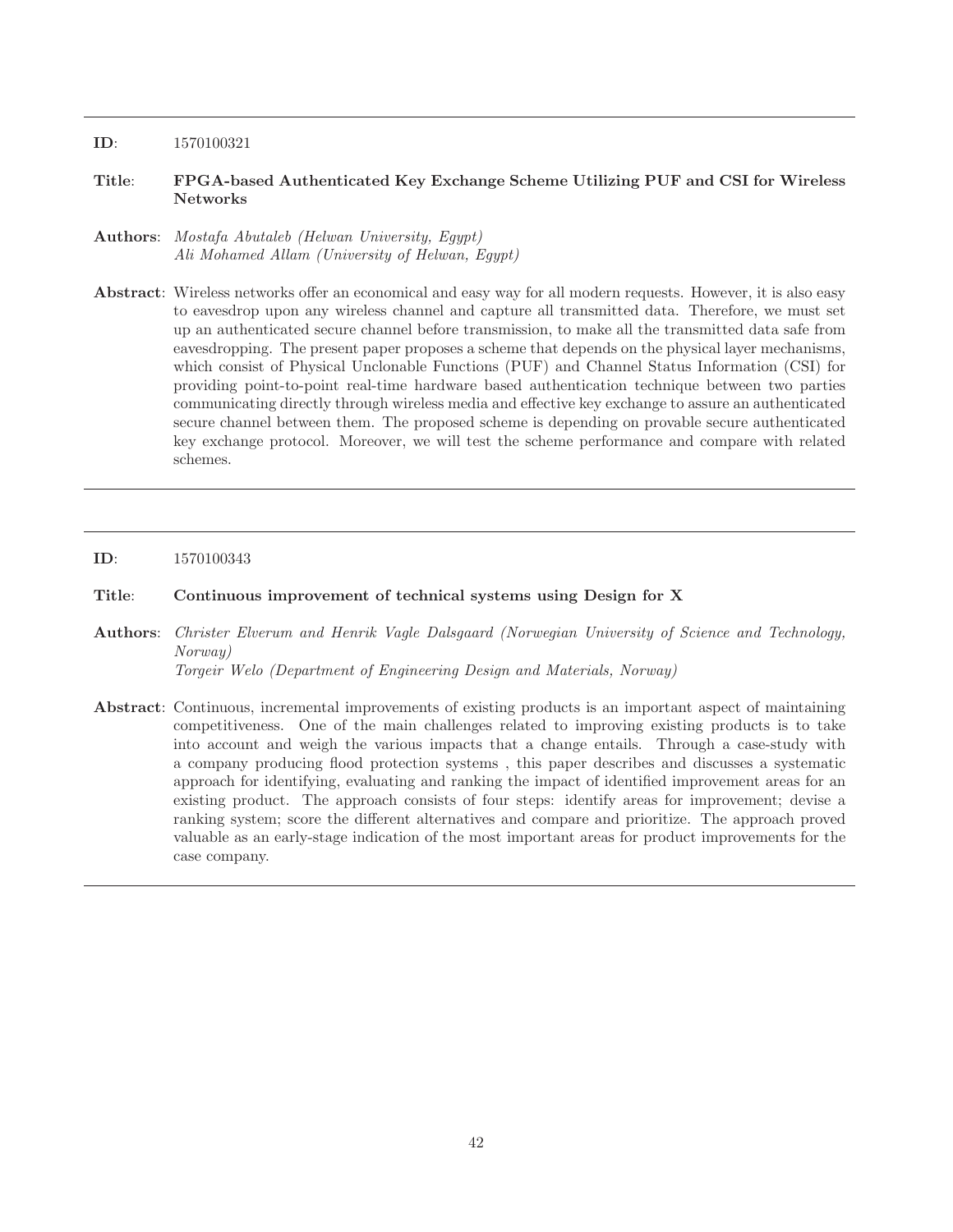---

**ID**: 1570100321

**Title**: **FPGA-based Authenticated Key Exchange Scheme Utilizing PUF and CSI for Wireless Networks**

**Authors**: *Mostafa Abutaleb (Helwan University, Egypt)*
*Ali Mohamed Allam (University of Helwan, Egypt)*

**Abstract**: Wireless networks offer an economical and easy way for all modern requests. However, it is also easy to eavesdrop upon any wireless channel and capture all transmitted data. Therefore, we must set up an authenticated secure channel before transmission, to make all the transmitted data safe from eavesdropping. The present paper proposes a scheme that depends on the physical layer mechanisms, which consist of Physical Unclonable Functions (PUF) and Channel Status Information (CSI) for providing point-to-point real-time hardware based authentication technique between two parties communicating directly through wireless media and effective key exchange to assure an authenticated secure channel between them. The proposed scheme is depending on provable secure authenticated key exchange protocol. Moreover, we will test the scheme performance and compare with related schemes.

---

**ID**: 1570100343

**Title**: **Continuous improvement of technical systems using Design for X**

**Authors**: *Christer Elverum and Henrik Vagle Dalsgaard (Norwegian University of Science and Technology, Norway)*
*Torgeir Welo (Department of Engineering Design and Materials, Norway)*

**Abstract**: Continuous, incremental improvements of existing products is an important aspect of maintaining competitiveness. One of the main challenges related to improving existing products is to take into account and weigh the various impacts that a change entails. Through a case-study with a company producing flood protection systems , this paper describes and discusses a systematic approach for identifying, evaluating and ranking the impact of identified improvement areas for an existing product. The approach consists of four steps: identify areas for improvement; devise a ranking system; score the different alternatives and compare and prioritize. The approach proved valuable as an early-stage indication of the most important areas for product improvements for the case company.

---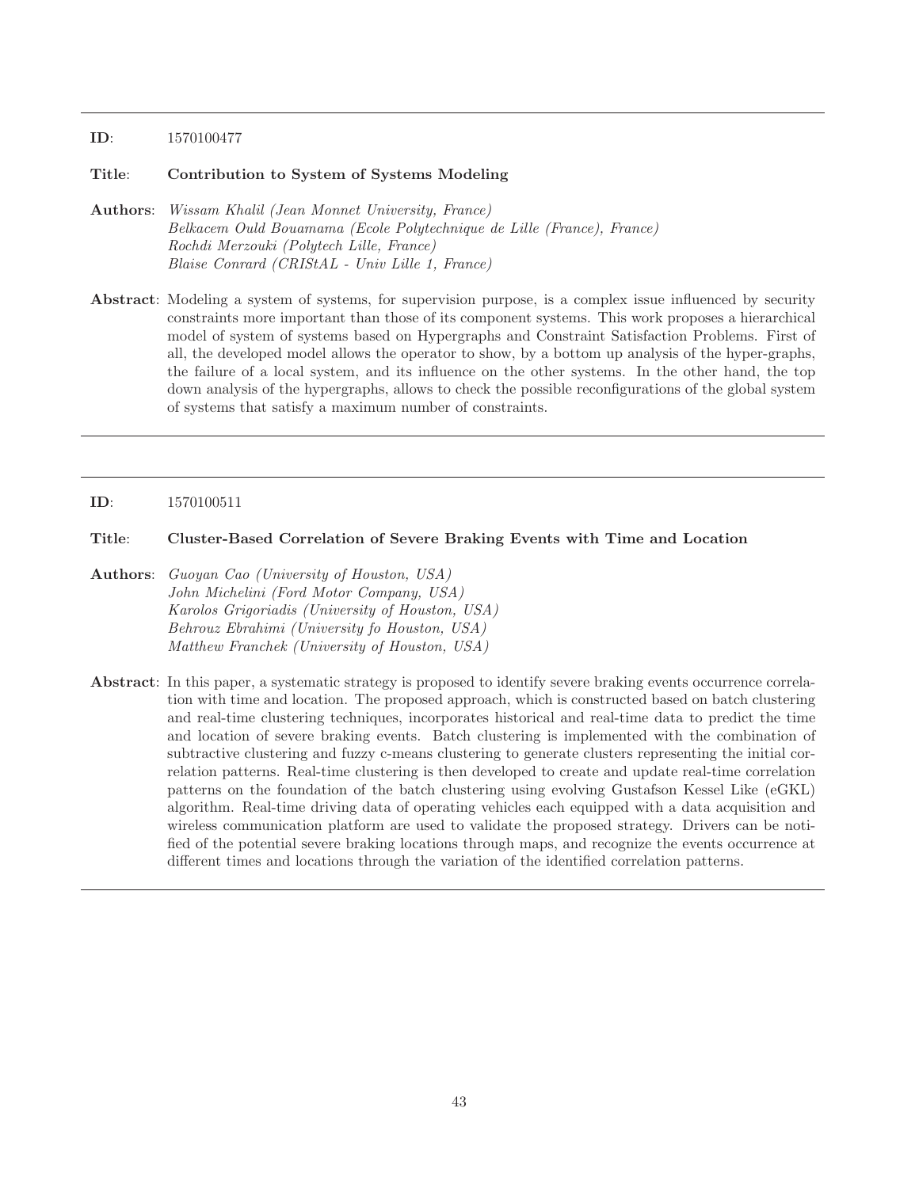---

**ID**: 1570100477

**Title**: **Contribution to System of Systems Modeling**

**Authors**: *Wissam Khalil (Jean Monnet University, France)*
*Belkacem Ould Bouamama (Ecole Polytechnique de Lille (France), France)*
*Rochdi Merzouki (Polytech Lille, France)*
*Blaise Conrard (CRIStAL - Univ Lille 1, France)*

**Abstract**: Modeling a system of systems, for supervision purpose, is a complex issue influenced by security constraints more important than those of its component systems. This work proposes a hierarchical model of system of systems based on Hypergraphs and Constraint Satisfaction Problems. First of all, the developed model allows the operator to show, by a bottom up analysis of the hyper-graphs, the failure of a local system, and its influence on the other systems. In the other hand, the top down analysis of the hypergraphs, allows to check the possible reconfigurations of the global system of systems that satisfy a maximum number of constraints.

---

**ID**: 1570100511

**Title**: **Cluster-Based Correlation of Severe Braking Events with Time and Location**

**Authors**: *Guoyan Cao (University of Houston, USA)*
*John Michelini (Ford Motor Company, USA)*
*Karolos Grigoriadis (University of Houston, USA)*
*Behrouz Ebrahimi (University fo Houston, USA)*
*Matthew Franchek (University of Houston, USA)*

**Abstract**: In this paper, a systematic strategy is proposed to identify severe braking events occurrence correlation with time and location. The proposed approach, which is constructed based on batch clustering and real-time clustering techniques, incorporates historical and real-time data to predict the time and location of severe braking events. Batch clustering is implemented with the combination of subtractive clustering and fuzzy c-means clustering to generate clusters representing the initial correlation patterns. Real-time clustering is then developed to create and update real-time correlation patterns on the foundation of the batch clustering using evolving Gustafson Kessel Like (eGKL) algorithm. Real-time driving data of operating vehicles each equipped with a data acquisition and wireless communication platform are used to validate the proposed strategy. Drivers can be notified of the potential severe braking locations through maps, and recognize the events occurrence at different times and locations through the variation of the identified correlation patterns.

---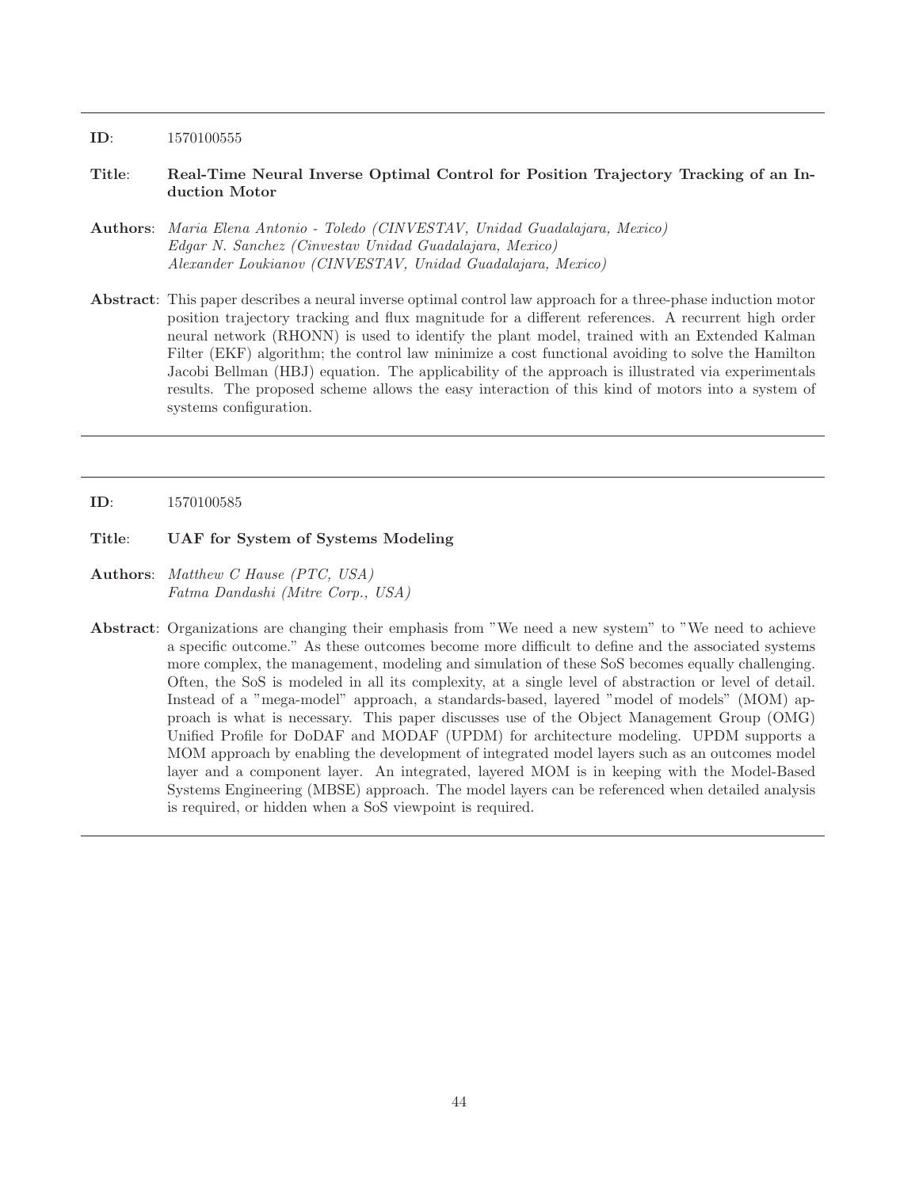---

**ID**: 1570100555

**Title**: **Real-Time Neural Inverse Optimal Control for Position Trajectory Tracking of an Induction Motor**

**Authors**: *Maria Elena Antonio - Toledo (CINVESTAV, Unidad Guadalajara, Mexico)*
*Edgar N. Sanchez (Cinvestav Unidad Guadalajara, Mexico)*
*Alexander Loukianov (CINVESTAV, Unidad Guadalajara, Mexico)*

**Abstract**: This paper describes a neural inverse optimal control law approach for a three-phase induction motor position trajectory tracking and flux magnitude for a different references. A recurrent high order neural network (RHONN) is used to identify the plant model, trained with an Extended Kalman Filter (EKF) algorithm; the control law minimize a cost functional avoiding to solve the Hamilton Jacobi Bellman (HBJ) equation. The applicability of the approach is illustrated via experimentals results. The proposed scheme allows the easy interaction of this kind of motors into a system of systems configuration.

---

**ID**: 1570100585

**Title**: **UAF for System of Systems Modeling**

**Authors**: *Matthew C Hause (PTC, USA)*
*Fatma Dandashi (Mitre Corp., USA)*

**Abstract**: Organizations are changing their emphasis from "We need a new system" to "We need to achieve a specific outcome." As these outcomes become more difficult to define and the associated systems more complex, the management, modeling and simulation of these SoS becomes equally challenging. Often, the SoS is modeled in all its complexity, at a single level of abstraction or level of detail. Instead of a "mega-model" approach, a standards-based, layered "model of models" (MOM) approach is what is necessary. This paper discusses use of the Object Management Group (OMG) Unified Profile for DoDAF and MODAF (UPDM) for architecture modeling. UPDM supports a MOM approach by enabling the development of integrated model layers such as an outcomes model layer and a component layer. An integrated, layered MOM is in keeping with the Model-Based Systems Engineering (MBSE) approach. The model layers can be referenced when detailed analysis is required, or hidden when a SoS viewpoint is required.

---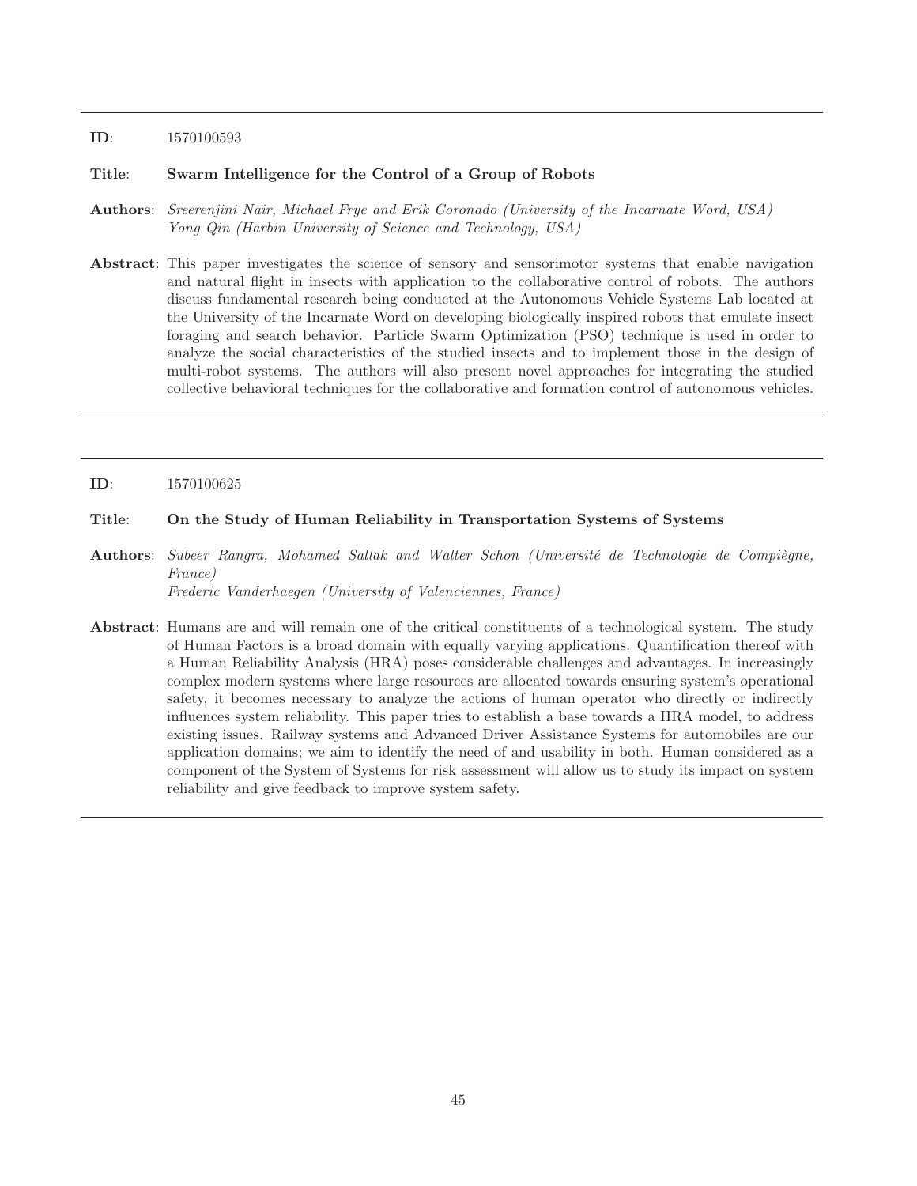---

**ID**: 1570100593

**Title**: **Swarm Intelligence for the Control of a Group of Robots**

**Authors**: *Sreerenjini Nair, Michael Frye and Erik Coronado (University of the Incarnate Word, USA)*
*Yong Qin (Harbin University of Science and Technology, USA)*

**Abstract**: This paper investigates the science of sensory and sensorimotor systems that enable navigation and natural flight in insects with application to the collaborative control of robots. The authors discuss fundamental research being conducted at the Autonomous Vehicle Systems Lab located at the University of the Incarnate Word on developing biologically inspired robots that emulate insect foraging and search behavior. Particle Swarm Optimization (PSO) technique is used in order to analyze the social characteristics of the studied insects and to implement those in the design of multi-robot systems. The authors will also present novel approaches for integrating the studied collective behavioral techniques for the collaborative and formation control of autonomous vehicles.

---

**ID**: 1570100625

**Title**: **On the Study of Human Reliability in Transportation Systems of Systems**

**Authors**: *Subeer Rangra, Mohamed Sallak and Walter Schon (Université de Technologie de Compiègne, France)*
*Frederic Vanderhaegen (University of Valenciennes, France)*

**Abstract**: Humans are and will remain one of the critical constituents of a technological system. The study of Human Factors is a broad domain with equally varying applications. Quantification thereof with a Human Reliability Analysis (HRA) poses considerable challenges and advantages. In increasingly complex modern systems where large resources are allocated towards ensuring system's operational safety, it becomes necessary to analyze the actions of human operator who directly or indirectly influences system reliability. This paper tries to establish a base towards a HRA model, to address existing issues. Railway systems and Advanced Driver Assistance Systems for automobiles are our application domains; we aim to identify the need of and usability in both. Human considered as a component of the System of Systems for risk assessment will allow us to study its impact on system reliability and give feedback to improve system safety.

---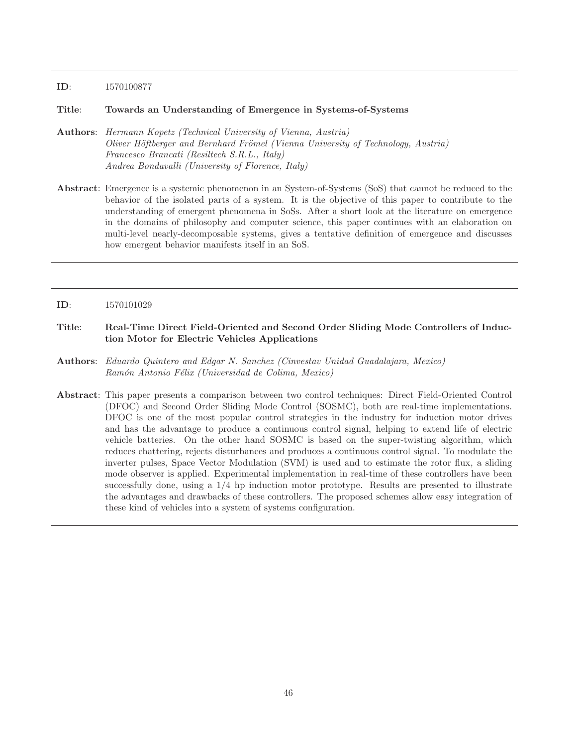---

**ID**: 1570100877

**Title**: **Towards an Understanding of Emergence in Systems-of-Systems**

**Authors**: *Hermann Kopetz (Technical University of Vienna, Austria)*
*Oliver Höftberger and Bernhard Frömel (Vienna University of Technology, Austria)*
*Francesco Brancati (Resiltech S.R.L., Italy)*
*Andrea Bondavalli (University of Florence, Italy)*

**Abstract**: Emergence is a systemic phenomenon in an System-of-Systems (SoS) that cannot be reduced to the behavior of the isolated parts of a system. It is the objective of this paper to contribute to the understanding of emergent phenomena in SoSs. After a short look at the literature on emergence in the domains of philosophy and computer science, this paper continues with an elaboration on multi-level nearly-decomposable systems, gives a tentative definition of emergence and discusses how emergent behavior manifests itself in an SoS.

---

**ID**: 1570101029

**Title**: **Real-Time Direct Field-Oriented and Second Order Sliding Mode Controllers of Induction Motor for Electric Vehicles Applications**

**Authors**: *Eduardo Quintero and Edgar N. Sanchez (Cinvestav Unidad Guadalajara, Mexico)*
*Ramón Antonio Félix (Universidad de Colima, Mexico)*

**Abstract**: This paper presents a comparison between two control techniques: Direct Field-Oriented Control (DFOC) and Second Order Sliding Mode Control (SOSMC), both are real-time implementations. DFOC is one of the most popular control strategies in the industry for induction motor drives and has the advantage to produce a continuous control signal, helping to extend life of electric vehicle batteries. On the other hand SOSMC is based on the super-twisting algorithm, which reduces chattering, rejects disturbances and produces a continuous control signal. To modulate the inverter pulses, Space Vector Modulation (SVM) is used and to estimate the rotor flux, a sliding mode observer is applied. Experimental implementation in real-time of these controllers have been successfully done, using a 1/4 hp induction motor prototype. Results are presented to illustrate the advantages and drawbacks of these controllers. The proposed schemes allow easy integration of these kind of vehicles into a system of systems configuration.

---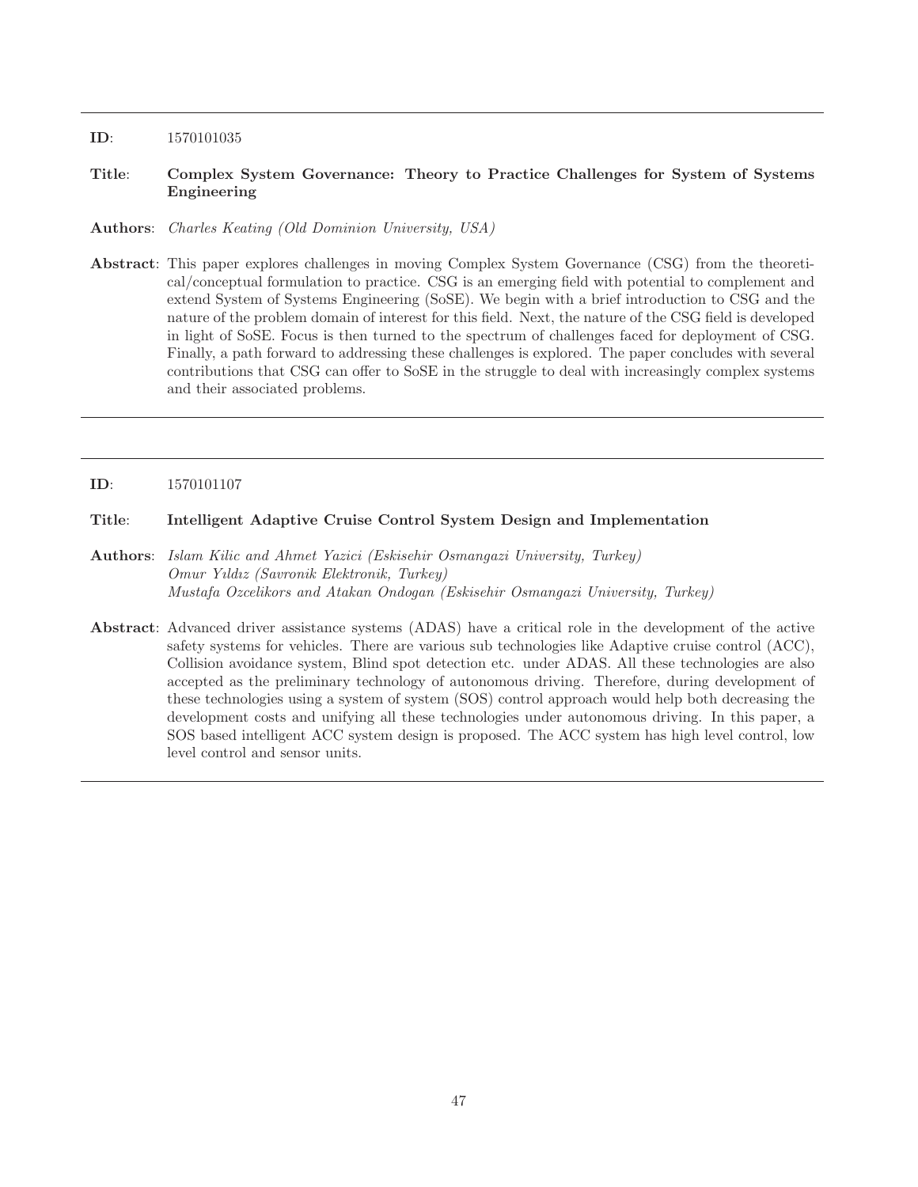---

**ID**: 1570101035

**Title**: **Complex System Governance: Theory to Practice Challenges for System of Systems Engineering**

**Authors**: *Charles Keating (Old Dominion University, USA)*

**Abstract**: This paper explores challenges in moving Complex System Governance (CSG) from the theoretical/conceptual formulation to practice. CSG is an emerging field with potential to complement and extend System of Systems Engineering (SoSE). We begin with a brief introduction to CSG and the nature of the problem domain of interest for this field. Next, the nature of the CSG field is developed in light of SoSE. Focus is then turned to the spectrum of challenges faced for deployment of CSG. Finally, a path forward to addressing these challenges is explored. The paper concludes with several contributions that CSG can offer to SoSE in the struggle to deal with increasingly complex systems and their associated problems.

---

**ID**: 1570101107

**Title**: **Intelligent Adaptive Cruise Control System Design and Implementation**

**Authors**: *Islam Kilic and Ahmet Yazici (Eskisehir Osmangazi University, Turkey)*
*Omur Yıldız (Savronik Elektronik, Turkey)*
*Mustafa Ozcelikors and Atakan Ondogan (Eskisehir Osmangazi University, Turkey)*

**Abstract**: Advanced driver assistance systems (ADAS) have a critical role in the development of the active safety systems for vehicles. There are various sub technologies like Adaptive cruise control (ACC), Collision avoidance system, Blind spot detection etc. under ADAS. All these technologies are also accepted as the preliminary technology of autonomous driving. Therefore, during development of these technologies using a system of system (SOS) control approach would help both decreasing the development costs and unifying all these technologies under autonomous driving. In this paper, a SOS based intelligent ACC system design is proposed. The ACC system has high level control, low level control and sensor units.

---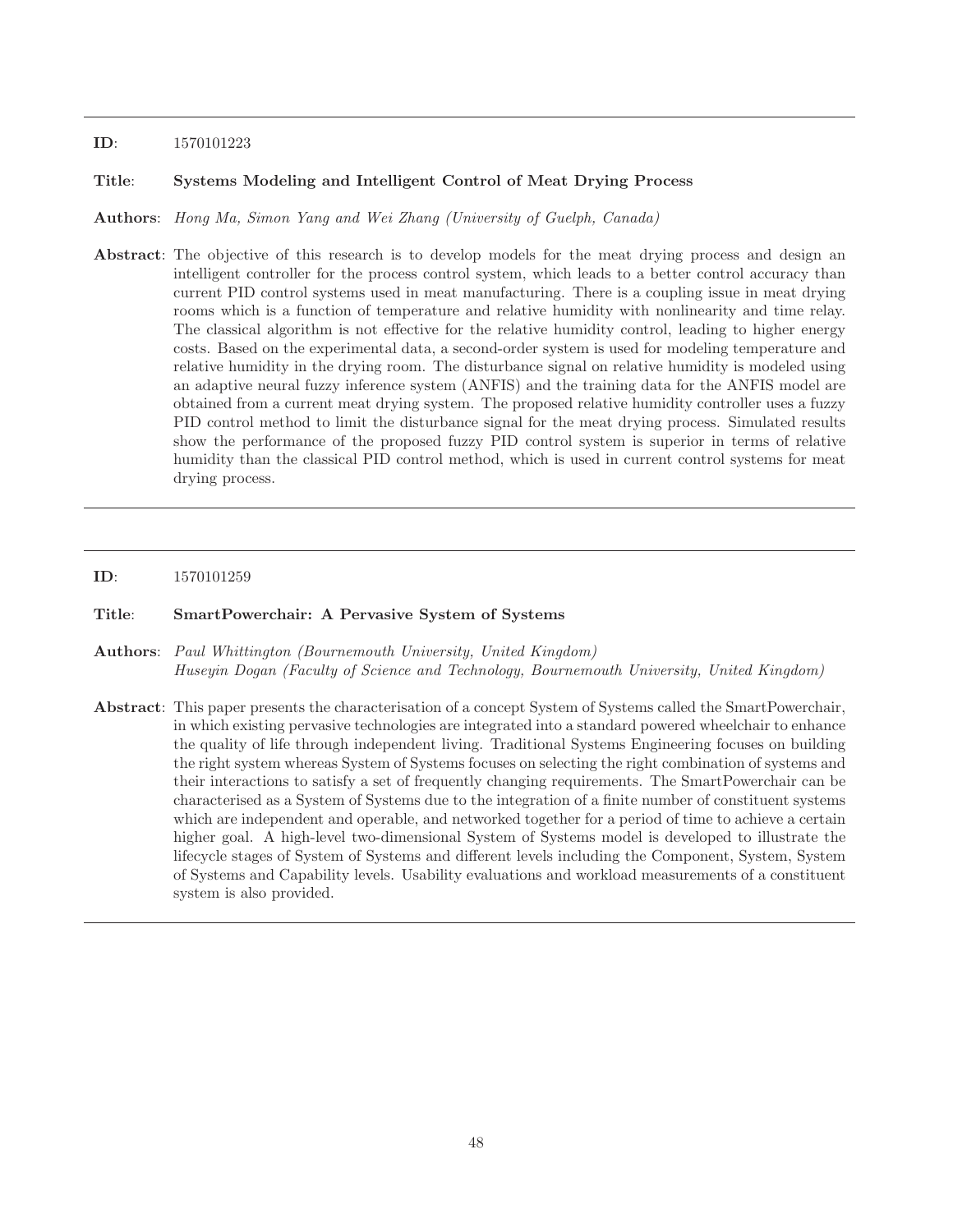---

**ID**: 1570101223

**Title**: **Systems Modeling and Intelligent Control of Meat Drying Process**

**Authors**: *Hong Ma, Simon Yang and Wei Zhang (University of Guelph, Canada)*

**Abstract**: The objective of this research is to develop models for the meat drying process and design an intelligent controller for the process control system, which leads to a better control accuracy than current PID control systems used in meat manufacturing. There is a coupling issue in meat drying rooms which is a function of temperature and relative humidity with nonlinearity and time relay. The classical algorithm is not effective for the relative humidity control, leading to higher energy costs. Based on the experimental data, a second-order system is used for modeling temperature and relative humidity in the drying room. The disturbance signal on relative humidity is modeled using an adaptive neural fuzzy inference system (ANFIS) and the training data for the ANFIS model are obtained from a current meat drying system. The proposed relative humidity controller uses a fuzzy PID control method to limit the disturbance signal for the meat drying process. Simulated results show the performance of the proposed fuzzy PID control system is superior in terms of relative humidity than the classical PID control method, which is used in current control systems for meat drying process.

---

**ID**: 1570101259

**Title**: **SmartPowerchair: A Pervasive System of Systems**

**Authors**: *Paul Whittington (Bournemouth University, United Kingdom)*
*Huseyin Dogan (Faculty of Science and Technology, Bournemouth University, United Kingdom)*

**Abstract**: This paper presents the characterisation of a concept System of Systems called the SmartPowerchair, in which existing pervasive technologies are integrated into a standard powered wheelchair to enhance the quality of life through independent living. Traditional Systems Engineering focuses on building the right system whereas System of Systems focuses on selecting the right combination of systems and their interactions to satisfy a set of frequently changing requirements. The SmartPowerchair can be characterised as a System of Systems due to the integration of a finite number of constituent systems which are independent and operable, and networked together for a period of time to achieve a certain higher goal. A high-level two-dimensional System of Systems model is developed to illustrate the lifecycle stages of System of Systems and different levels including the Component, System, System of Systems and Capability levels. Usability evaluations and workload measurements of a constituent system is also provided.

---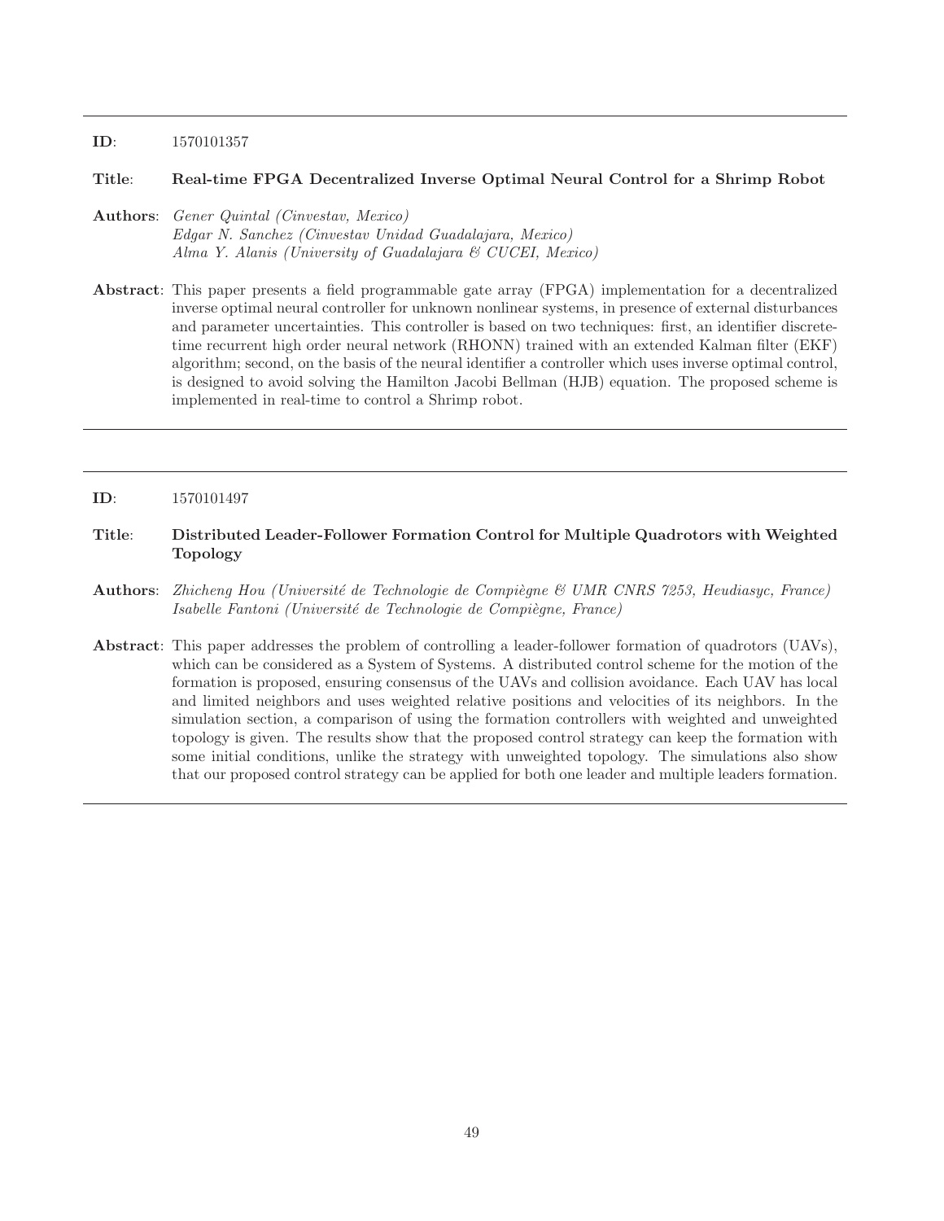---

**ID**: 1570101357

**Title**: **Real-time FPGA Decentralized Inverse Optimal Neural Control for a Shrimp Robot**

**Authors**: *Gener Quintal (Cinvestav, Mexico)*
*Edgar N. Sanchez (Cinvestav Unidad Guadalajara, Mexico)*
*Alma Y. Alanis (University of Guadalajara & CUCEI, Mexico)*

**Abstract**: This paper presents a field programmable gate array (FPGA) implementation for a decentralized inverse optimal neural controller for unknown nonlinear systems, in presence of external disturbances and parameter uncertainties. This controller is based on two techniques: first, an identifier discrete-time recurrent high order neural network (RHONN) trained with an extended Kalman filter (EKF) algorithm; second, on the basis of the neural identifier a controller which uses inverse optimal control, is designed to avoid solving the Hamilton Jacobi Bellman (HJB) equation. The proposed scheme is implemented in real-time to control a Shrimp robot.

---

**ID**: 1570101497

**Title**: **Distributed Leader-Follower Formation Control for Multiple Quadrotors with Weighted Topology**

**Authors**: *Zhicheng Hou (Université de Technologie de Compiègne & UMR CNRS 7253, Heudiasyc, France)*
*Isabelle Fantoni (Université de Technologie de Compiègne, France)*

**Abstract**: This paper addresses the problem of controlling a leader-follower formation of quadrotors (UAVs), which can be considered as a System of Systems. A distributed control scheme for the motion of the formation is proposed, ensuring consensus of the UAVs and collision avoidance. Each UAV has local and limited neighbors and uses weighted relative positions and velocities of its neighbors. In the simulation section, a comparison of using the formation controllers with weighted and unweighted topology is given. The results show that the proposed control strategy can keep the formation with some initial conditions, unlike the strategy with unweighted topology. The simulations also show that our proposed control strategy can be applied for both one leader and multiple leaders formation.

---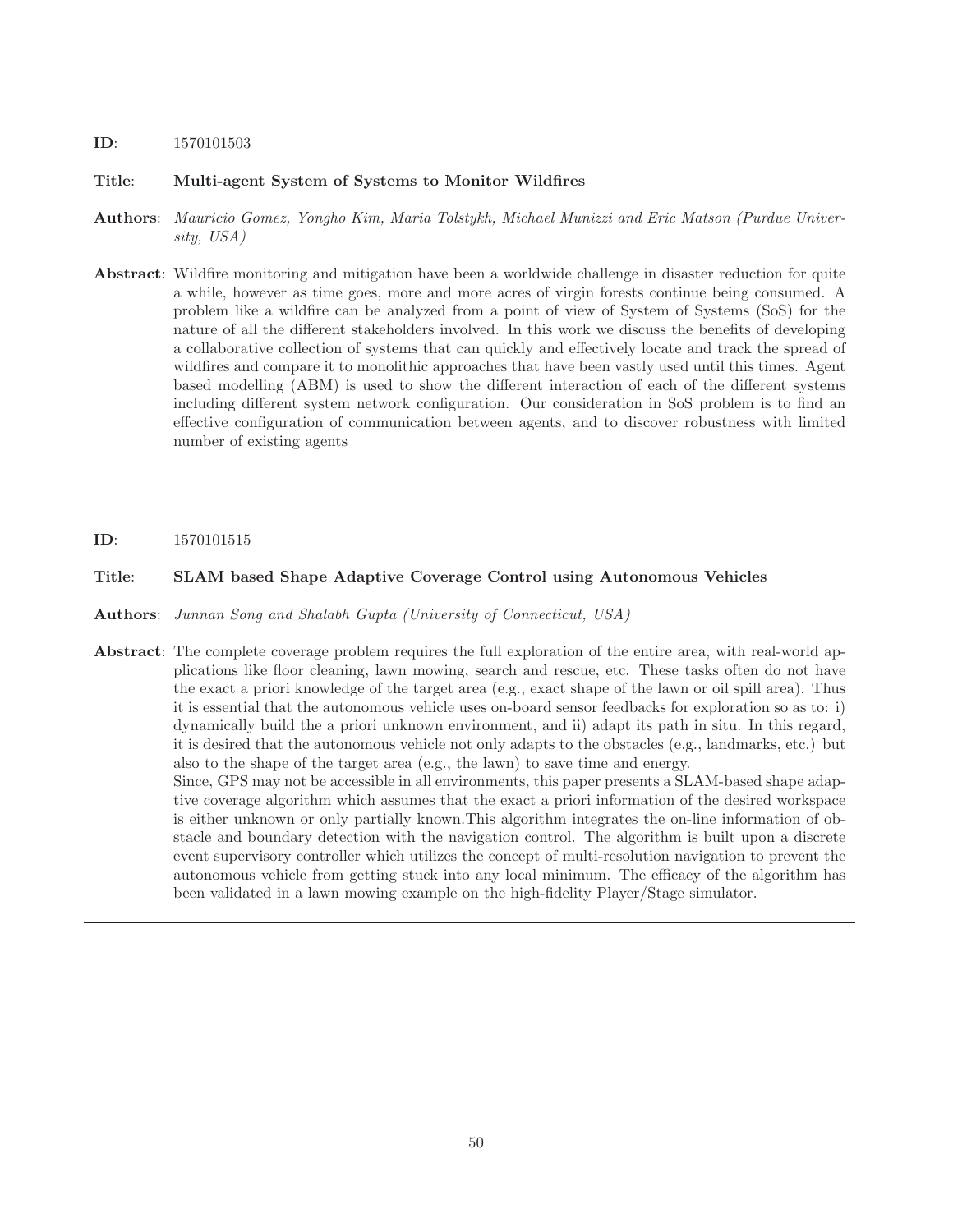---

**ID**: 1570101503

**Title**: **Multi-agent System of Systems to Monitor Wildfires**

**Authors**: *Mauricio Gomez, Yongho Kim, Maria Tolstykh, Michael Munizzi and Eric Matson (Purdue University, USA)*

**Abstract**: Wildfire monitoring and mitigation have been a worldwide challenge in disaster reduction for quite a while, however as time goes, more and more acres of virgin forests continue being consumed. A problem like a wildfire can be analyzed from a point of view of System of Systems (SoS) for the nature of all the different stakeholders involved. In this work we discuss the benefits of developing a collaborative collection of systems that can quickly and effectively locate and track the spread of wildfires and compare it to monolithic approaches that have been vastly used until this times. Agent based modelling (ABM) is used to show the different interaction of each of the different systems including different system network configuration. Our consideration in SoS problem is to find an effective configuration of communication between agents, and to discover robustness with limited number of existing agents

---

**ID**: 1570101515

**Title**: **SLAM based Shape Adaptive Coverage Control using Autonomous Vehicles**

**Authors**: *Junnan Song and Shalabh Gupta (University of Connecticut, USA)*

**Abstract**: The complete coverage problem requires the full exploration of the entire area, with real-world applications like floor cleaning, lawn mowing, search and rescue, etc. These tasks often do not have the exact a priori knowledge of the target area (e.g., exact shape of the lawn or oil spill area). Thus it is essential that the autonomous vehicle uses on-board sensor feedbacks for exploration so as to: i) dynamically build the a priori unknown environment, and ii) adapt its path in situ. In this regard, it is desired that the autonomous vehicle not only adapts to the obstacles (e.g., landmarks, etc.) but also to the shape of the target area (e.g., the lawn) to save time and energy.

Since, GPS may not be accessible in all environments, this paper presents a SLAM-based shape adaptive coverage algorithm which assumes that the exact a priori information of the desired workspace is either unknown or only partially known.This algorithm integrates the on-line information of obstacle and boundary detection with the navigation control. The algorithm is built upon a discrete event supervisory controller which utilizes the concept of multi-resolution navigation to prevent the autonomous vehicle from getting stuck into any local minimum. The efficacy of the algorithm has been validated in a lawn mowing example on the high-fidelity Player/Stage simulator.

---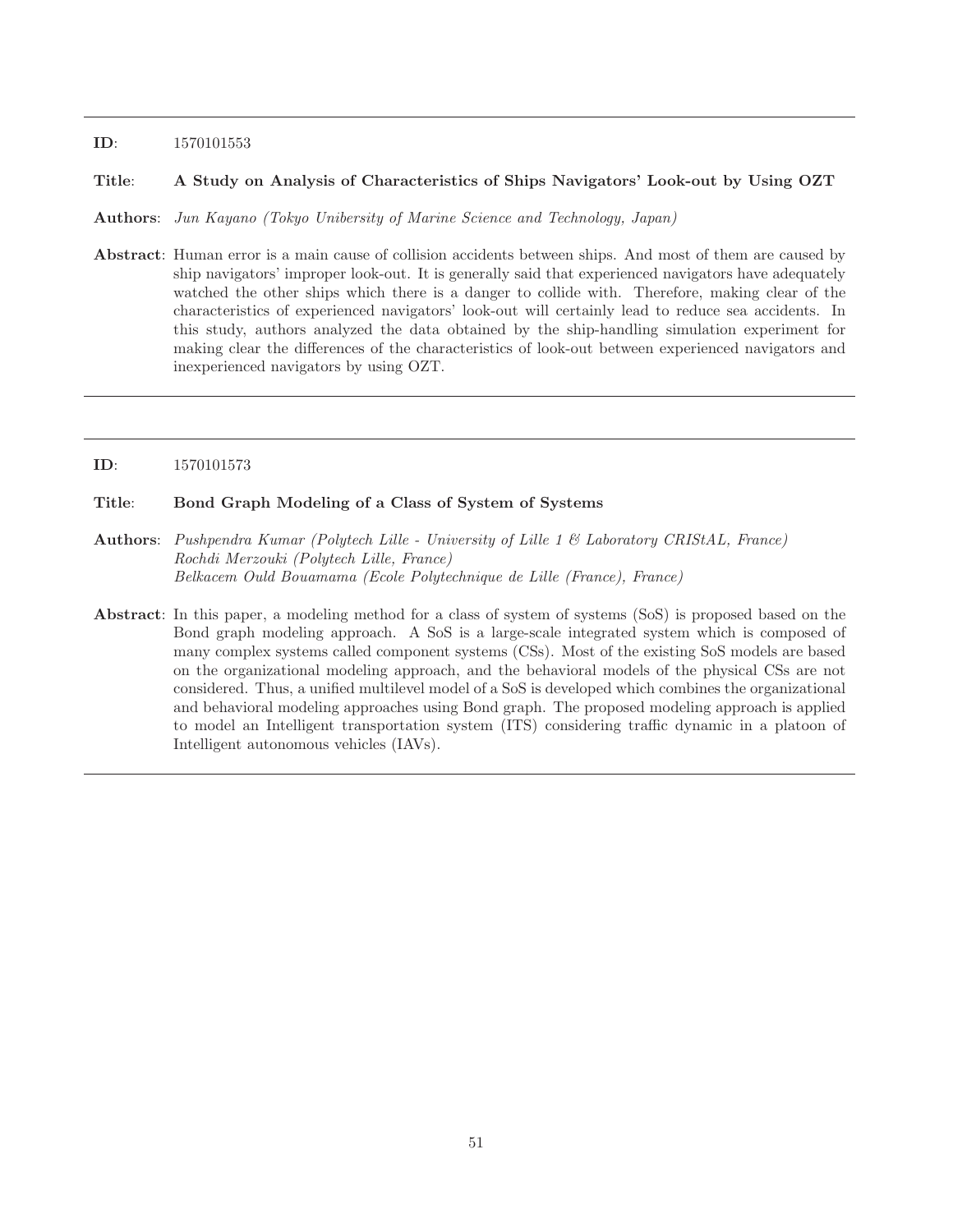---

**ID**: 1570101553

**Title**: **A Study on Analysis of Characteristics of Ships Navigators' Look-out by Using OZT**

**Authors**: *Jun Kayano (Tokyo Unibersity of Marine Science and Technology, Japan)*

**Abstract**: Human error is a main cause of collision accidents between ships. And most of them are caused by ship navigators' improper look-out. It is generally said that experienced navigators have adequately watched the other ships which there is a danger to collide with. Therefore, making clear of the characteristics of experienced navigators' look-out will certainly lead to reduce sea accidents. In this study, authors analyzed the data obtained by the ship-handling simulation experiment for making clear the differences of the characteristics of look-out between experienced navigators and inexperienced navigators by using OZT.

---

**ID**: 1570101573

**Title**: **Bond Graph Modeling of a Class of System of Systems**

**Authors**: *Pushpendra Kumar (Polytech Lille - University of Lille 1 & Laboratory CRIStAL, France)*
*Rochdi Merzouki (Polytech Lille, France)*
*Belkacem Ould Bouamama (Ecole Polytechnique de Lille (France), France)*

**Abstract**: In this paper, a modeling method for a class of system of systems (SoS) is proposed based on the Bond graph modeling approach. A SoS is a large-scale integrated system which is composed of many complex systems called component systems (CSs). Most of the existing SoS models are based on the organizational modeling approach, and the behavioral models of the physical CSs are not considered. Thus, a unified multilevel model of a SoS is developed which combines the organizational and behavioral modeling approaches using Bond graph. The proposed modeling approach is applied to model an Intelligent transportation system (ITS) considering traffic dynamic in a platoon of Intelligent autonomous vehicles (IAVs).

---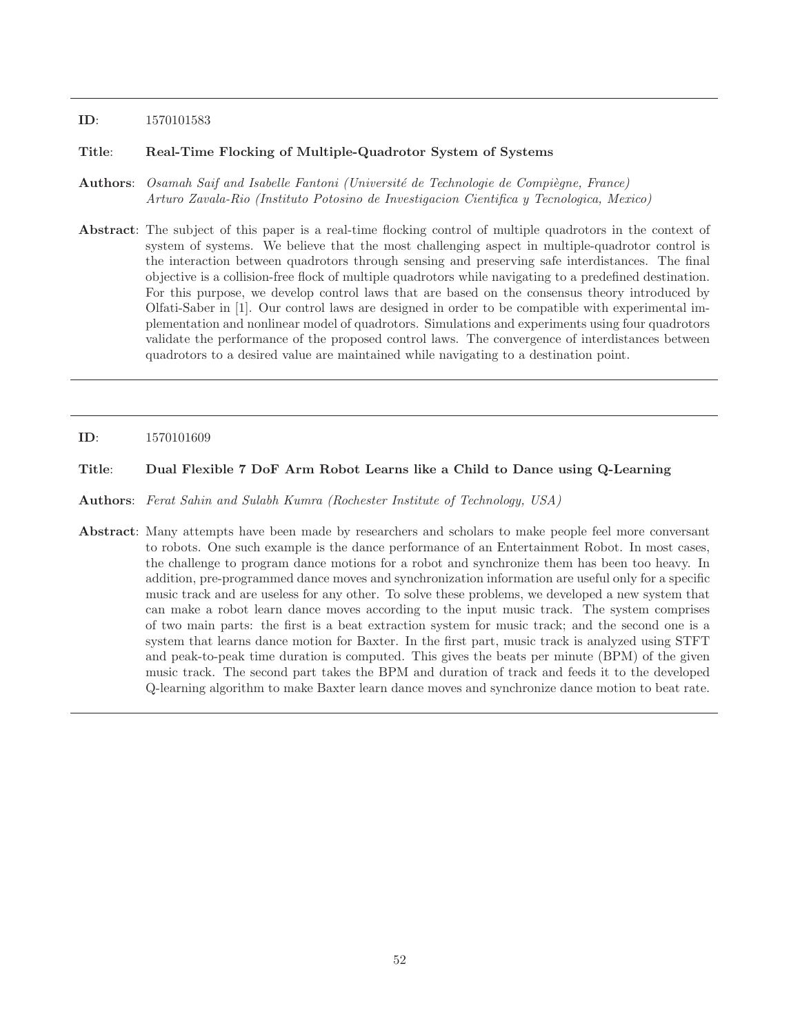**ID**: 1570101583

**Title**: **Real-Time Flocking of Multiple-Quadrotor System of Systems**

**Authors**: *Osamah Saif and Isabelle Fantoni (Université de Technologie de Compiègne, France)*
*Arturo Zavala-Rio (Instituto Potosino de Investigacion Cientifica y Tecnologica, Mexico)*

**Abstract**: The subject of this paper is a real-time flocking control of multiple quadrotors in the context of system of systems. We believe that the most challenging aspect in multiple-quadrotor control is the interaction between quadrotors through sensing and preserving safe interdistances. The final objective is a collision-free flock of multiple quadrotors while navigating to a predefined destination. For this purpose, we develop control laws that are based on the consensus theory introduced by Olfati-Saber in [1]. Our control laws are designed in order to be compatible with experimental implementation and nonlinear model of quadrotors. Simulations and experiments using four quadrotors validate the performance of the proposed control laws. The convergence of interdistances between quadrotors to a desired value are maintained while navigating to a destination point.

---

**ID**: 1570101609

**Title**: **Dual Flexible 7 DoF Arm Robot Learns like a Child to Dance using Q-Learning**

**Authors**: *Ferat Sahin and Sulabh Kumra (Rochester Institute of Technology, USA)*

**Abstract**: Many attempts have been made by researchers and scholars to make people feel more conversant to robots. One such example is the dance performance of an Entertainment Robot. In most cases, the challenge to program dance motions for a robot and synchronize them has been too heavy. In addition, pre-programmed dance moves and synchronization information are useful only for a specific music track and are useless for any other. To solve these problems, we developed a new system that can make a robot learn dance moves according to the input music track. The system comprises of two main parts: the first is a beat extraction system for music track; and the second one is a system that learns dance motion for Baxter. In the first part, music track is analyzed using STFT and peak-to-peak time duration is computed. This gives the beats per minute (BPM) of the given music track. The second part takes the BPM and duration of track and feeds it to the developed Q-learning algorithm to make Baxter learn dance moves and synchronize dance motion to beat rate.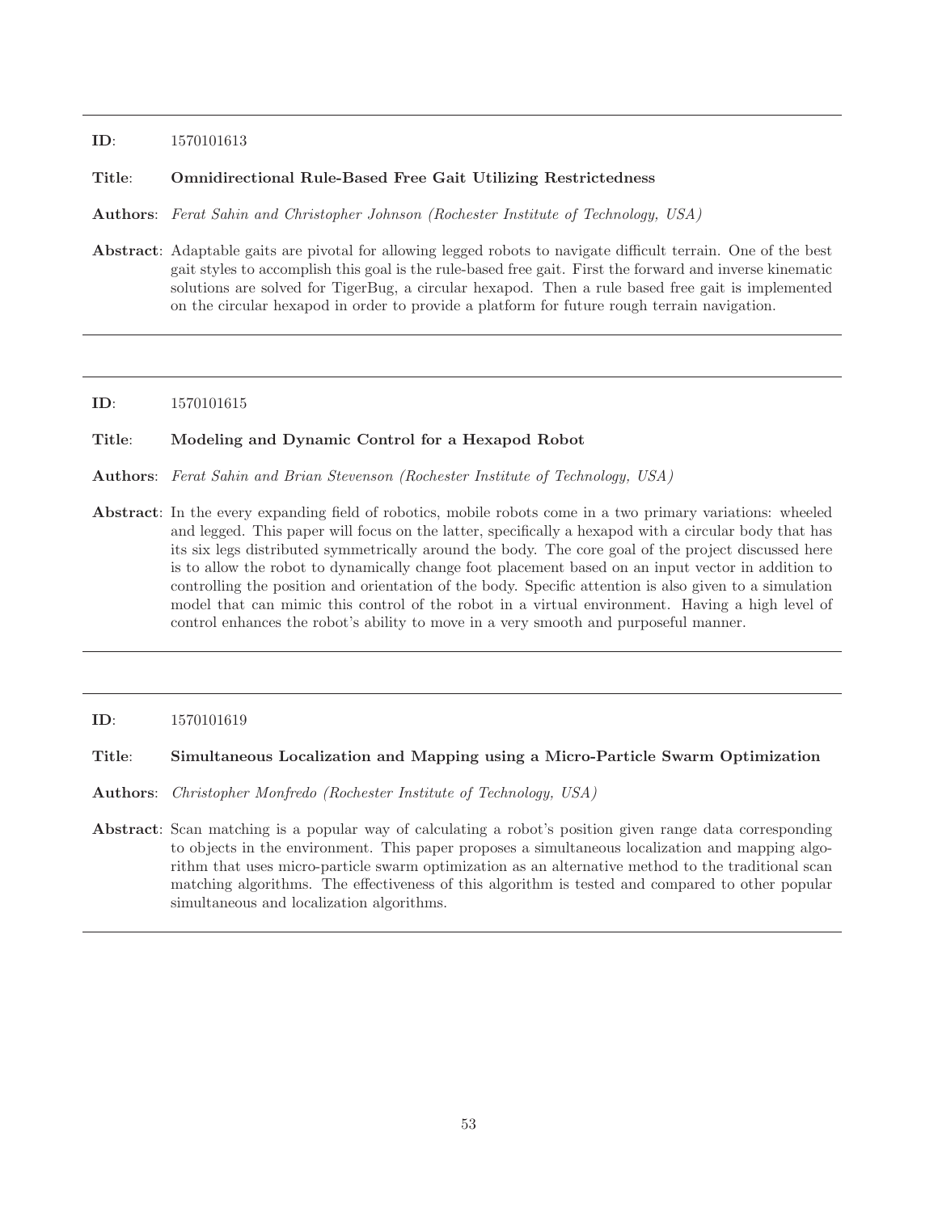**ID**: 1570101613

**Title**: **Omnidirectional Rule-Based Free Gait Utilizing Restrictedness**

**Authors**: *Ferat Sahin and Christopher Johnson (Rochester Institute of Technology, USA)*

**Abstract**: Adaptable gaits are pivotal for allowing legged robots to navigate difficult terrain. One of the best gait styles to accomplish this goal is the rule-based free gait. First the forward and inverse kinematic solutions are solved for TigerBug, a circular hexapod. Then a rule based free gait is implemented on the circular hexapod in order to provide a platform for future rough terrain navigation.

---

**ID**: 1570101615

**Title**: **Modeling and Dynamic Control for a Hexapod Robot**

**Authors**: *Ferat Sahin and Brian Stevenson (Rochester Institute of Technology, USA)*

**Abstract**: In the every expanding field of robotics, mobile robots come in a two primary variations: wheeled and legged. This paper will focus on the latter, specifically a hexapod with a circular body that has its six legs distributed symmetrically around the body. The core goal of the project discussed here is to allow the robot to dynamically change foot placement based on an input vector in addition to controlling the position and orientation of the body. Specific attention is also given to a simulation model that can mimic this control of the robot in a virtual environment. Having a high level of control enhances the robot's ability to move in a very smooth and purposeful manner.

---

**ID**: 1570101619

**Title**: **Simultaneous Localization and Mapping using a Micro-Particle Swarm Optimization**

**Authors**: *Christopher Monfredo (Rochester Institute of Technology, USA)*

**Abstract**: Scan matching is a popular way of calculating a robot's position given range data corresponding to objects in the environment. This paper proposes a simultaneous localization and mapping algorithm that uses micro-particle swarm optimization as an alternative method to the traditional scan matching algorithms. The effectiveness of this algorithm is tested and compared to other popular simultaneous and localization algorithms.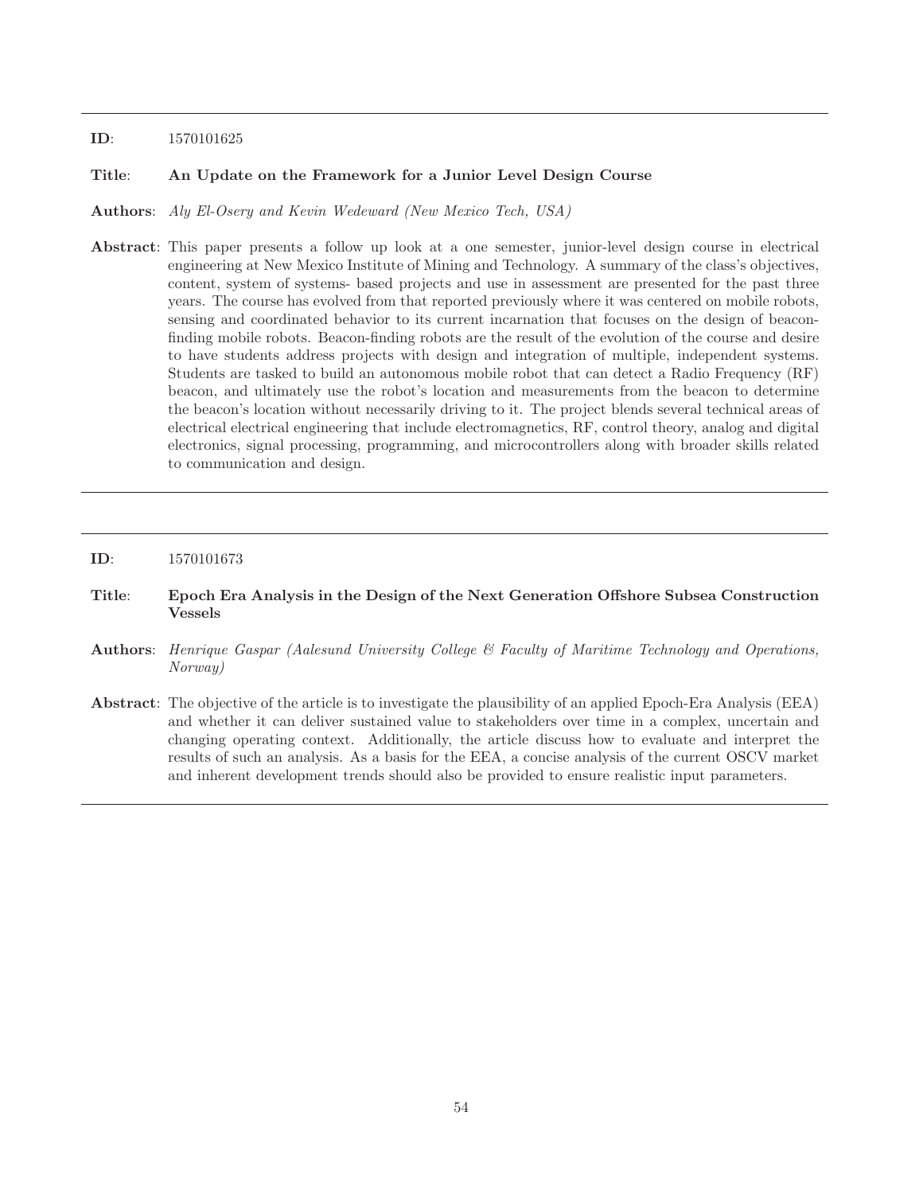---

**ID**: 1570101625

**Title**: **An Update on the Framework for a Junior Level Design Course**

**Authors**: *Aly El-Osery and Kevin Wedeward (New Mexico Tech, USA)*

**Abstract**: This paper presents a follow up look at a one semester, junior-level design course in electrical engineering at New Mexico Institute of Mining and Technology. A summary of the class's objectives, content, system of systems- based projects and use in assessment are presented for the past three years. The course has evolved from that reported previously where it was centered on mobile robots, sensing and coordinated behavior to its current incarnation that focuses on the design of beacon-finding mobile robots. Beacon-finding robots are the result of the evolution of the course and desire to have students address projects with design and integration of multiple, independent systems. Students are tasked to build an autonomous mobile robot that can detect a Radio Frequency (RF) beacon, and ultimately use the robot's location and measurements from the beacon to determine the beacon's location without necessarily driving to it. The project blends several technical areas of electrical electrical engineering that include electromagnetics, RF, control theory, analog and digital electronics, signal processing, programming, and microcontrollers along with broader skills related to communication and design.

---

**ID**: 1570101673

**Title**: **Epoch Era Analysis in the Design of the Next Generation Offshore Subsea Construction Vessels**

**Authors**: *Henrique Gaspar (Aalesund University College & Faculty of Maritime Technology and Operations, Norway)*

**Abstract**: The objective of the article is to investigate the plausibility of an applied Epoch-Era Analysis (EEA) and whether it can deliver sustained value to stakeholders over time in a complex, uncertain and changing operating context. Additionally, the article discuss how to evaluate and interpret the results of such an analysis. As a basis for the EEA, a concise analysis of the current OSCV market and inherent development trends should also be provided to ensure realistic input parameters.

---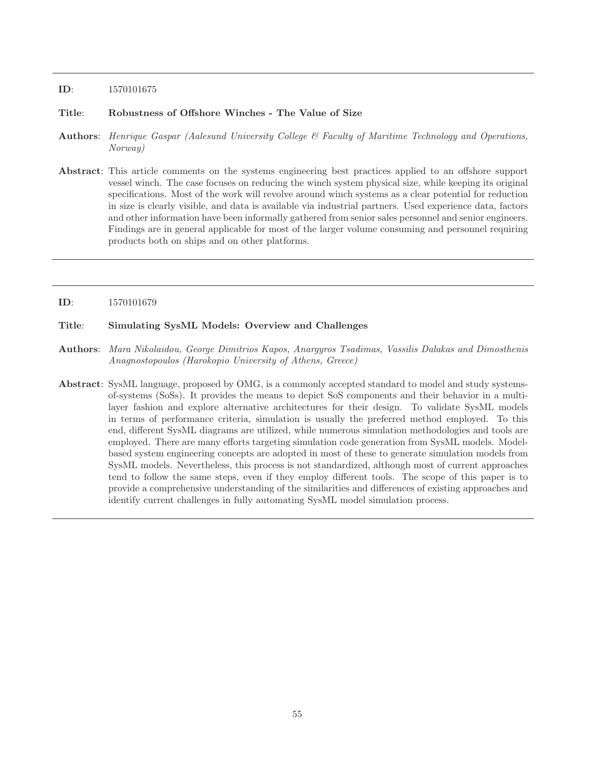---

**ID**: 1570101675

**Title**: **Robustness of Offshore Winches - The Value of Size**

**Authors**: *Henrique Gaspar (Aalesund University College & Faculty of Maritime Technology and Operations, Norway)*

**Abstract**: This article comments on the systems engineering best practices applied to an offshore support vessel winch. The case focuses on reducing the winch system physical size, while keeping its original specifications. Most of the work will revolve around winch systems as a clear potential for reduction in size is clearly visible, and data is available via industrial partners. Used experience data, factors and other information have been informally gathered from senior sales personnel and senior engineers. Findings are in general applicable for most of the larger volume consuming and personnel requiring products both on ships and on other platforms.

---

**ID**: 1570101679

**Title**: **Simulating SysML Models: Overview and Challenges**

**Authors**: *Mara Nikolaidou, George Dimitrios Kapos, Anargyros Tsadimas, Vassilis Dalakas and Dimosthenis Anagnostopoulos (Harokopio University of Athens, Greece)*

**Abstract**: SysML language, proposed by OMG, is a commonly accepted standard to model and study systems-of-systems (SoSs). It provides the means to depict SoS components and their behavior in a multi-layer fashion and explore alternative architectures for their design. To validate SysML models in terms of performance criteria, simulation is usually the preferred method employed. To this end, different SysML diagrams are utilized, while numerous simulation methodologies and tools are employed. There are many efforts targeting simulation code generation from SysML models. Model-based system engineering concepts are adopted in most of these to generate simulation models from SysML models. Nevertheless, this process is not standardized, although most of current approaches tend to follow the same steps, even if they employ different tools. The scope of this paper is to provide a comprehensive understanding of the similarities and differences of existing approaches and identify current challenges in fully automating SysML model simulation process.

---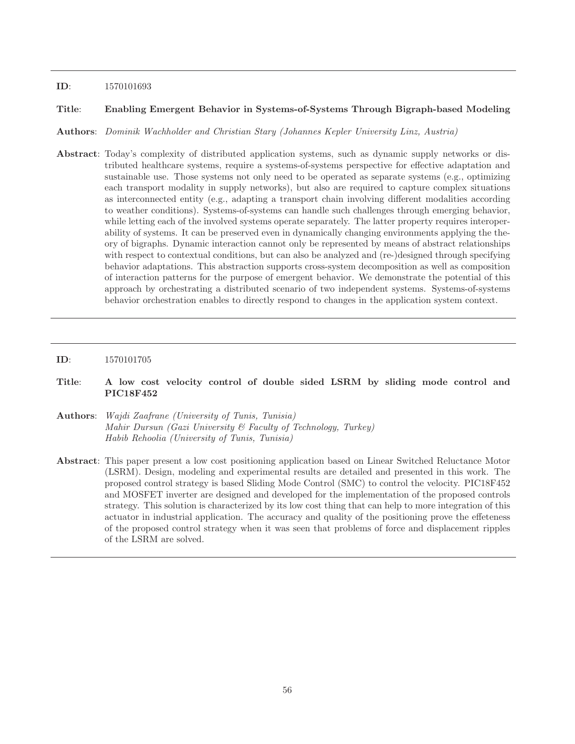---

**ID**: 1570101693

**Title**: **Enabling Emergent Behavior in Systems-of-Systems Through Bigraph-based Modeling**

**Authors**: *Dominik Wachholder and Christian Stary (Johannes Kepler University Linz, Austria)*

**Abstract**: Today's complexity of distributed application systems, such as dynamic supply networks or distributed healthcare systems, require a systems-of-systems perspective for effective adaptation and sustainable use. Those systems not only need to be operated as separate systems (e.g., optimizing each transport modality in supply networks), but also are required to capture complex situations as interconnected entity (e.g., adapting a transport chain involving different modalities according to weather conditions). Systems-of-systems can handle such challenges through emerging behavior, while letting each of the involved systems operate separately. The latter property requires interoperability of systems. It can be preserved even in dynamically changing environments applying the theory of bigraphs. Dynamic interaction cannot only be represented by means of abstract relationships with respect to contextual conditions, but can also be analyzed and (re-)designed through specifying behavior adaptations. This abstraction supports cross-system decomposition as well as composition of interaction patterns for the purpose of emergent behavior. We demonstrate the potential of this approach by orchestrating a distributed scenario of two independent systems. Systems-of-systems behavior orchestration enables to directly respond to changes in the application system context.

---

**ID**: 1570101705

**Title**: **A low cost velocity control of double sided LSRM by sliding mode control and PIC18F452**

**Authors**: *Wajdi Zaafrane (University of Tunis, Tunisia)*
*Mahir Dursun (Gazi University & Faculty of Technology, Turkey)*
*Habib Rehoolia (University of Tunis, Tunisia)*

**Abstract**: This paper present a low cost positioning application based on Linear Switched Reluctance Motor (LSRM). Design, modeling and experimental results are detailed and presented in this work. The proposed control strategy is based Sliding Mode Control (SMC) to control the velocity. PIC18F452 and MOSFET inverter are designed and developed for the implementation of the proposed controls strategy. This solution is characterized by its low cost thing that can help to more integration of this actuator in industrial application. The accuracy and quality of the positioning prove the effeteness of the proposed control strategy when it was seen that problems of force and displacement ripples of the LSRM are solved.

---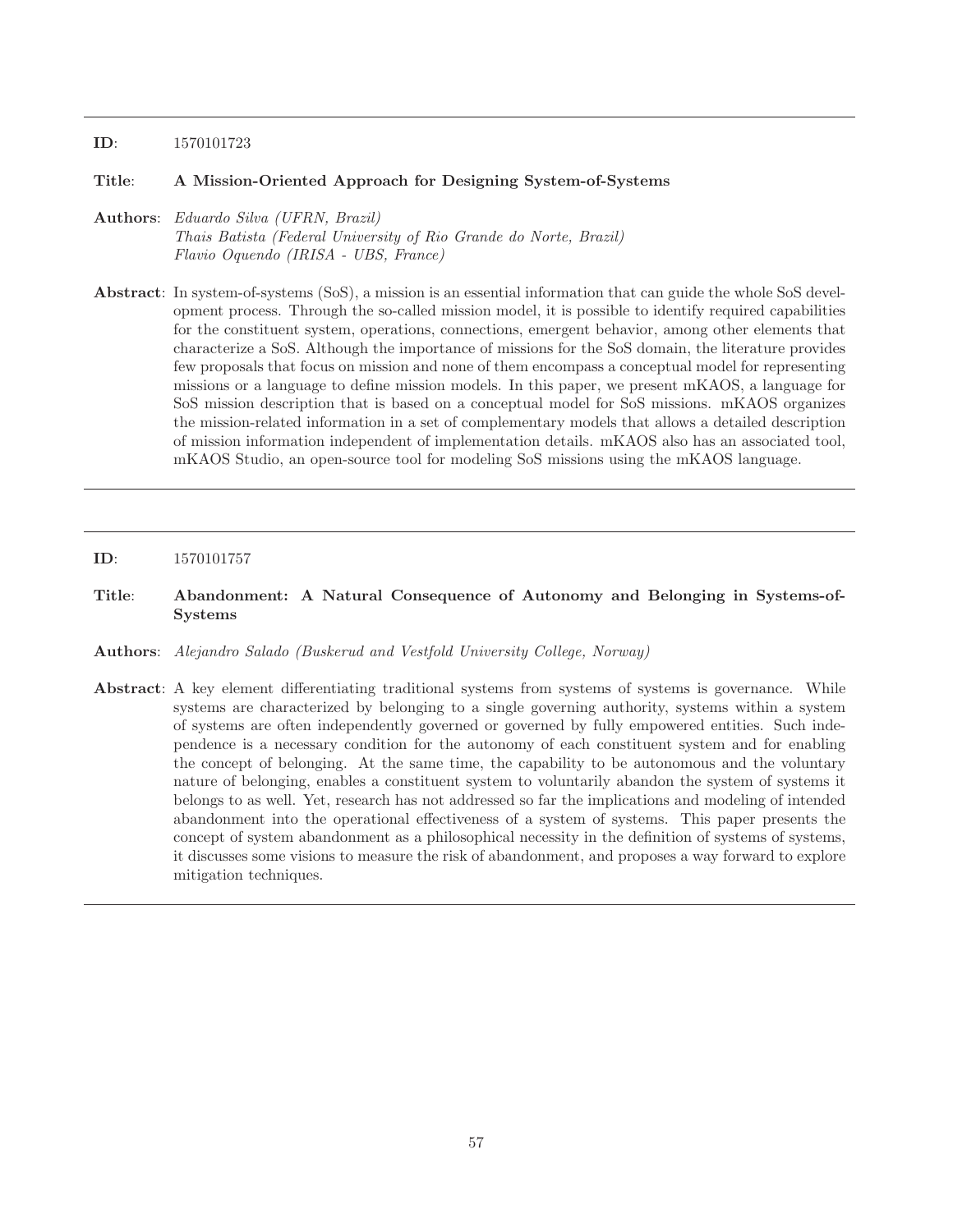**ID**: 1570101723

**Title**: **A Mission-Oriented Approach for Designing System-of-Systems**

**Authors**: *Eduardo Silva (UFRN, Brazil)*
*Thais Batista (Federal University of Rio Grande do Norte, Brazil)*
*Flavio Oquendo (IRISA - UBS, France)*

**Abstract**: In system-of-systems (SoS), a mission is an essential information that can guide the whole SoS development process. Through the so-called mission model, it is possible to identify required capabilities for the constituent system, operations, connections, emergent behavior, among other elements that characterize a SoS. Although the importance of missions for the SoS domain, the literature provides few proposals that focus on mission and none of them encompass a conceptual model for representing missions or a language to define mission models. In this paper, we present mKAOS, a language for SoS mission description that is based on a conceptual model for SoS missions. mKAOS organizes the mission-related information in a set of complementary models that allows a detailed description of mission information independent of implementation details. mKAOS also has an associated tool, mKAOS Studio, an open-source tool for modeling SoS missions using the mKAOS language.

---

**ID**: 1570101757

**Title**: **Abandonment: A Natural Consequence of Autonomy and Belonging in Systems-of-Systems**

**Authors**: *Alejandro Salado (Buskerud and Vestfold University College, Norway)*

**Abstract**: A key element differentiating traditional systems from systems of systems is governance. While systems are characterized by belonging to a single governing authority, systems within a system of systems are often independently governed or governed by fully empowered entities. Such independence is a necessary condition for the autonomy of each constituent system and for enabling the concept of belonging. At the same time, the capability to be autonomous and the voluntary nature of belonging, enables a constituent system to voluntarily abandon the system of systems it belongs to as well. Yet, research has not addressed so far the implications and modeling of intended abandonment into the operational effectiveness of a system of systems. This paper presents the concept of system abandonment as a philosophical necessity in the definition of systems of systems, it discusses some visions to measure the risk of abandonment, and proposes a way forward to explore mitigation techniques.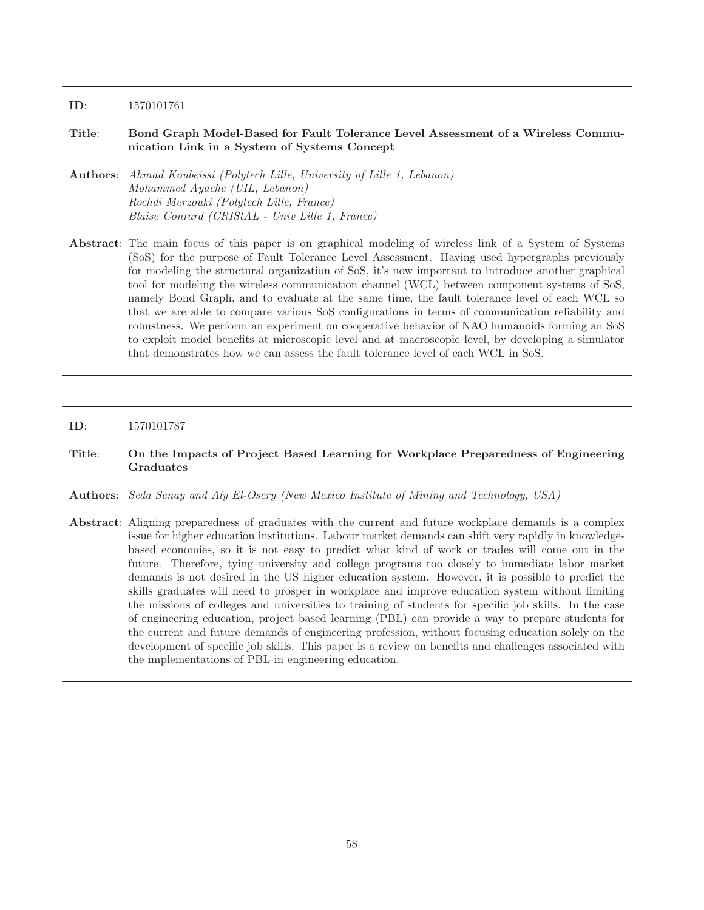---

**ID**: 1570101761

**Title**: **Bond Graph Model-Based for Fault Tolerance Level Assessment of a Wireless Communication Link in a System of Systems Concept**

**Authors**: *Ahmad Koubeissi (Polytech Lille, University of Lille 1, Lebanon)*
*Mohammed Ayache (UIL, Lebanon)*
*Rochdi Merzouki (Polytech Lille, France)*
*Blaise Conrard (CRIStAL - Univ Lille 1, France)*

**Abstract**: The main focus of this paper is on graphical modeling of wireless link of a System of Systems (SoS) for the purpose of Fault Tolerance Level Assessment. Having used hypergraphs previously for modeling the structural organization of SoS, it's now important to introduce another graphical tool for modeling the wireless communication channel (WCL) between component systems of SoS, namely Bond Graph, and to evaluate at the same time, the fault tolerance level of each WCL so that we are able to compare various SoS configurations in terms of communication reliability and robustness. We perform an experiment on cooperative behavior of NAO humanoids forming an SoS to exploit model benefits at microscopic level and at macroscopic level, by developing a simulator that demonstrates how we can assess the fault tolerance level of each WCL in SoS.

---

**ID**: 1570101787

**Title**: **On the Impacts of Project Based Learning for Workplace Preparedness of Engineering Graduates**

**Authors**: *Seda Senay and Aly El-Osery (New Mexico Institute of Mining and Technology, USA)*

**Abstract**: Aligning preparedness of graduates with the current and future workplace demands is a complex issue for higher education institutions. Labour market demands can shift very rapidly in knowledge-based economies, so it is not easy to predict what kind of work or trades will come out in the future. Therefore, tying university and college programs too closely to immediate labor market demands is not desired in the US higher education system. However, it is possible to predict the skills graduates will need to prosper in workplace and improve education system without limiting the missions of colleges and universities to training of students for specific job skills. In the case of engineering education, project based learning (PBL) can provide a way to prepare students for the current and future demands of engineering profession, without focusing education solely on the development of specific job skills. This paper is a review on benefits and challenges associated with the implementations of PBL in engineering education.

---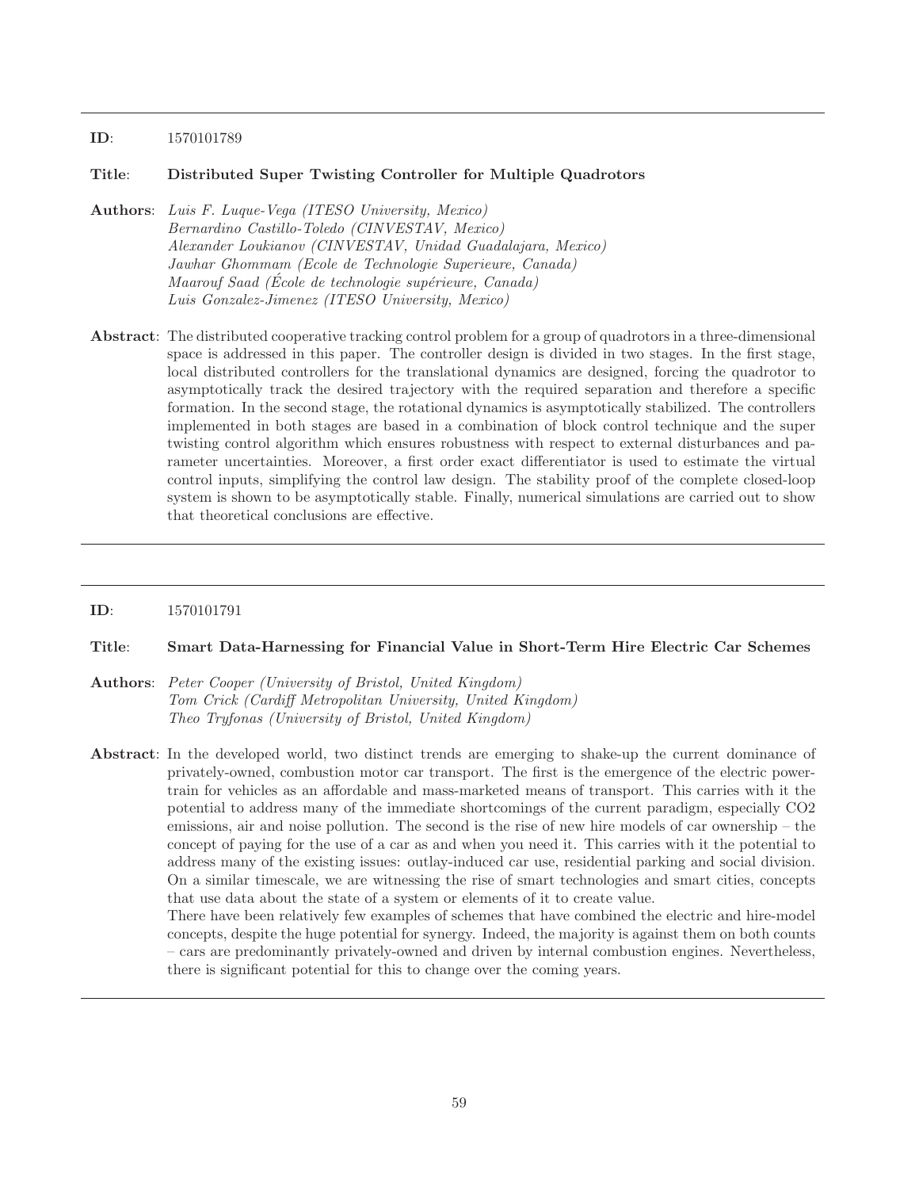**ID**: 1570101789

**Title**: **Distributed Super Twisting Controller for Multiple Quadrotors**

**Authors**: *Luis F. Luque-Vega (ITESO University, Mexico)*
*Bernardino Castillo-Toledo (CINVESTAV, Mexico)*
*Alexander Loukianov (CINVESTAV, Unidad Guadalajara, Mexico)*
*Jawhar Ghommam (Ecole de Technologie Superieure, Canada)*
*Maarouf Saad (École de technologie supérieure, Canada)*
*Luis Gonzalez-Jimenez (ITESO University, Mexico)*

**Abstract**: The distributed cooperative tracking control problem for a group of quadrotors in a three-dimensional space is addressed in this paper. The controller design is divided in two stages. In the first stage, local distributed controllers for the translational dynamics are designed, forcing the quadrotor to asymptotically track the desired trajectory with the required separation and therefore a specific formation. In the second stage, the rotational dynamics is asymptotically stabilized. The controllers implemented in both stages are based in a combination of block control technique and the super twisting control algorithm which ensures robustness with respect to external disturbances and parameter uncertainties. Moreover, a first order exact differentiator is used to estimate the virtual control inputs, simplifying the control law design. The stability proof of the complete closed-loop system is shown to be asymptotically stable. Finally, numerical simulations are carried out to show that theoretical conclusions are effective.

---

**ID**: 1570101791

**Title**: **Smart Data-Harnessing for Financial Value in Short-Term Hire Electric Car Schemes**

**Authors**: *Peter Cooper (University of Bristol, United Kingdom)*
*Tom Crick (Cardiff Metropolitan University, United Kingdom)*
*Theo Tryfonas (University of Bristol, United Kingdom)*

**Abstract**: In the developed world, two distinct trends are emerging to shake-up the current dominance of privately-owned, combustion motor car transport. The first is the emergence of the electric powertrain for vehicles as an affordable and mass-marketed means of transport. This carries with it the potential to address many of the immediate shortcomings of the current paradigm, especially CO2 emissions, air and noise pollution. The second is the rise of new hire models of car ownership – the concept of paying for the use of a car as and when you need it. This carries with it the potential to address many of the existing issues: outlay-induced car use, residential parking and social division. On a similar timescale, we are witnessing the rise of smart technologies and smart cities, concepts that use data about the state of a system or elements of it to create value.
There have been relatively few examples of schemes that have combined the electric and hire-model concepts, despite the huge potential for synergy. Indeed, the majority is against them on both counts – cars are predominantly privately-owned and driven by internal combustion engines. Nevertheless, there is significant potential for this to change over the coming years.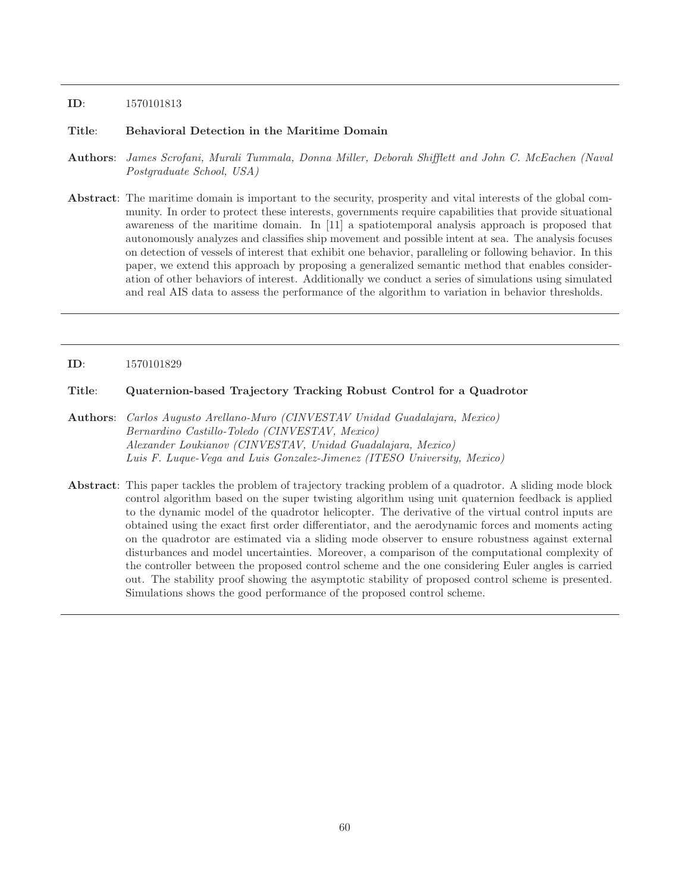---

**ID**: 1570101813

**Title**: **Behavioral Detection in the Maritime Domain**

**Authors**: *James Scrofani, Murali Tummala, Donna Miller, Deborah Shifflett and John C. McEachen (Naval Postgraduate School, USA)*

**Abstract**: The maritime domain is important to the security, prosperity and vital interests of the global community. In order to protect these interests, governments require capabilities that provide situational awareness of the maritime domain. In [11] a spatiotemporal analysis approach is proposed that autonomously analyzes and classifies ship movement and possible intent at sea. The analysis focuses on detection of vessels of interest that exhibit one behavior, paralleling or following behavior. In this paper, we extend this approach by proposing a generalized semantic method that enables consideration of other behaviors of interest. Additionally we conduct a series of simulations using simulated and real AIS data to assess the performance of the algorithm to variation in behavior thresholds.

---

**ID**: 1570101829

**Title**: **Quaternion-based Trajectory Tracking Robust Control for a Quadrotor**

**Authors**: *Carlos Augusto Arellano-Muro (CINVESTAV Unidad Guadalajara, Mexico)*
*Bernardino Castillo-Toledo (CINVESTAV, Mexico)*
*Alexander Loukianov (CINVESTAV, Unidad Guadalajara, Mexico)*
*Luis F. Luque-Vega and Luis Gonzalez-Jimenez (ITESO University, Mexico)*

**Abstract**: This paper tackles the problem of trajectory tracking problem of a quadrotor. A sliding mode block control algorithm based on the super twisting algorithm using unit quaternion feedback is applied to the dynamic model of the quadrotor helicopter. The derivative of the virtual control inputs are obtained using the exact first order differentiator, and the aerodynamic forces and moments acting on the quadrotor are estimated via a sliding mode observer to ensure robustness against external disturbances and model uncertainties. Moreover, a comparison of the computational complexity of the controller between the proposed control scheme and the one considering Euler angles is carried out. The stability proof showing the asymptotic stability of proposed control scheme is presented. Simulations shows the good performance of the proposed control scheme.

---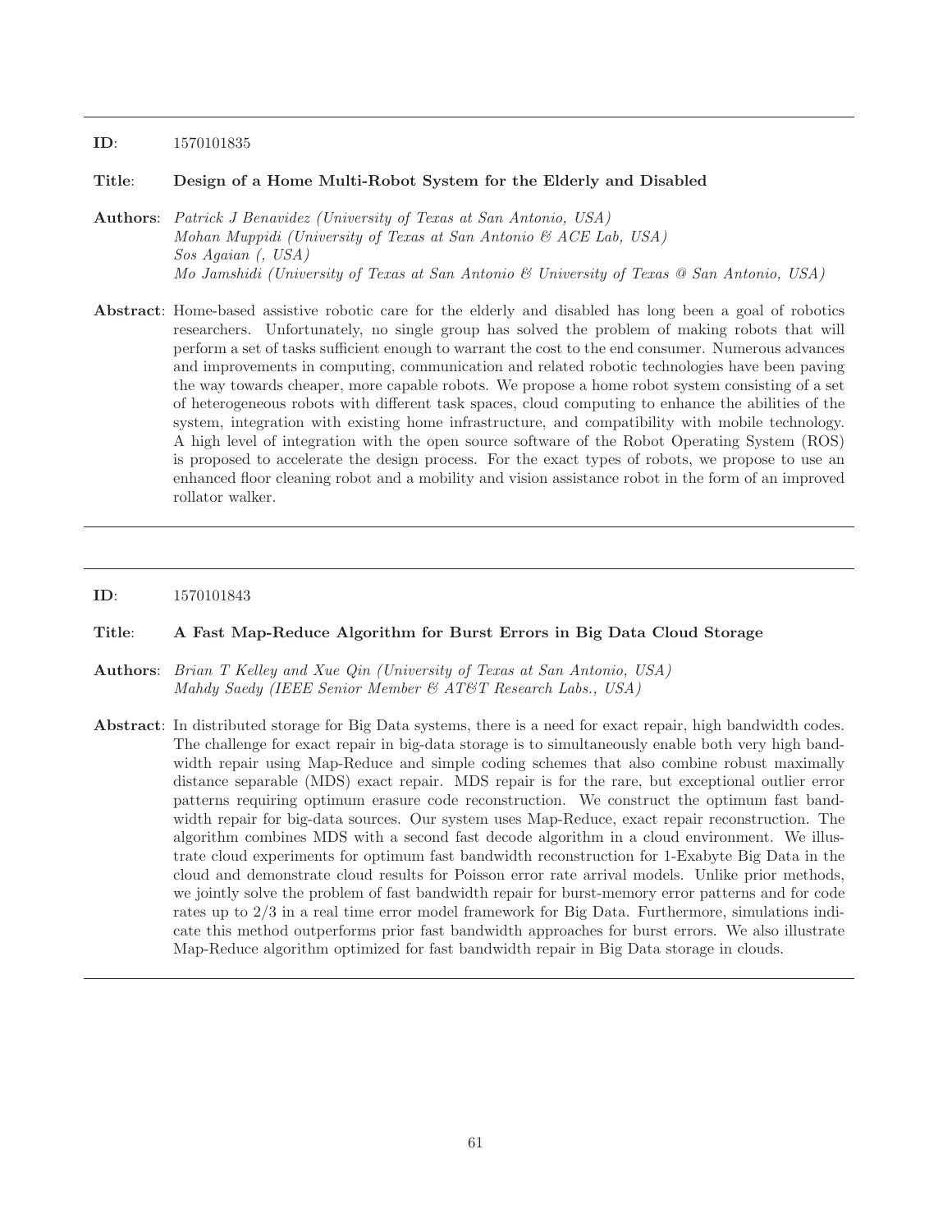---

**ID**: 1570101835

**Title**: **Design of a Home Multi-Robot System for the Elderly and Disabled**

**Authors**: *Patrick J Benavidez (University of Texas at San Antonio, USA)*
*Mohan Muppidi (University of Texas at San Antonio & ACE Lab, USA)*
*Sos Agaian (, USA)*
*Mo Jamshidi (University of Texas at San Antonio & University of Texas @ San Antonio, USA)*

**Abstract**: Home-based assistive robotic care for the elderly and disabled has long been a goal of robotics researchers. Unfortunately, no single group has solved the problem of making robots that will perform a set of tasks sufficient enough to warrant the cost to the end consumer. Numerous advances and improvements in computing, communication and related robotic technologies have been paving the way towards cheaper, more capable robots. We propose a home robot system consisting of a set of heterogeneous robots with different task spaces, cloud computing to enhance the abilities of the system, integration with existing home infrastructure, and compatibility with mobile technology. A high level of integration with the open source software of the Robot Operating System (ROS) is proposed to accelerate the design process. For the exact types of robots, we propose to use an enhanced floor cleaning robot and a mobility and vision assistance robot in the form of an improved rollator walker.

---

**ID**: 1570101843

**Title**: **A Fast Map-Reduce Algorithm for Burst Errors in Big Data Cloud Storage**

**Authors**: *Brian T Kelley and Xue Qin (University of Texas at San Antonio, USA)*
*Mahdy Saedy (IEEE Senior Member & AT&T Research Labs., USA)*

**Abstract**: In distributed storage for Big Data systems, there is a need for exact repair, high bandwidth codes. The challenge for exact repair in big-data storage is to simultaneously enable both very high bandwidth repair using Map-Reduce and simple coding schemes that also combine robust maximally distance separable (MDS) exact repair. MDS repair is for the rare, but exceptional outlier error patterns requiring optimum erasure code reconstruction. We construct the optimum fast bandwidth repair for big-data sources. Our system uses Map-Reduce, exact repair reconstruction. The algorithm combines MDS with a second fast decode algorithm in a cloud environment. We illustrate cloud experiments for optimum fast bandwidth reconstruction for 1-Exabyte Big Data in the cloud and demonstrate cloud results for Poisson error rate arrival models. Unlike prior methods, we jointly solve the problem of fast bandwidth repair for burst-memory error patterns and for code rates up to 2/3 in a real time error model framework for Big Data. Furthermore, simulations indicate this method outperforms prior fast bandwidth approaches for burst errors. We also illustrate Map-Reduce algorithm optimized for fast bandwidth repair in Big Data storage in clouds.

---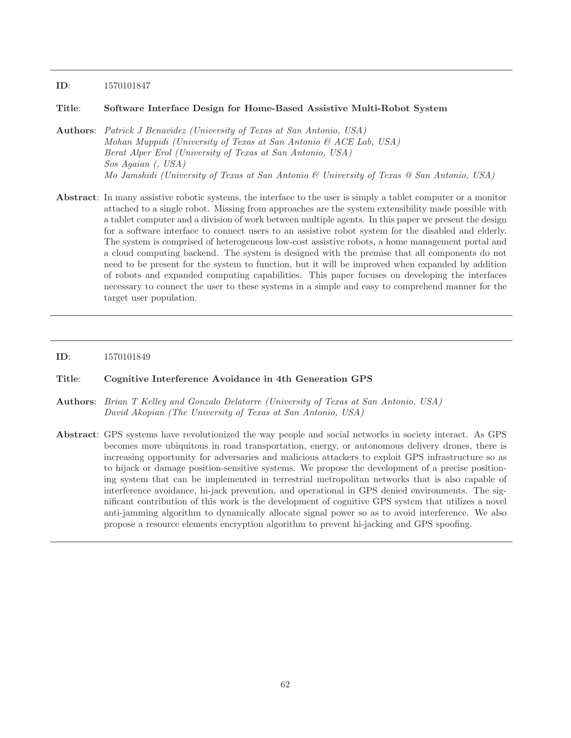---

**ID**: 1570101847

**Title**: **Software Interface Design for Home-Based Assistive Multi-Robot System**

**Authors**: *Patrick J Benavidez (University of Texas at San Antonio, USA)*
*Mohan Muppidi (University of Texas at San Antonio & ACE Lab, USA)*
*Berat Alper Erol (University of Texas at San Antonio, USA)*
*Sos Agaian (, USA)*
*Mo Jamshidi (University of Texas at San Antonio & University of Texas @ San Antonio, USA)*

**Abstract**: In many assistive robotic systems, the interface to the user is simply a tablet computer or a monitor attached to a single robot. Missing from approaches are the system extensibility made possible with a tablet computer and a division of work between multiple agents. In this paper we present the design for a software interface to connect users to an assistive robot system for the disabled and elderly. The system is comprised of heterogeneous low-cost assistive robots, a home management portal and a cloud computing backend. The system is designed with the premise that all components do not need to be present for the system to function, but it will be improved when expanded by addition of robots and expanded computing capabilities. This paper focuses on developing the interfaces necessary to connect the user to these systems in a simple and easy to comprehend manner for the target user population.

---

**ID**: 1570101849

**Title**: **Cognitive Interference Avoidance in 4th Generation GPS**

**Authors**: *Brian T Kelley and Gonzalo Delatorre (University of Texas at San Antonio, USA)*
*David Akopian (The University of Texas at San Antonio, USA)*

**Abstract**: GPS systems have revolutionized the way people and social networks in society interact. As GPS becomes more ubiquitous in road transportation, energy, or autonomous delivery drones, there is increasing opportunity for adversaries and malicious attackers to exploit GPS infrastructure so as to hijack or damage position-sensitive systems. We propose the development of a precise positioning system that can be implemented in terrestrial metropolitan networks that is also capable of interference avoidance, hi-jack prevention, and operational in GPS denied environments. The significant contribution of this work is the development of cognitive GPS system that utilizes a novel anti-jamming algorithm to dynamically allocate signal power so as to avoid interference. We also propose a resource elements encryption algorithm to prevent hi-jacking and GPS spoofing.

---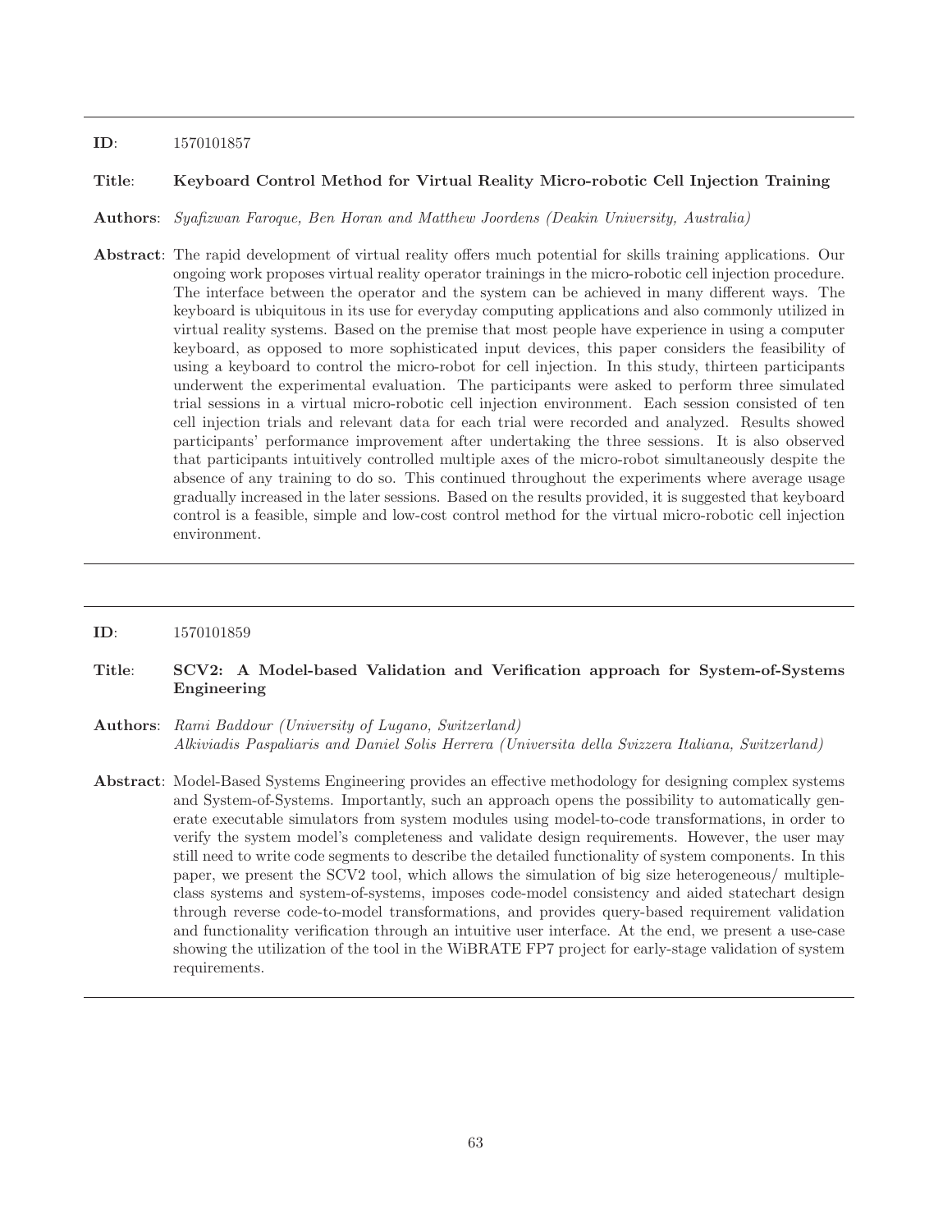---

**ID**: 1570101857

**Title**: **Keyboard Control Method for Virtual Reality Micro-robotic Cell Injection Training**

**Authors**: *Syafizwan Faroque, Ben Horan and Matthew Joordens (Deakin University, Australia)*

**Abstract**: The rapid development of virtual reality offers much potential for skills training applications. Our ongoing work proposes virtual reality operator trainings in the micro-robotic cell injection procedure. The interface between the operator and the system can be achieved in many different ways. The keyboard is ubiquitous in its use for everyday computing applications and also commonly utilized in virtual reality systems. Based on the premise that most people have experience in using a computer keyboard, as opposed to more sophisticated input devices, this paper considers the feasibility of using a keyboard to control the micro-robot for cell injection. In this study, thirteen participants underwent the experimental evaluation. The participants were asked to perform three simulated trial sessions in a virtual micro-robotic cell injection environment. Each session consisted of ten cell injection trials and relevant data for each trial were recorded and analyzed. Results showed participants' performance improvement after undertaking the three sessions. It is also observed that participants intuitively controlled multiple axes of the micro-robot simultaneously despite the absence of any training to do so. This continued throughout the experiments where average usage gradually increased in the later sessions. Based on the results provided, it is suggested that keyboard control is a feasible, simple and low-cost control method for the virtual micro-robotic cell injection environment.

---

**ID**: 1570101859

**Title**: **SCV2: A Model-based Validation and Verification approach for System-of-Systems Engineering**

**Authors**: *Rami Baddour (University of Lugano, Switzerland)*
*Alkiviadis Paspaliaris and Daniel Solis Herrera (Universita della Svizzera Italiana, Switzerland)*

**Abstract**: Model-Based Systems Engineering provides an effective methodology for designing complex systems and System-of-Systems. Importantly, such an approach opens the possibility to automatically generate executable simulators from system modules using model-to-code transformations, in order to verify the system model's completeness and validate design requirements. However, the user may still need to write code segments to describe the detailed functionality of system components. In this paper, we present the SCV2 tool, which allows the simulation of big size heterogeneous/ multiple-class systems and system-of-systems, imposes code-model consistency and aided statechart design through reverse code-to-model transformations, and provides query-based requirement validation and functionality verification through an intuitive user interface. At the end, we present a use-case showing the utilization of the tool in the WiBRATE FP7 project for early-stage validation of system requirements.

---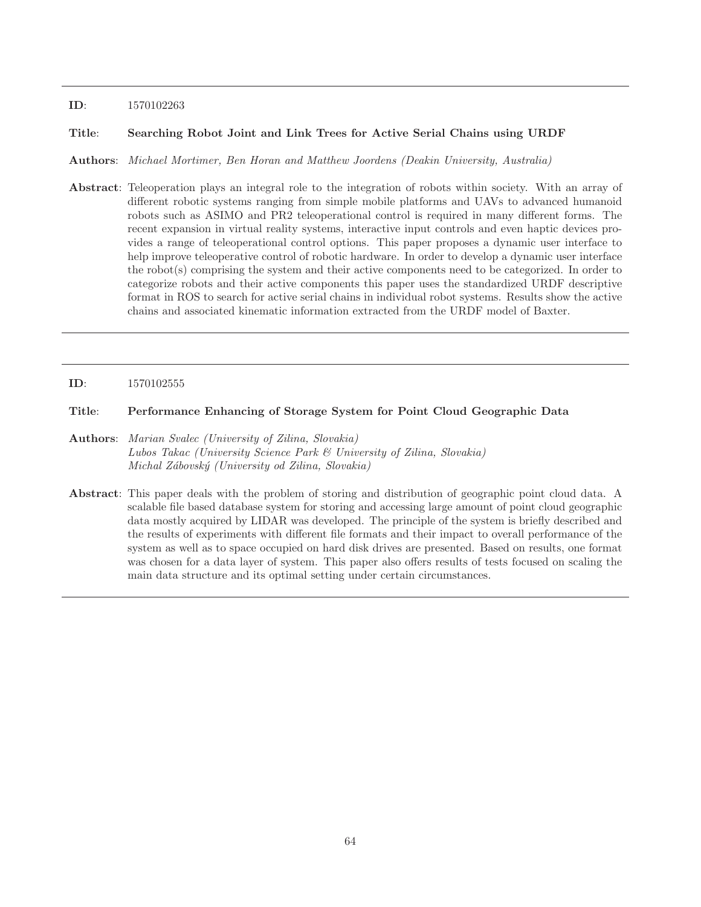---

**ID**: 1570102263

**Title**: **Searching Robot Joint and Link Trees for Active Serial Chains using URDF**

**Authors**: *Michael Mortimer, Ben Horan and Matthew Joordens (Deakin University, Australia)*

**Abstract**: Teleoperation plays an integral role to the integration of robots within society. With an array of different robotic systems ranging from simple mobile platforms and UAVs to advanced humanoid robots such as ASIMO and PR2 teleoperational control is required in many different forms. The recent expansion in virtual reality systems, interactive input controls and even haptic devices provides a range of teleoperational control options. This paper proposes a dynamic user interface to help improve teleoperative control of robotic hardware. In order to develop a dynamic user interface the robot(s) comprising the system and their active components need to be categorized. In order to categorize robots and their active components this paper uses the standardized URDF descriptive format in ROS to search for active serial chains in individual robot systems. Results show the active chains and associated kinematic information extracted from the URDF model of Baxter.

---

**ID**: 1570102555

**Title**: **Performance Enhancing of Storage System for Point Cloud Geographic Data**

**Authors**: *Marian Svalec (University of Zilina, Slovakia)*
*Lubos Takac (University Science Park & University of Zilina, Slovakia)*
*Michal Zábovský (University od Zilina, Slovakia)*

**Abstract**: This paper deals with the problem of storing and distribution of geographic point cloud data. A scalable file based database system for storing and accessing large amount of point cloud geographic data mostly acquired by LIDAR was developed. The principle of the system is briefly described and the results of experiments with different file formats and their impact to overall performance of the system as well as to space occupied on hard disk drives are presented. Based on results, one format was chosen for a data layer of system. This paper also offers results of tests focused on scaling the main data structure and its optimal setting under certain circumstances.

---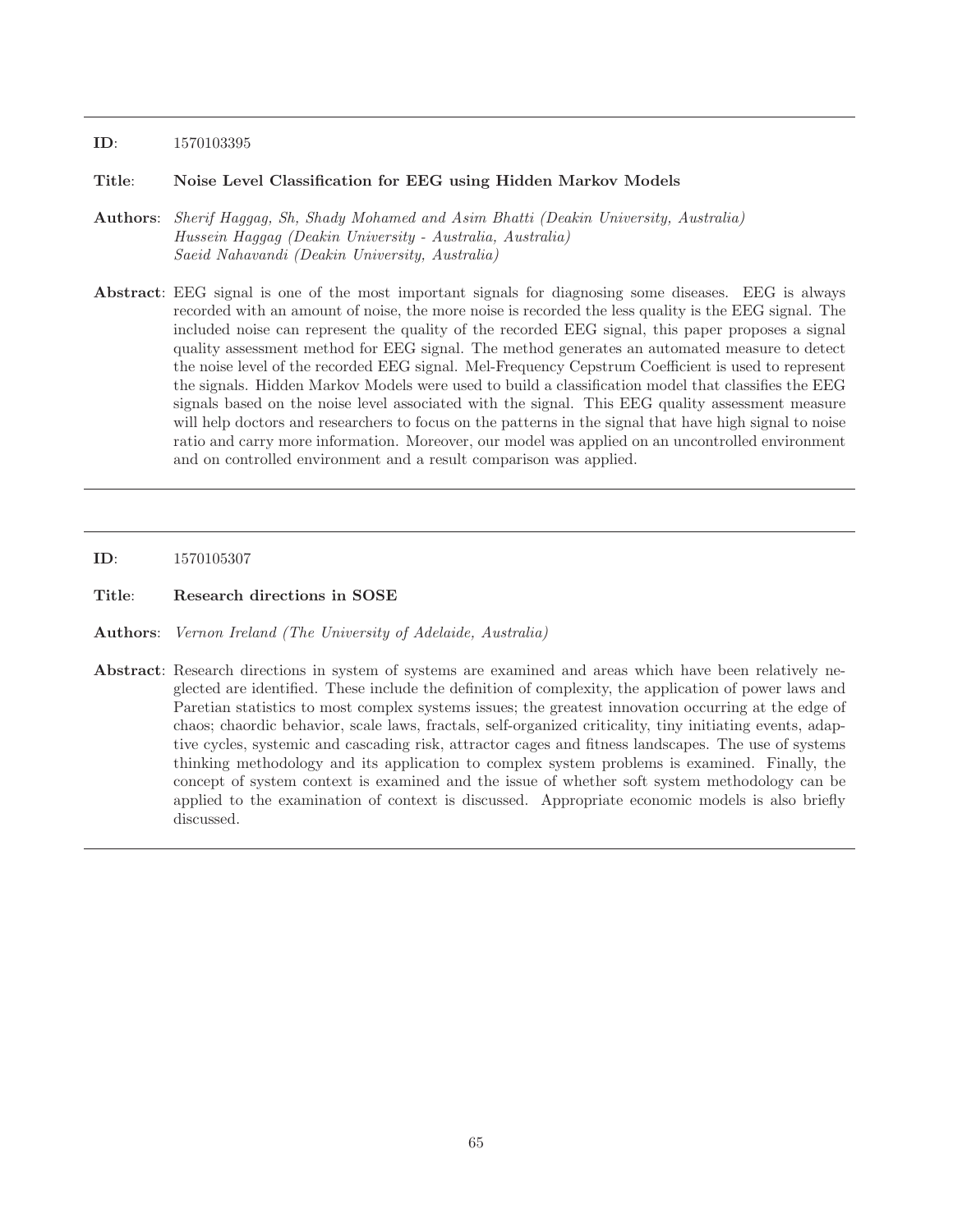---

**ID**: 1570103395

**Title**: **Noise Level Classification for EEG using Hidden Markov Models**

**Authors**: *Sherif Haggag, Sh, Shady Mohamed and Asim Bhatti (Deakin University, Australia)*
*Hussein Haggag (Deakin University - Australia, Australia)*
*Saeid Nahavandi (Deakin University, Australia)*

**Abstract**: EEG signal is one of the most important signals for diagnosing some diseases. EEG is always recorded with an amount of noise, the more noise is recorded the less quality is the EEG signal. The included noise can represent the quality of the recorded EEG signal, this paper proposes a signal quality assessment method for EEG signal. The method generates an automated measure to detect the noise level of the recorded EEG signal. Mel-Frequency Cepstrum Coefficient is used to represent the signals. Hidden Markov Models were used to build a classification model that classifies the EEG signals based on the noise level associated with the signal. This EEG quality assessment measure will help doctors and researchers to focus on the patterns in the signal that have high signal to noise ratio and carry more information. Moreover, our model was applied on an uncontrolled environment and on controlled environment and a result comparison was applied.

---

**ID**: 1570105307

**Title**: **Research directions in SOSE**

**Authors**: *Vernon Ireland (The University of Adelaide, Australia)*

**Abstract**: Research directions in system of systems are examined and areas which have been relatively neglected are identified. These include the definition of complexity, the application of power laws and Paretian statistics to most complex systems issues; the greatest innovation occurring at the edge of chaos; chaordic behavior, scale laws, fractals, self-organized criticality, tiny initiating events, adaptive cycles, systemic and cascading risk, attractor cages and fitness landscapes. The use of systems thinking methodology and its application to complex system problems is examined. Finally, the concept of system context is examined and the issue of whether soft system methodology can be applied to the examination of context is discussed. Appropriate economic models is also briefly discussed.

---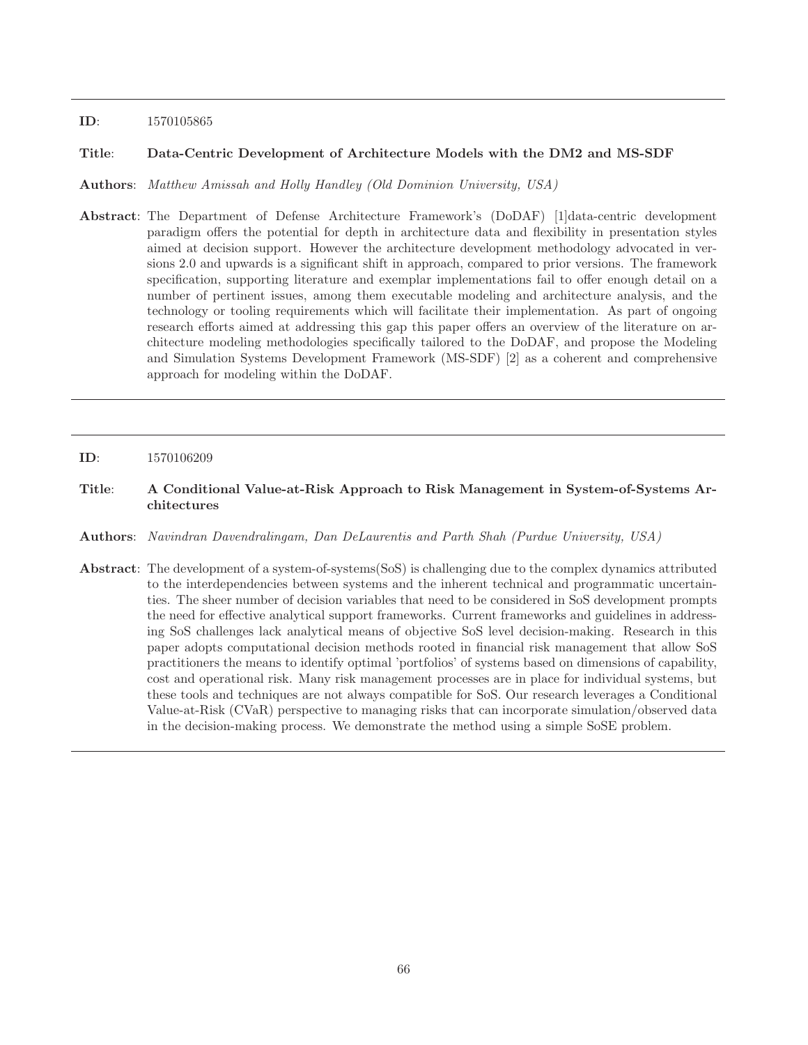---

**ID**: 1570105865

**Title**: **Data-Centric Development of Architecture Models with the DM2 and MS-SDF**

**Authors**: *Matthew Amissah and Holly Handley (Old Dominion University, USA)*

**Abstract**: The Department of Defense Architecture Framework's (DoDAF) [1]data-centric development paradigm offers the potential for depth in architecture data and flexibility in presentation styles aimed at decision support. However the architecture development methodology advocated in versions 2.0 and upwards is a significant shift in approach, compared to prior versions. The framework specification, supporting literature and exemplar implementations fail to offer enough detail on a number of pertinent issues, among them executable modeling and architecture analysis, and the technology or tooling requirements which will facilitate their implementation. As part of ongoing research efforts aimed at addressing this gap this paper offers an overview of the literature on architecture modeling methodologies specifically tailored to the DoDAF, and propose the Modeling and Simulation Systems Development Framework (MS-SDF) [2] as a coherent and comprehensive approach for modeling within the DoDAF.

---

**ID**: 1570106209

**Title**: **A Conditional Value-at-Risk Approach to Risk Management in System-of-Systems Architectures**

**Authors**: *Navindran Davendralingam, Dan DeLaurentis and Parth Shah (Purdue University, USA)*

**Abstract**: The development of a system-of-systems(SoS) is challenging due to the complex dynamics attributed to the interdependencies between systems and the inherent technical and programmatic uncertainties. The sheer number of decision variables that need to be considered in SoS development prompts the need for effective analytical support frameworks. Current frameworks and guidelines in addressing SoS challenges lack analytical means of objective SoS level decision-making. Research in this paper adopts computational decision methods rooted in financial risk management that allow SoS practitioners the means to identify optimal 'portfolios' of systems based on dimensions of capability, cost and operational risk. Many risk management processes are in place for individual systems, but these tools and techniques are not always compatible for SoS. Our research leverages a Conditional Value-at-Risk (CVaR) perspective to managing risks that can incorporate simulation/observed data in the decision-making process. We demonstrate the method using a simple SoSE problem.

---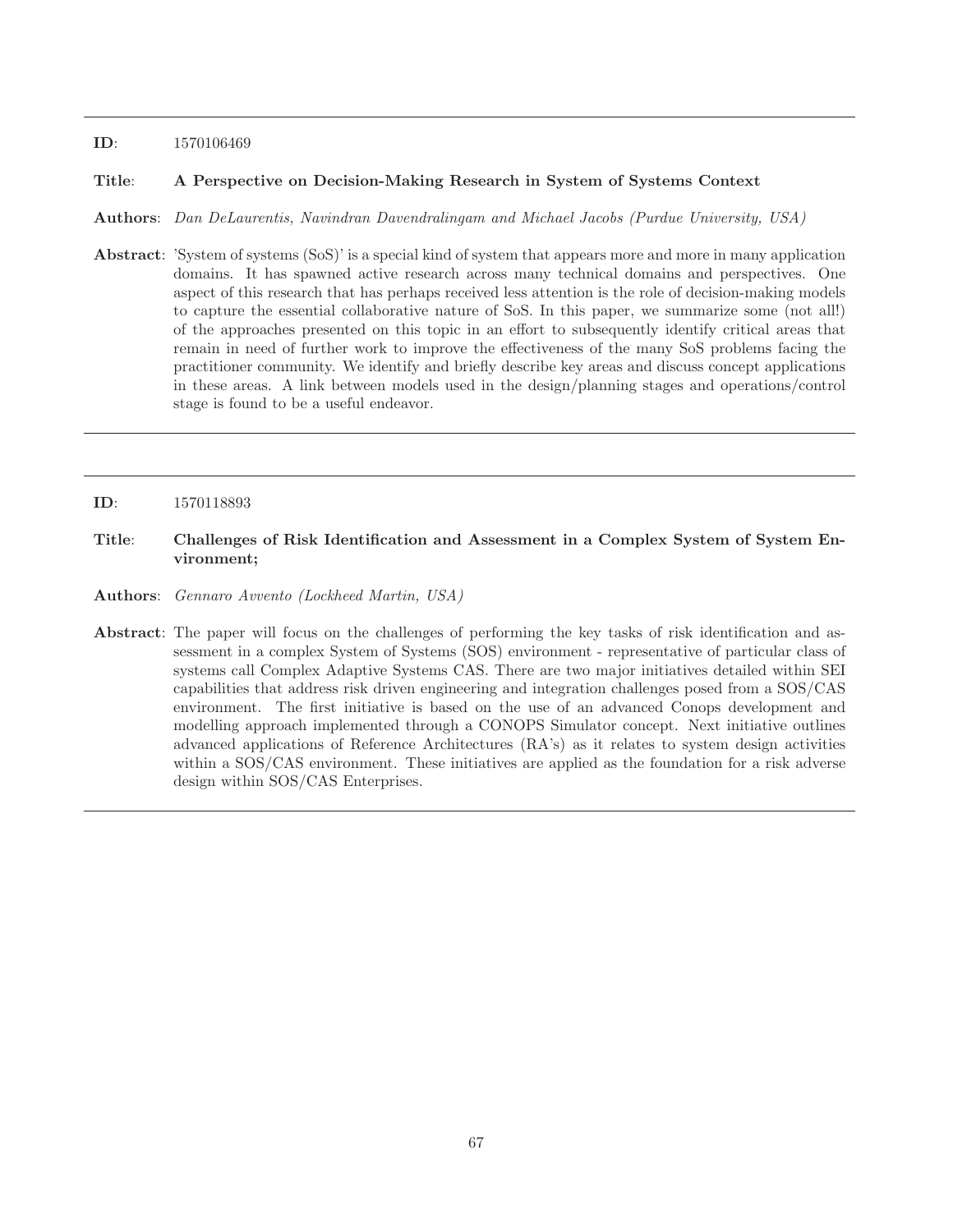**ID**: 1570106469

**Title**: **A Perspective on Decision-Making Research in System of Systems Context**

**Authors**: *Dan DeLaurentis, Navindran Davendralingam and Michael Jacobs (Purdue University, USA)*

**Abstract**: 'System of systems (SoS)' is a special kind of system that appears more and more in many application domains. It has spawned active research across many technical domains and perspectives. One aspect of this research that has perhaps received less attention is the role of decision-making models to capture the essential collaborative nature of SoS. In this paper, we summarize some (not all!) of the approaches presented on this topic in an effort to subsequently identify critical areas that remain in need of further work to improve the effectiveness of the many SoS problems facing the practitioner community. We identify and briefly describe key areas and discuss concept applications in these areas. A link between models used in the design/planning stages and operations/control stage is found to be a useful endeavor.

---

**ID**: 1570118893

**Title**: **Challenges of Risk Identification and Assessment in a Complex System of System Environment;**

**Authors**: *Gennaro Avvento (Lockheed Martin, USA)*

**Abstract**: The paper will focus on the challenges of performing the key tasks of risk identification and assessment in a complex System of Systems (SOS) environment - representative of particular class of systems call Complex Adaptive Systems CAS. There are two major initiatives detailed within SEI capabilities that address risk driven engineering and integration challenges posed from a SOS/CAS environment. The first initiative is based on the use of an advanced Conops development and modelling approach implemented through a CONOPS Simulator concept. Next initiative outlines advanced applications of Reference Architectures (RA's) as it relates to system design activities within a SOS/CAS environment. These initiatives are applied as the foundation for a risk adverse design within SOS/CAS Enterprises.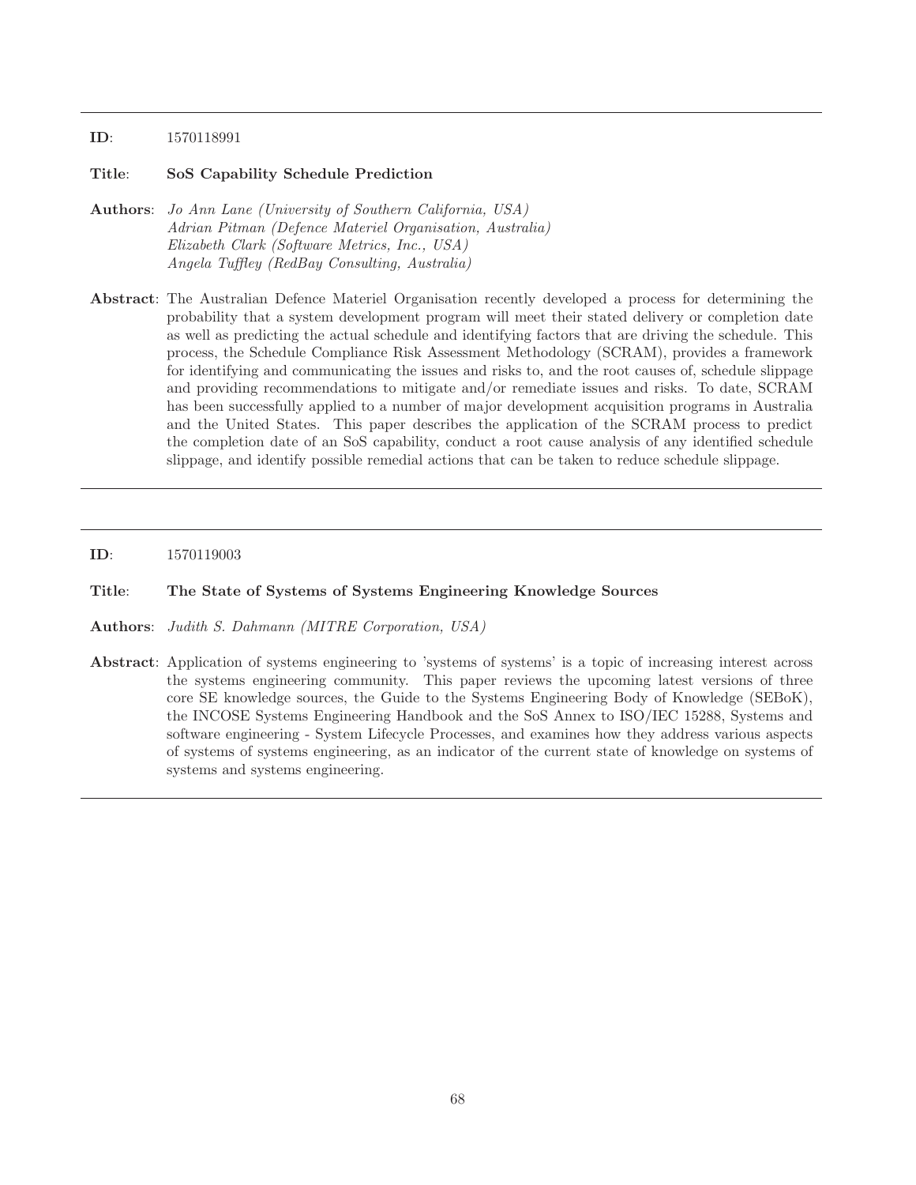---

**ID**: 1570118991

**Title**: **SoS Capability Schedule Prediction**

**Authors**: *Jo Ann Lane (University of Southern California, USA)*
*Adrian Pitman (Defence Materiel Organisation, Australia)*
*Elizabeth Clark (Software Metrics, Inc., USA)*
*Angela Tuffley (RedBay Consulting, Australia)*

**Abstract**: The Australian Defence Materiel Organisation recently developed a process for determining the probability that a system development program will meet their stated delivery or completion date as well as predicting the actual schedule and identifying factors that are driving the schedule. This process, the Schedule Compliance Risk Assessment Methodology (SCRAM), provides a framework for identifying and communicating the issues and risks to, and the root causes of, schedule slippage and providing recommendations to mitigate and/or remediate issues and risks. To date, SCRAM has been successfully applied to a number of major development acquisition programs in Australia and the United States. This paper describes the application of the SCRAM process to predict the completion date of an SoS capability, conduct a root cause analysis of any identified schedule slippage, and identify possible remedial actions that can be taken to reduce schedule slippage.

---

**ID**: 1570119003

**Title**: **The State of Systems of Systems Engineering Knowledge Sources**

**Authors**: *Judith S. Dahmann (MITRE Corporation, USA)*

**Abstract**: Application of systems engineering to 'systems of systems' is a topic of increasing interest across the systems engineering community. This paper reviews the upcoming latest versions of three core SE knowledge sources, the Guide to the Systems Engineering Body of Knowledge (SEBoK), the INCOSE Systems Engineering Handbook and the SoS Annex to ISO/IEC 15288, Systems and software engineering - System Lifecycle Processes, and examines how they address various aspects of systems of systems engineering, as an indicator of the current state of knowledge on systems of systems and systems engineering.

---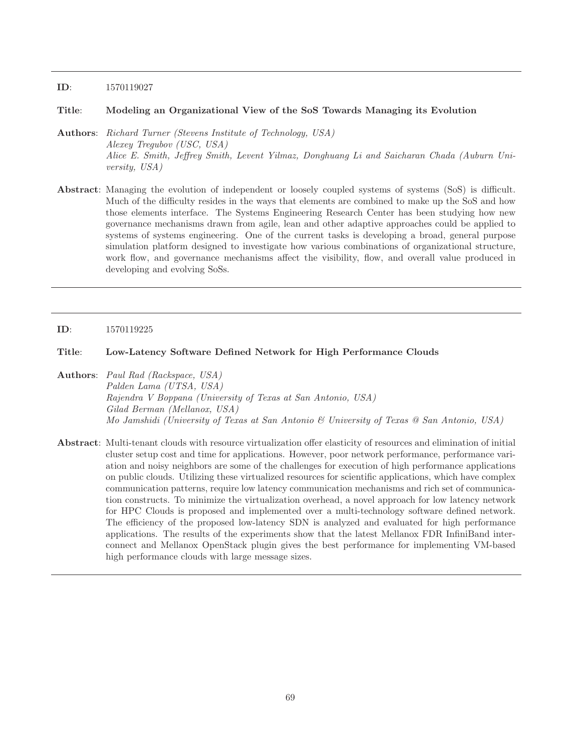---

**ID**: 1570119027

**Title**: **Modeling an Organizational View of the SoS Towards Managing its Evolution**

**Authors**: *Richard Turner (Stevens Institute of Technology, USA)*
*Alexey Tregubov (USC, USA)*
*Alice E. Smith, Jeffrey Smith, Levent Yilmaz, Donghuang Li and Saicharan Chada (Auburn University, USA)*

**Abstract**: Managing the evolution of independent or loosely coupled systems of systems (SoS) is difficult. Much of the difficulty resides in the ways that elements are combined to make up the SoS and how those elements interface. The Systems Engineering Research Center has been studying how new governance mechanisms drawn from agile, lean and other adaptive approaches could be applied to systems of systems engineering. One of the current tasks is developing a broad, general purpose simulation platform designed to investigate how various combinations of organizational structure, work flow, and governance mechanisms affect the visibility, flow, and overall value produced in developing and evolving SoSs.

---

**ID**: 1570119225

**Title**: **Low-Latency Software Defined Network for High Performance Clouds**

**Authors**: *Paul Rad (Rackspace, USA)*
*Palden Lama (UTSA, USA)*
*Rajendra V Boppana (University of Texas at San Antonio, USA)*
*Gilad Berman (Mellanox, USA)*
*Mo Jamshidi (University of Texas at San Antonio & University of Texas @ San Antonio, USA)*

**Abstract**: Multi-tenant clouds with resource virtualization offer elasticity of resources and elimination of initial cluster setup cost and time for applications. However, poor network performance, performance variation and noisy neighbors are some of the challenges for execution of high performance applications on public clouds. Utilizing these virtualized resources for scientific applications, which have complex communication patterns, require low latency communication mechanisms and rich set of communication constructs. To minimize the virtualization overhead, a novel approach for low latency network for HPC Clouds is proposed and implemented over a multi-technology software defined network. The efficiency of the proposed low-latency SDN is analyzed and evaluated for high performance applications. The results of the experiments show that the latest Mellanox FDR InfiniBand interconnect and Mellanox OpenStack plugin gives the best performance for implementing VM-based high performance clouds with large message sizes.

---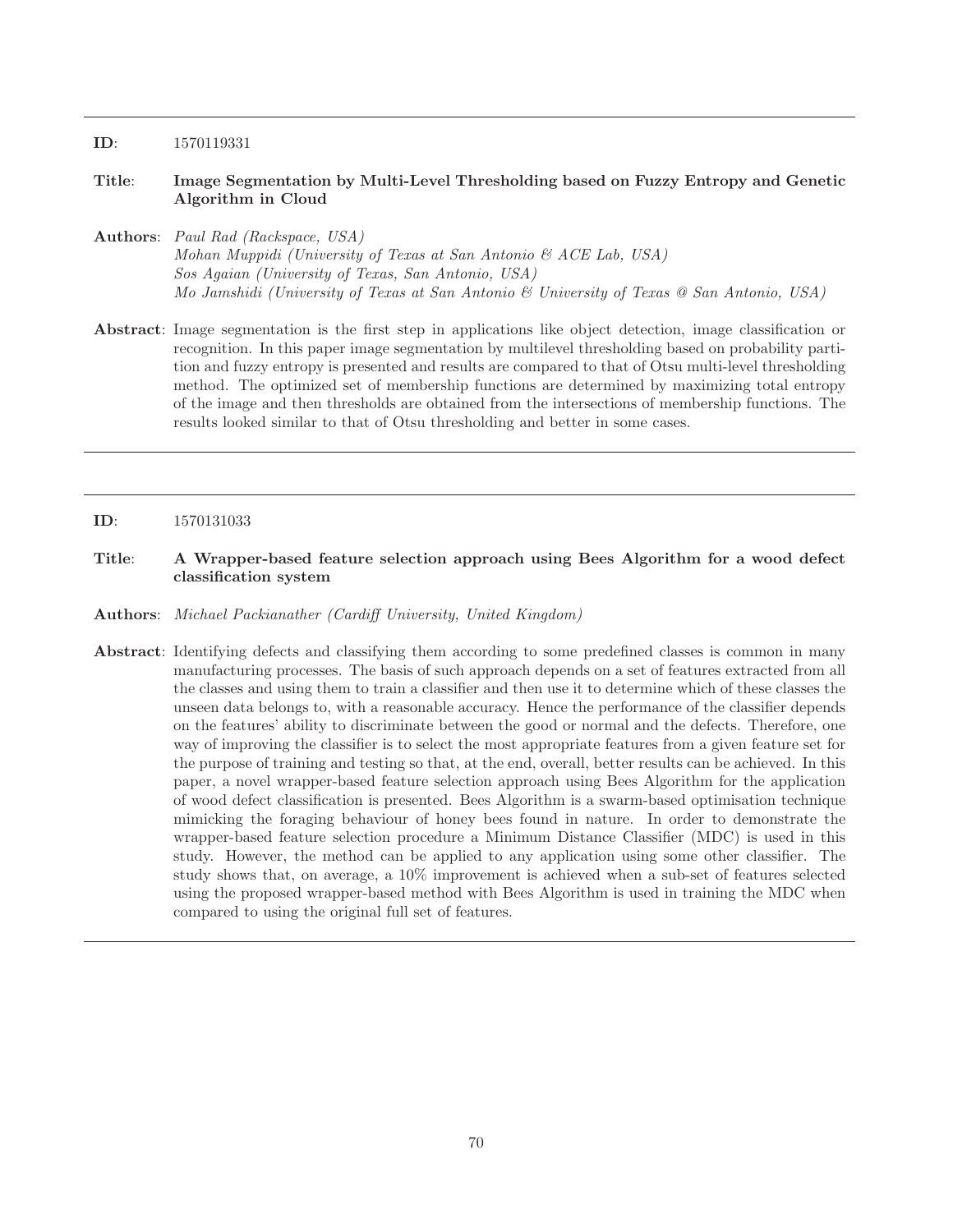---

**ID**: 1570119331

**Title**: **Image Segmentation by Multi-Level Thresholding based on Fuzzy Entropy and Genetic Algorithm in Cloud**

**Authors**: *Paul Rad (Rackspace, USA)*
*Mohan Muppidi (University of Texas at San Antonio & ACE Lab, USA)*
*Sos Agaian (University of Texas, San Antonio, USA)*
*Mo Jamshidi (University of Texas at San Antonio & University of Texas @ San Antonio, USA)*

**Abstract**: Image segmentation is the first step in applications like object detection, image classification or recognition. In this paper image segmentation by multilevel thresholding based on probability partition and fuzzy entropy is presented and results are compared to that of Otsu multi-level thresholding method. The optimized set of membership functions are determined by maximizing total entropy of the image and then thresholds are obtained from the intersections of membership functions. The results looked similar to that of Otsu thresholding and better in some cases.

---

**ID**: 1570131033

**Title**: **A Wrapper-based feature selection approach using Bees Algorithm for a wood defect classification system**

**Authors**: *Michael Packianather (Cardiff University, United Kingdom)*

**Abstract**: Identifying defects and classifying them according to some predefined classes is common in many manufacturing processes. The basis of such approach depends on a set of features extracted from all the classes and using them to train a classifier and then use it to determine which of these classes the unseen data belongs to, with a reasonable accuracy. Hence the performance of the classifier depends on the features' ability to discriminate between the good or normal and the defects. Therefore, one way of improving the classifier is to select the most appropriate features from a given feature set for the purpose of training and testing so that, at the end, overall, better results can be achieved. In this paper, a novel wrapper-based feature selection approach using Bees Algorithm for the application of wood defect classification is presented. Bees Algorithm is a swarm-based optimisation technique mimicking the foraging behaviour of honey bees found in nature. In order to demonstrate the wrapper-based feature selection procedure a Minimum Distance Classifier (MDC) is used in this study. However, the method can be applied to any application using some other classifier. The study shows that, on average, a 10% improvement is achieved when a sub-set of features selected using the proposed wrapper-based method with Bees Algorithm is used in training the MDC when compared to using the original full set of features.

---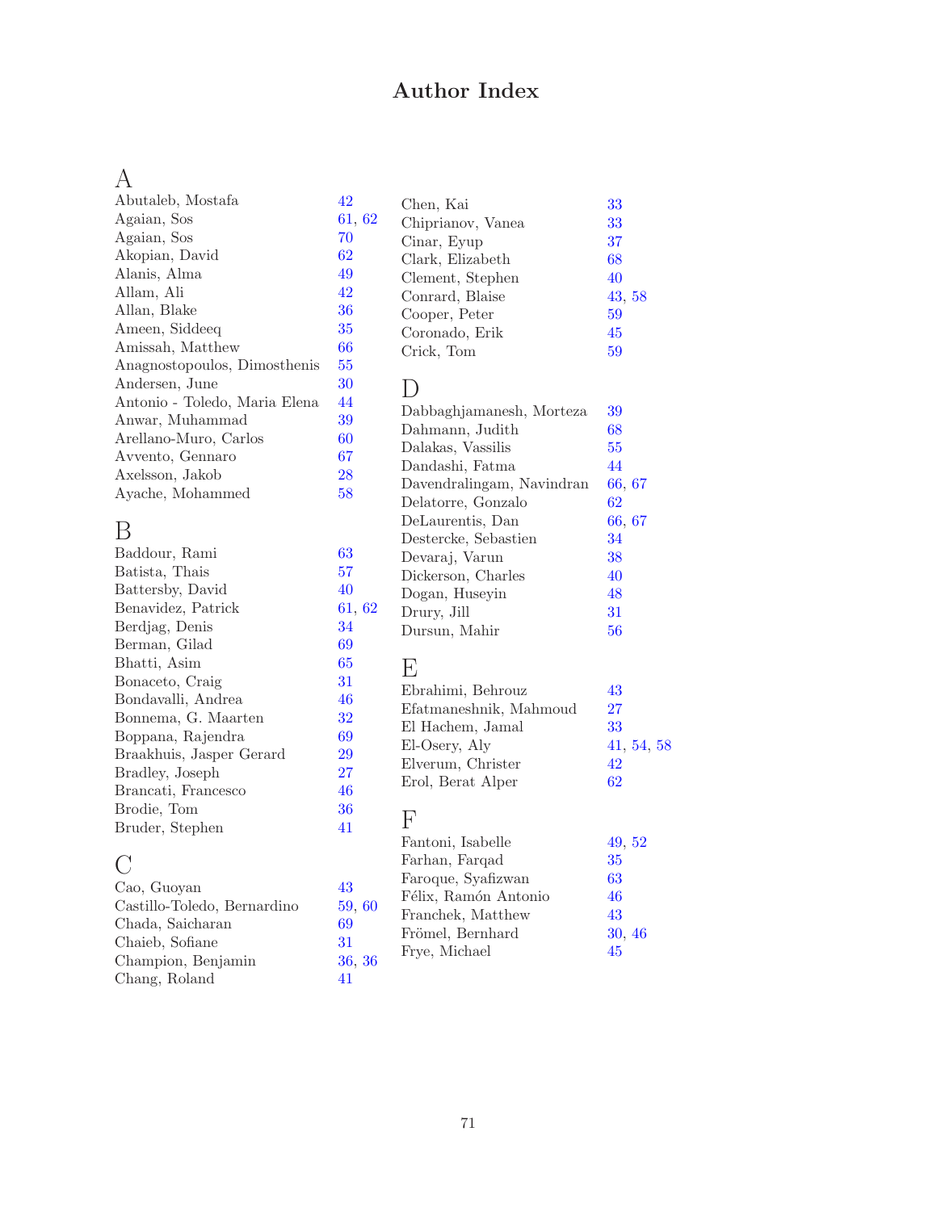# Author Index

## A

Abutaleb, Mostafa 42
Agaian, Sos 61, 62
Agaian, Sos 70
Akopian, David 62
Alanis, Alma 49
Allam, Ali 42
Allan, Blake 36
Ameen, Siddeeq 35
Amissah, Matthew 66
Anagnostopoulos, Dimosthenis 55
Andersen, June 30
Antonio - Toledo, Maria Elena 44
Anwar, Muhammad 39
Arellano-Muro, Carlos 60
Avvento, Gennaro 67
Axelsson, Jakob 28
Ayache, Mohammed 58

## B

Baddour, Rami 63
Batista, Thais 57
Battersby, David 40
Benavidez, Patrick 61, 62
Berdjag, Denis 34
Berman, Gilad 69
Bhatti, Asim 65
Bonaceto, Craig 31
Bondavalli, Andrea 46
Bonnema, G. Maarten 32
Boppana, Rajendra 69
Braakhuis, Jasper Gerard 29
Bradley, Joseph 27
Brancati, Francesco 46
Brodie, Tom 36
Bruder, Stephen 41

## C

Cao, Guoyan 43
Castillo-Toledo, Bernardino 59, 60
Chada, Saicharan 69
Chaieb, Sofiane 31
Champion, Benjamin 36, 36
Chang, Roland 41
Chen, Kai 33
Chiprianov, Vanea 33
Cinar, Eyup 37
Clark, Elizabeth 68
Clement, Stephen 40
Conrard, Blaise 43, 58
Cooper, Peter 59
Coronado, Erik 45
Crick, Tom 59

## D

Dabbaghjamanesh, Morteza 39
Dahmann, Judith 68
Dalakas, Vassilis 55
Dandashi, Fatma 44
Davendralingam, Navindran 66, 67
Delatorre, Gonzalo 62
DeLaurentis, Dan 66, 67
Destercke, Sebastien 34
Devaraj, Varun 38
Dickerson, Charles 40
Dogan, Huseyin 48
Drury, Jill 31
Dursun, Mahir 56

## E

Ebrahimi, Behrouz 43
Efatmaneshnik, Mahmoud 27
El Hachem, Jamal 33
El-Osery, Aly 41, 54, 58
Elverum, Christer 42
Erol, Berat Alper 62

## F

Fantoni, Isabelle 49, 52
Farhan, Farqad 35
Faroque, Syafizwan 63
Félix, Ramón Antonio 46
Franchek, Matthew 43
Frömel, Bernhard 30, 46
Frye, Michael 45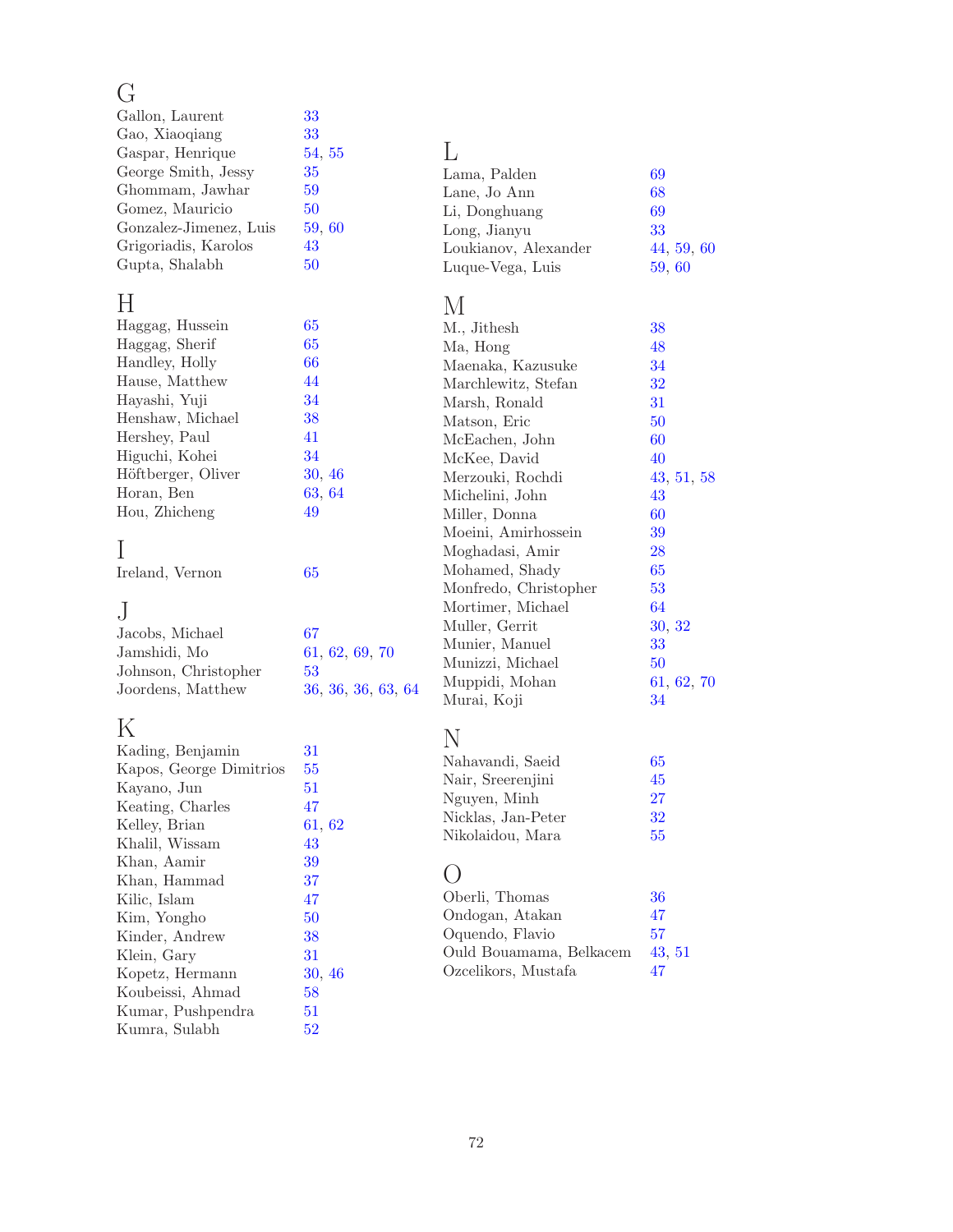## G

Gallon, Laurent 33
Gao, Xiaoqiang 33
Gaspar, Henrique 54, 55
George Smith, Jessy 35
Ghommam, Jawhar 59
Gomez, Mauricio 50
Gonzalez-Jimenez, Luis 59, 60
Grigoriadis, Karolos 43
Gupta, Shalabh 50

## H

Haggag, Hussein 65
Haggag, Sherif 65
Handley, Holly 66
Hause, Matthew 44
Hayashi, Yuji 34
Henshaw, Michael 38
Hershey, Paul 41
Higuchi, Kohei 34
Höftberger, Oliver 30, 46
Horan, Ben 63, 64
Hou, Zhicheng 49

## I

Ireland, Vernon 65

## J

Jacobs, Michael 67
Jamshidi, Mo 61, 62, 69, 70
Johnson, Christopher 53
Joordens, Matthew 36, 36, 36, 63, 64

## K

Kading, Benjamin 31
Kapos, George Dimitrios 55
Kayano, Jun 51
Keating, Charles 47
Kelley, Brian 61, 62
Khalil, Wissam 43
Khan, Aamir 39
Khan, Hammad 37
Kilic, Islam 47
Kim, Yongho 50
Kinder, Andrew 38
Klein, Gary 31
Kopetz, Hermann 30, 46
Koubeissi, Ahmad 58
Kumar, Pushpendra 51
Kumra, Sulabh 52

## L

Lama, Palden 69
Lane, Jo Ann 68
Li, Donghuang 69
Long, Jianyu 33
Loukianov, Alexander 44, 59, 60
Luque-Vega, Luis 59, 60

## M

M., Jithesh 38
Ma, Hong 48
Maenaka, Kazusuke 34
Marchlewitz, Stefan 32
Marsh, Ronald 31
Matson, Eric 50
McEachen, John 60
McKee, David 40
Merzouki, Rochdi 43, 51, 58
Michelini, John 43
Miller, Donna 60
Moeini, Amirhossein 39
Moghadasi, Amir 28
Mohamed, Shady 65
Monfredo, Christopher 53
Mortimer, Michael 64
Muller, Gerrit 30, 32
Munier, Manuel 33
Munizzi, Michael 50
Muppidi, Mohan 61, 62, 70
Murai, Koji 34

## N

Nahavandi, Saeid 65
Nair, Sreerenjini 45
Nguyen, Minh 27
Nicklas, Jan-Peter 32
Nikolaidou, Mara 55

## O

Oberli, Thomas 36
Ondogan, Atakan 47
Oquendo, Flavio 57
Ould Bouamama, Belkacem 43, 51
Ozcelikors, Mustafa 47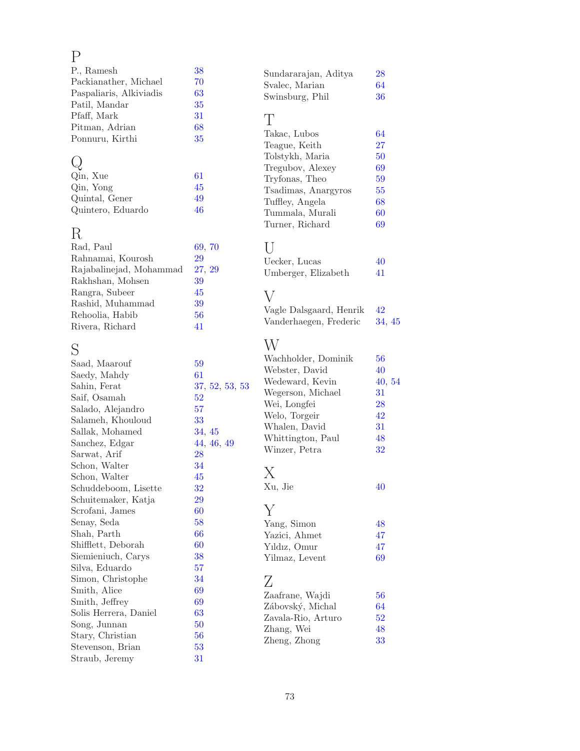# P

P., Ramesh 38
Packianather, Michael 70
Paspaliaris, Alkiviadis 63
Patil, Mandar 35
Pfaff, Mark 31
Pitman, Adrian 68
Ponnuru, Kirthi 35

# Q

Qin, Xue 61
Qin, Yong 45
Quintal, Gener 49
Quintero, Eduardo 46

# R

Rad, Paul 69, 70
Rahnamai, Kourosh 29
Rajabalinejad, Mohammad 27, 29
Rakhshan, Mohsen 39
Rangra, Subeer 45
Rashid, Muhammad 39
Rehoolia, Habib 56
Rivera, Richard 41

# S

Saad, Maarouf 59
Saedy, Mahdy 61
Sahin, Ferat 37, 52, 53, 53
Saif, Osamah 52
Salado, Alejandro 57
Salameh, Khouloud 33
Sallak, Mohamed 34, 45
Sanchez, Edgar 44, 46, 49
Sarwat, Arif 28
Schon, Walter 34
Schon, Walter 45
Schuddeboom, Lisette 32
Schuitemaker, Katja 29
Scrofani, James 60
Senay, Seda 58
Shah, Parth 66
Shifflett, Deborah 60
Siemieniuch, Carys 38
Silva, Eduardo 57
Simon, Christophe 34
Smith, Alice 69
Smith, Jeffrey 69
Solis Herrera, Daniel 63
Song, Junnan 50
Stary, Christian 56
Stevenson, Brian 53
Straub, Jeremy 31
Sundararajan, Aditya 28
Svalec, Marian 64
Swinsburg, Phil 36

# T

Takac, Lubos 64
Teague, Keith 27
Tolstykh, Maria 50
Tregubov, Alexey 69
Tryfonas, Theo 59
Tsadimas, Anargyros 55
Tuffley, Angela 68
Tummala, Murali 60
Turner, Richard 69

# U

Uecker, Lucas 40
Umberger, Elizabeth 41

# V

Vagle Dalsgaard, Henrik 42
Vanderhaegen, Frederic 34, 45

# W

Wachholder, Dominik 56
Webster, David 40
Wedeward, Kevin 40, 54
Wegerson, Michael 31
Wei, Longfei 28
Welo, Torgeir 42
Whalen, David 31
Whittington, Paul 48
Winzer, Petra 32

# X

Xu, Jie 40

# Y

Yang, Simon 48
Yazici, Ahmet 47
Yıldız, Omur 47
Yilmaz, Levent 69

# Z

Zaafrane, Wajdi 56
Zábovský, Michal 64
Zavala-Rio, Arturo 52
Zhang, Wei 48
Zheng, Zhong 33